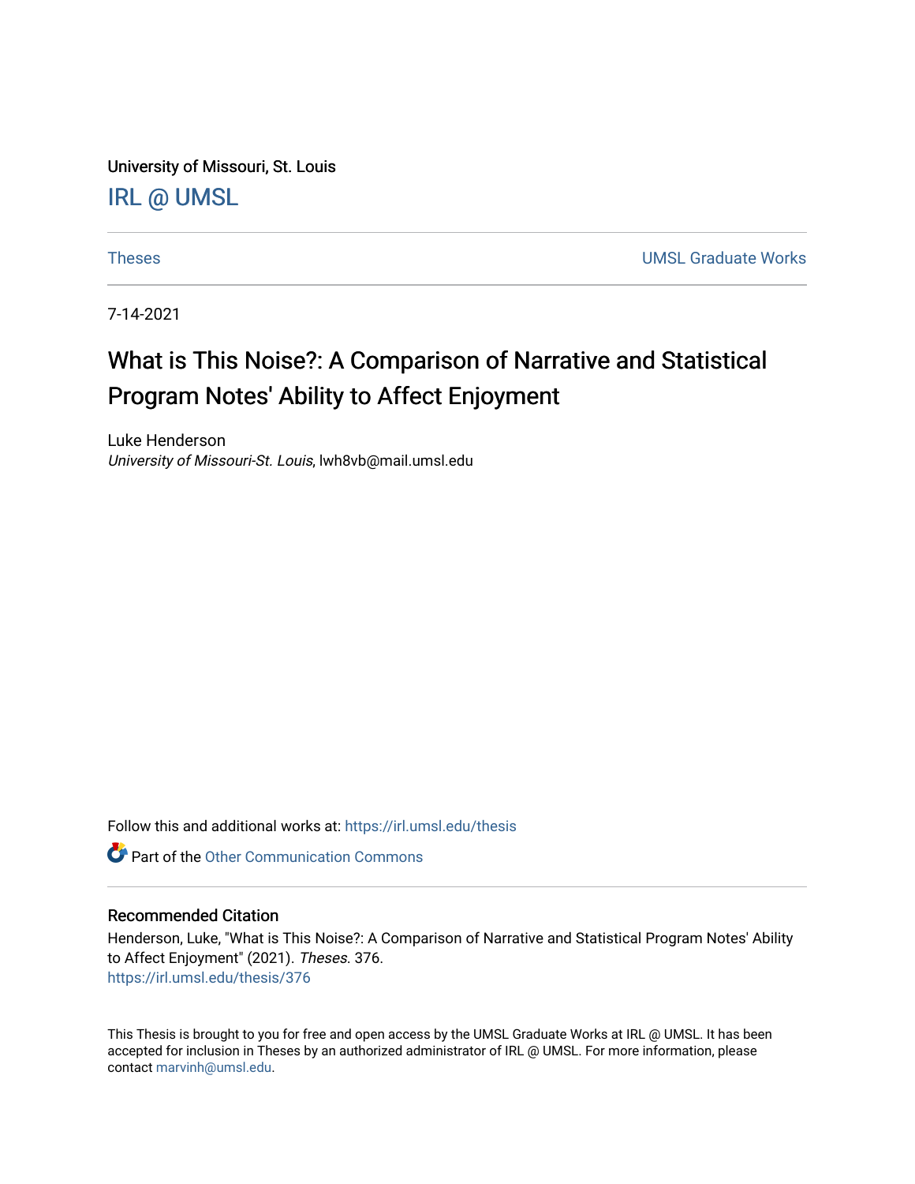University of Missouri, St. Louis

IRL @ UMSL

Theses | UMSL Graduate Works

7-14-2021

# What is This Noise?: A Comparison of Narrative and Statistical Program Notes' Ability to Affect Enjoyment

Luke Henderson
*University of Missouri-St. Louis*, lwh8vb@mail.umsl.edu

Follow this and additional works at: https://irl.umsl.edu/thesis

Part of the Other Communication Commons

## Recommended Citation

Henderson, Luke, "What is This Noise?: A Comparison of Narrative and Statistical Program Notes' Ability to Affect Enjoyment" (2021). *Theses*. 376.
https://irl.umsl.edu/thesis/376

This Thesis is brought to you for free and open access by the UMSL Graduate Works at IRL @ UMSL. It has been accepted for inclusion in Theses by an authorized administrator of IRL @ UMSL. For more information, please contact marvinh@umsl.edu.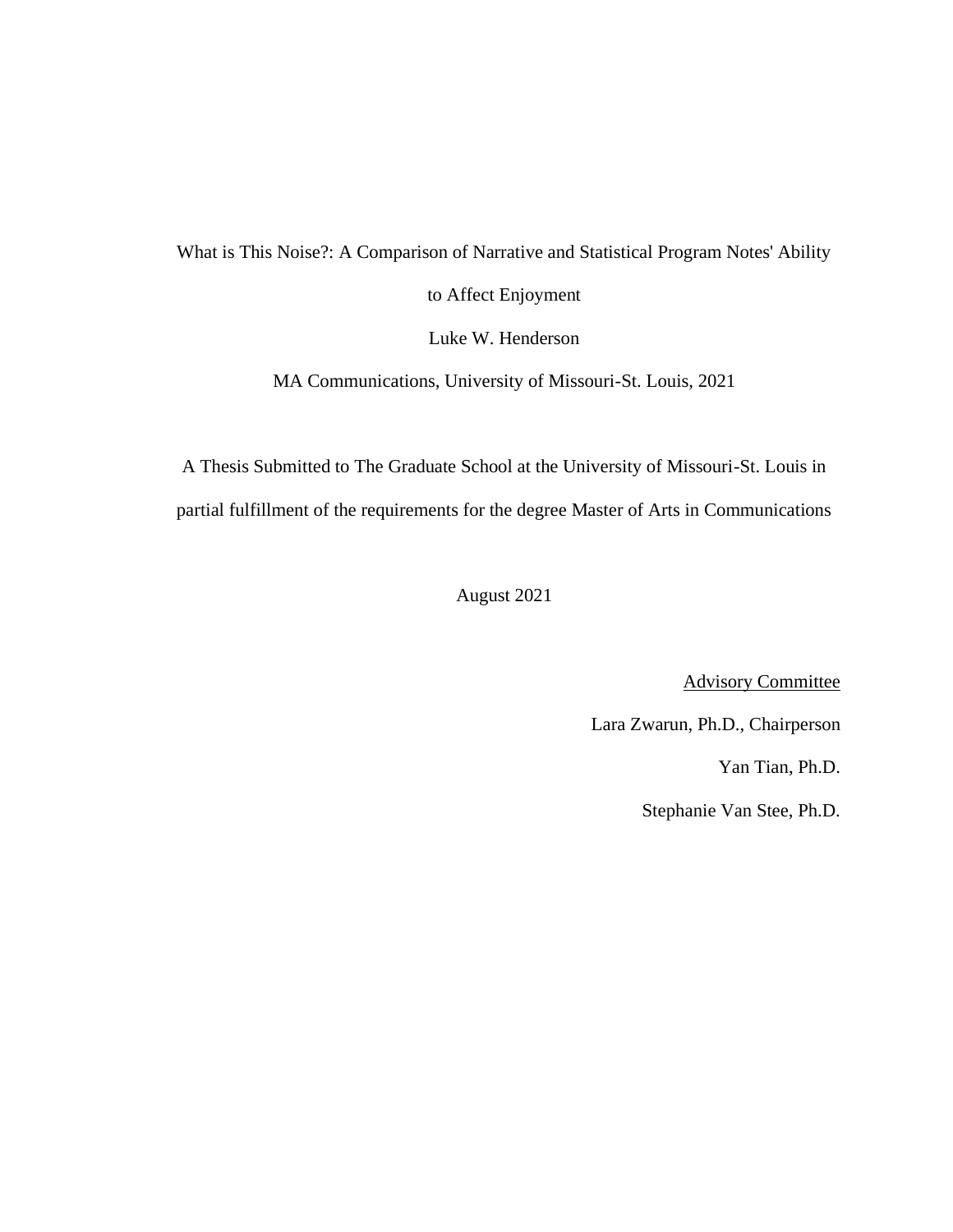What is This Noise?: A Comparison of Narrative and Statistical Program Notes' Ability to Affect Enjoyment

Luke W. Henderson

MA Communications, University of Missouri-St. Louis, 2021

A Thesis Submitted to The Graduate School at the University of Missouri-St. Louis in partial fulfillment of the requirements for the degree Master of Arts in Communications

August 2021

Advisory Committee

Lara Zwarun, Ph.D., Chairperson

Yan Tian, Ph.D.

Stephanie Van Stee, Ph.D.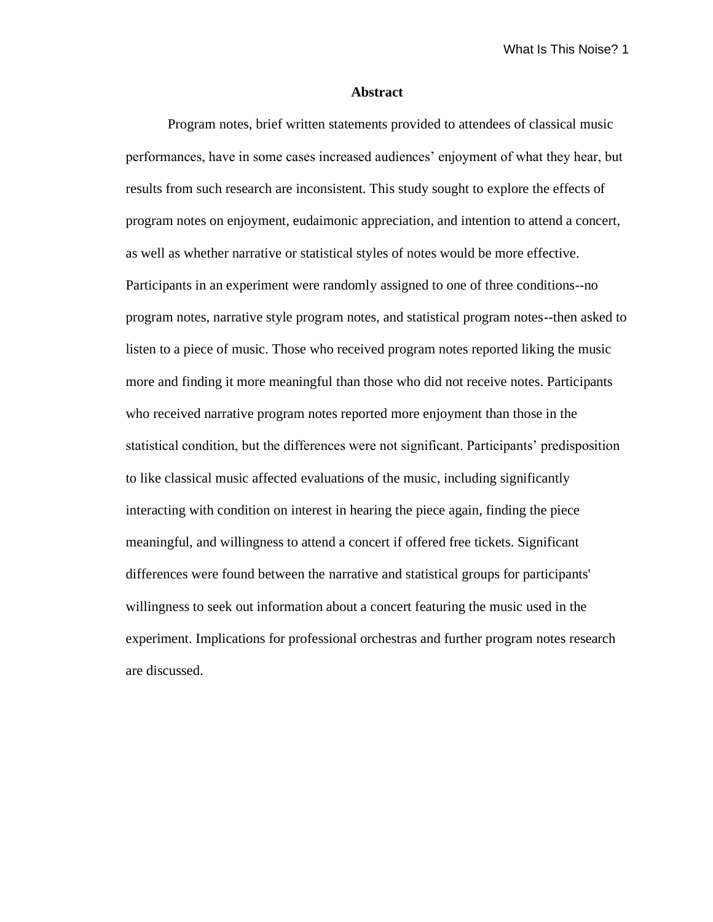## Abstract

Program notes, brief written statements provided to attendees of classical music performances, have in some cases increased audiences' enjoyment of what they hear, but results from such research are inconsistent. This study sought to explore the effects of program notes on enjoyment, eudaimonic appreciation, and intention to attend a concert, as well as whether narrative or statistical styles of notes would be more effective. Participants in an experiment were randomly assigned to one of three conditions--no program notes, narrative style program notes, and statistical program notes--then asked to listen to a piece of music. Those who received program notes reported liking the music more and finding it more meaningful than those who did not receive notes. Participants who received narrative program notes reported more enjoyment than those in the statistical condition, but the differences were not significant. Participants' predisposition to like classical music affected evaluations of the music, including significantly interacting with condition on interest in hearing the piece again, finding the piece meaningful, and willingness to attend a concert if offered free tickets. Significant differences were found between the narrative and statistical groups for participants' willingness to seek out information about a concert featuring the music used in the experiment. Implications for professional orchestras and further program notes research are discussed.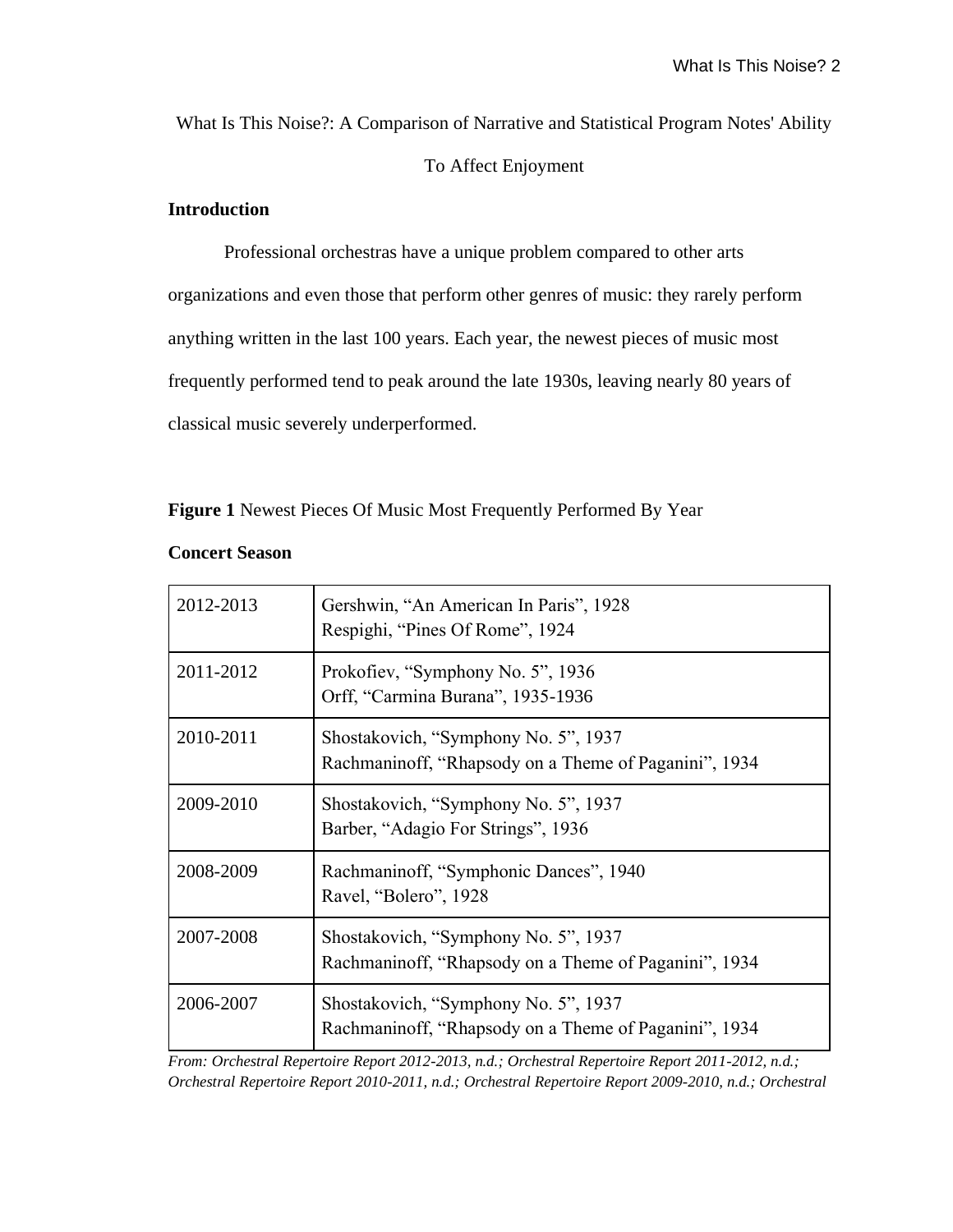What Is This Noise?: A Comparison of Narrative and Statistical Program Notes' Ability To Affect Enjoyment

## Introduction

Professional orchestras have a unique problem compared to other arts organizations and even those that perform other genres of music: they rarely perform anything written in the last 100 years. Each year, the newest pieces of music most frequently performed tend to peak around the late 1930s, leaving nearly 80 years of classical music severely underperformed.

**Figure 1** Newest Pieces Of Music Most Frequently Performed By Year

| **Concert Season** | |
|---|---|
| 2012-2013 | Gershwin, "An American In Paris", 1928<br>Respighi, "Pines Of Rome", 1924 |
| 2011-2012 | Prokofiev, "Symphony No. 5", 1936<br>Orff, "Carmina Burana", 1935-1936 |
| 2010-2011 | Shostakovich, "Symphony No. 5", 1937<br>Rachmaninoff, "Rhapsody on a Theme of Paganini", 1934 |
| 2009-2010 | Shostakovich, "Symphony No. 5", 1937<br>Barber, "Adagio For Strings", 1936 |
| 2008-2009 | Rachmaninoff, "Symphonic Dances", 1940<br>Ravel, "Bolero", 1928 |
| 2007-2008 | Shostakovich, "Symphony No. 5", 1937<br>Rachmaninoff, "Rhapsody on a Theme of Paganini", 1934 |
| 2006-2007 | Shostakovich, "Symphony No. 5", 1937<br>Rachmaninoff, "Rhapsody on a Theme of Paganini", 1934 |

*From: Orchestral Repertoire Report 2012-2013, n.d.; Orchestral Repertoire Report 2011-2012, n.d.; Orchestral Repertoire Report 2010-2011, n.d.; Orchestral Repertoire Report 2009-2010, n.d.; Orchestral*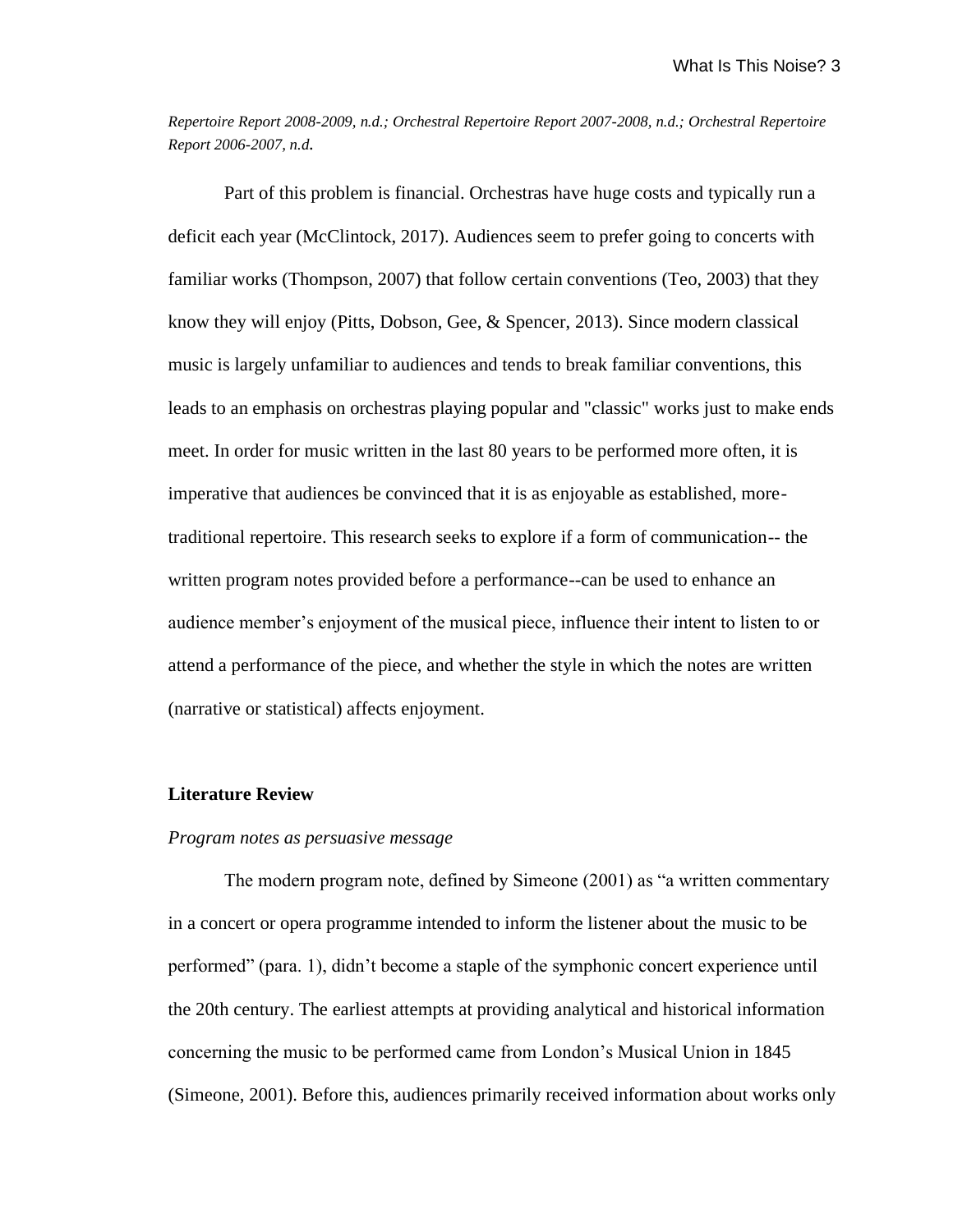*Repertoire Report 2008-2009, n.d.; Orchestral Repertoire Report 2007-2008, n.d.; Orchestral Repertoire Report 2006-2007, n.d.*

Part of this problem is financial. Orchestras have huge costs and typically run a deficit each year (McClintock, 2017). Audiences seem to prefer going to concerts with familiar works (Thompson, 2007) that follow certain conventions (Teo, 2003) that they know they will enjoy (Pitts, Dobson, Gee, & Spencer, 2013). Since modern classical music is largely unfamiliar to audiences and tends to break familiar conventions, this leads to an emphasis on orchestras playing popular and "classic" works just to make ends meet. In order for music written in the last 80 years to be performed more often, it is imperative that audiences be convinced that it is as enjoyable as established, more-traditional repertoire. This research seeks to explore if a form of communication-- the written program notes provided before a performance--can be used to enhance an audience member's enjoyment of the musical piece, influence their intent to listen to or attend a performance of the piece, and whether the style in which the notes are written (narrative or statistical) affects enjoyment.

## Literature Review

### *Program notes as persuasive message*

The modern program note, defined by Simeone (2001) as "a written commentary in a concert or opera programme intended to inform the listener about the music to be performed" (para. 1), didn't become a staple of the symphonic concert experience until the 20th century. The earliest attempts at providing analytical and historical information concerning the music to be performed came from London's Musical Union in 1845 (Simeone, 2001). Before this, audiences primarily received information about works only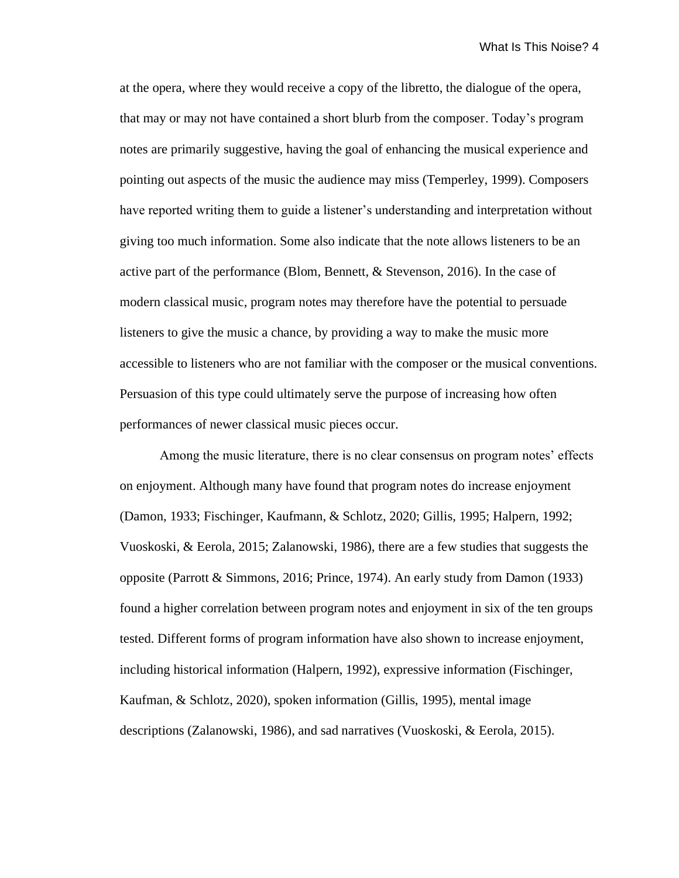at the opera, where they would receive a copy of the libretto, the dialogue of the opera, that may or may not have contained a short blurb from the composer. Today's program notes are primarily suggestive, having the goal of enhancing the musical experience and pointing out aspects of the music the audience may miss (Temperley, 1999). Composers have reported writing them to guide a listener's understanding and interpretation without giving too much information. Some also indicate that the note allows listeners to be an active part of the performance (Blom, Bennett, & Stevenson, 2016). In the case of modern classical music, program notes may therefore have the potential to persuade listeners to give the music a chance, by providing a way to make the music more accessible to listeners who are not familiar with the composer or the musical conventions. Persuasion of this type could ultimately serve the purpose of increasing how often performances of newer classical music pieces occur.

Among the music literature, there is no clear consensus on program notes' effects on enjoyment. Although many have found that program notes do increase enjoyment (Damon, 1933; Fischinger, Kaufmann, & Schlotz, 2020; Gillis, 1995; Halpern, 1992; Vuoskoski, & Eerola, 2015; Zalanowski, 1986), there are a few studies that suggests the opposite (Parrott & Simmons, 2016; Prince, 1974). An early study from Damon (1933) found a higher correlation between program notes and enjoyment in six of the ten groups tested. Different forms of program information have also shown to increase enjoyment, including historical information (Halpern, 1992), expressive information (Fischinger, Kaufman, & Schlotz, 2020), spoken information (Gillis, 1995), mental image descriptions (Zalanowski, 1986), and sad narratives (Vuoskoski, & Eerola, 2015).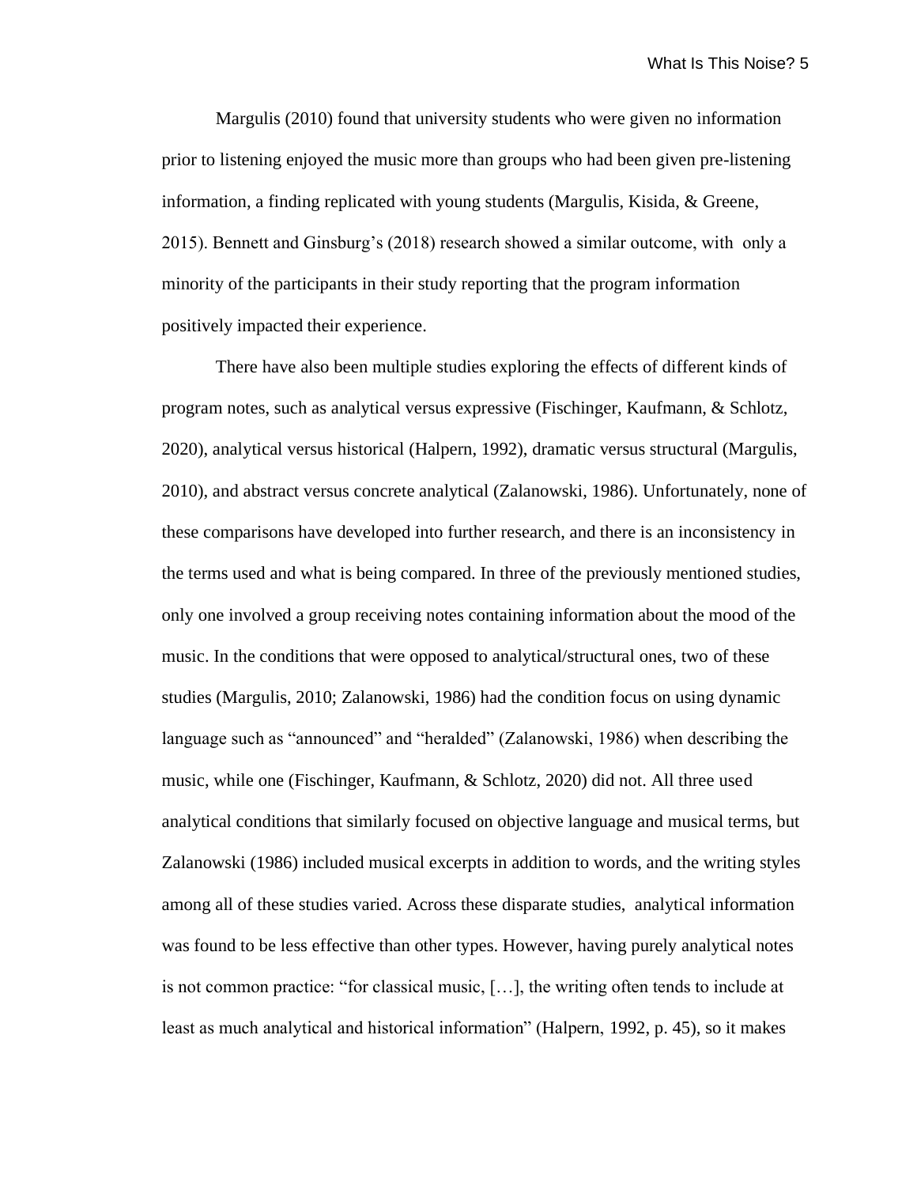Margulis (2010) found that university students who were given no information prior to listening enjoyed the music more than groups who had been given pre-listening information, a finding replicated with young students (Margulis, Kisida, & Greene, 2015). Bennett and Ginsburg's (2018) research showed a similar outcome, with only a minority of the participants in their study reporting that the program information positively impacted their experience.

There have also been multiple studies exploring the effects of different kinds of program notes, such as analytical versus expressive (Fischinger, Kaufmann, & Schlotz, 2020), analytical versus historical (Halpern, 1992), dramatic versus structural (Margulis, 2010), and abstract versus concrete analytical (Zalanowski, 1986). Unfortunately, none of these comparisons have developed into further research, and there is an inconsistency in the terms used and what is being compared. In three of the previously mentioned studies, only one involved a group receiving notes containing information about the mood of the music. In the conditions that were opposed to analytical/structural ones, two of these studies (Margulis, 2010; Zalanowski, 1986) had the condition focus on using dynamic language such as "announced" and "heralded" (Zalanowski, 1986) when describing the music, while one (Fischinger, Kaufmann, & Schlotz, 2020) did not. All three used analytical conditions that similarly focused on objective language and musical terms, but Zalanowski (1986) included musical excerpts in addition to words, and the writing styles among all of these studies varied. Across these disparate studies, analytical information was found to be less effective than other types. However, having purely analytical notes is not common practice: "for classical music, […], the writing often tends to include at least as much analytical and historical information" (Halpern, 1992, p. 45), so it makes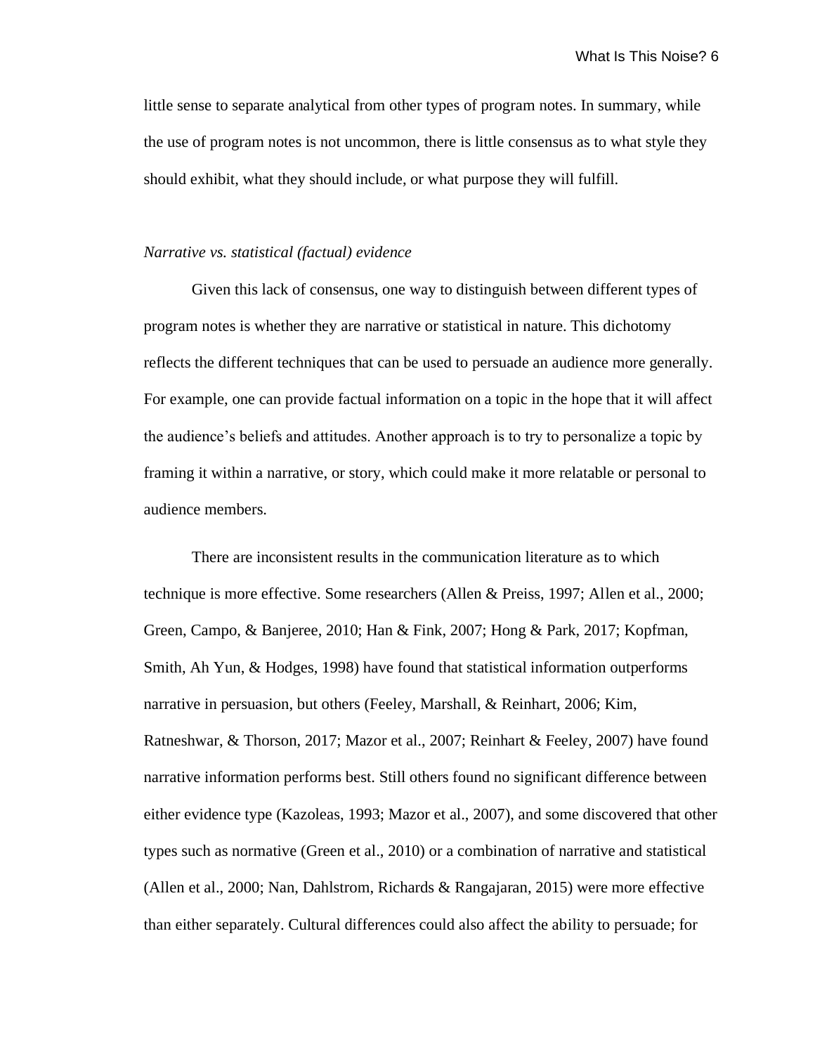little sense to separate analytical from other types of program notes. In summary, while the use of program notes is not uncommon, there is little consensus as to what style they should exhibit, what they should include, or what purpose they will fulfill.

*Narrative vs. statistical (factual) evidence*

Given this lack of consensus, one way to distinguish between different types of program notes is whether they are narrative or statistical in nature. This dichotomy reflects the different techniques that can be used to persuade an audience more generally. For example, one can provide factual information on a topic in the hope that it will affect the audience's beliefs and attitudes. Another approach is to try to personalize a topic by framing it within a narrative, or story, which could make it more relatable or personal to audience members.

There are inconsistent results in the communication literature as to which technique is more effective. Some researchers (Allen & Preiss, 1997; Allen et al., 2000; Green, Campo, & Banjeree, 2010; Han & Fink, 2007; Hong & Park, 2017; Kopfman, Smith, Ah Yun, & Hodges, 1998) have found that statistical information outperforms narrative in persuasion, but others (Feeley, Marshall, & Reinhart, 2006; Kim, Ratneshwar, & Thorson, 2017; Mazor et al., 2007; Reinhart & Feeley, 2007) have found narrative information performs best. Still others found no significant difference between either evidence type (Kazoleas, 1993; Mazor et al., 2007), and some discovered that other types such as normative (Green et al., 2010) or a combination of narrative and statistical (Allen et al., 2000; Nan, Dahlstrom, Richards & Rangajaran, 2015) were more effective than either separately. Cultural differences could also affect the ability to persuade; for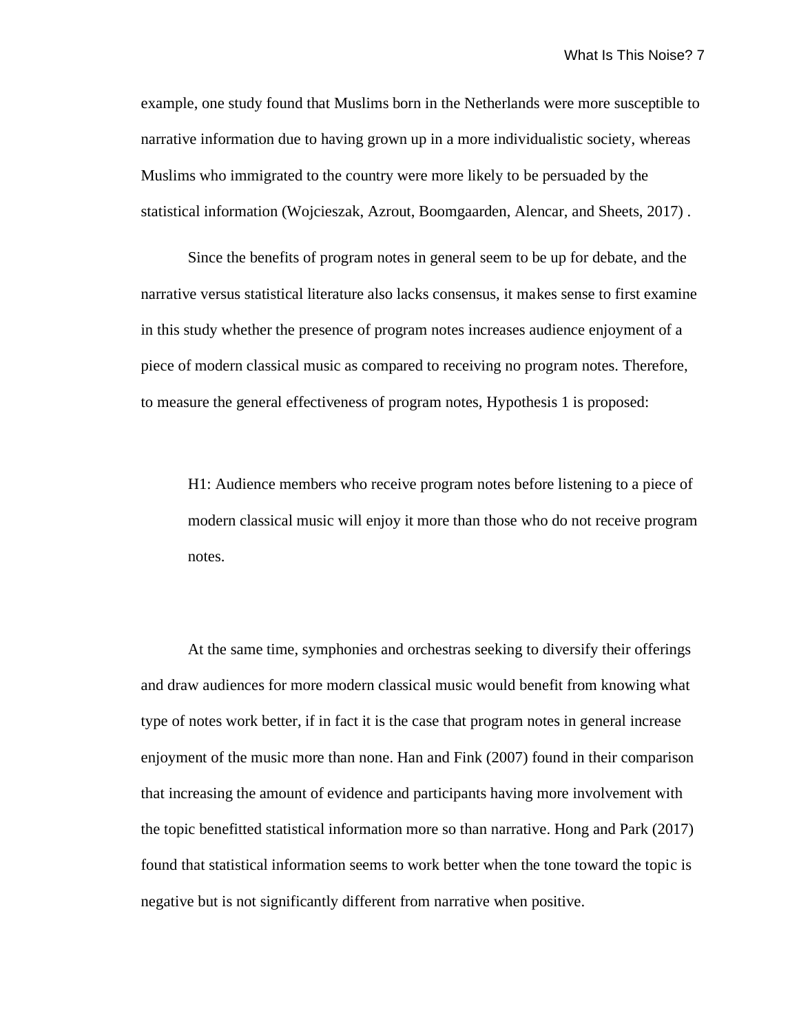example, one study found that Muslims born in the Netherlands were more susceptible to narrative information due to having grown up in a more individualistic society, whereas Muslims who immigrated to the country were more likely to be persuaded by the statistical information (Wojcieszak, Azrout, Boomgaarden, Alencar, and Sheets, 2017) .

Since the benefits of program notes in general seem to be up for debate, and the narrative versus statistical literature also lacks consensus, it makes sense to first examine in this study whether the presence of program notes increases audience enjoyment of a piece of modern classical music as compared to receiving no program notes. Therefore, to measure the general effectiveness of program notes, Hypothesis 1 is proposed:

> H1: Audience members who receive program notes before listening to a piece of modern classical music will enjoy it more than those who do not receive program notes.

At the same time, symphonies and orchestras seeking to diversify their offerings and draw audiences for more modern classical music would benefit from knowing what type of notes work better, if in fact it is the case that program notes in general increase enjoyment of the music more than none. Han and Fink (2007) found in their comparison that increasing the amount of evidence and participants having more involvement with the topic benefitted statistical information more so than narrative. Hong and Park (2017) found that statistical information seems to work better when the tone toward the topic is negative but is not significantly different from narrative when positive.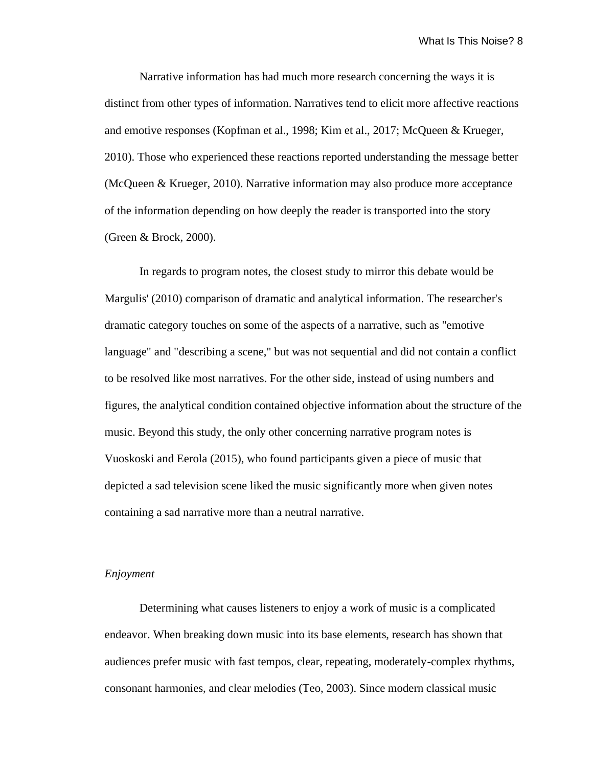Narrative information has had much more research concerning the ways it is distinct from other types of information. Narratives tend to elicit more affective reactions and emotive responses (Kopfman et al., 1998; Kim et al., 2017; McQueen & Krueger, 2010). Those who experienced these reactions reported understanding the message better (McQueen & Krueger, 2010). Narrative information may also produce more acceptance of the information depending on how deeply the reader is transported into the story (Green & Brock, 2000).

In regards to program notes, the closest study to mirror this debate would be Margulis' (2010) comparison of dramatic and analytical information. The researcher's dramatic category touches on some of the aspects of a narrative, such as "emotive language" and "describing a scene," but was not sequential and did not contain a conflict to be resolved like most narratives. For the other side, instead of using numbers and figures, the analytical condition contained objective information about the structure of the music. Beyond this study, the only other concerning narrative program notes is Vuoskoski and Eerola (2015), who found participants given a piece of music that depicted a sad television scene liked the music significantly more when given notes containing a sad narrative more than a neutral narrative.

*Enjoyment*

Determining what causes listeners to enjoy a work of music is a complicated endeavor. When breaking down music into its base elements, research has shown that audiences prefer music with fast tempos, clear, repeating, moderately-complex rhythms, consonant harmonies, and clear melodies (Teo, 2003). Since modern classical music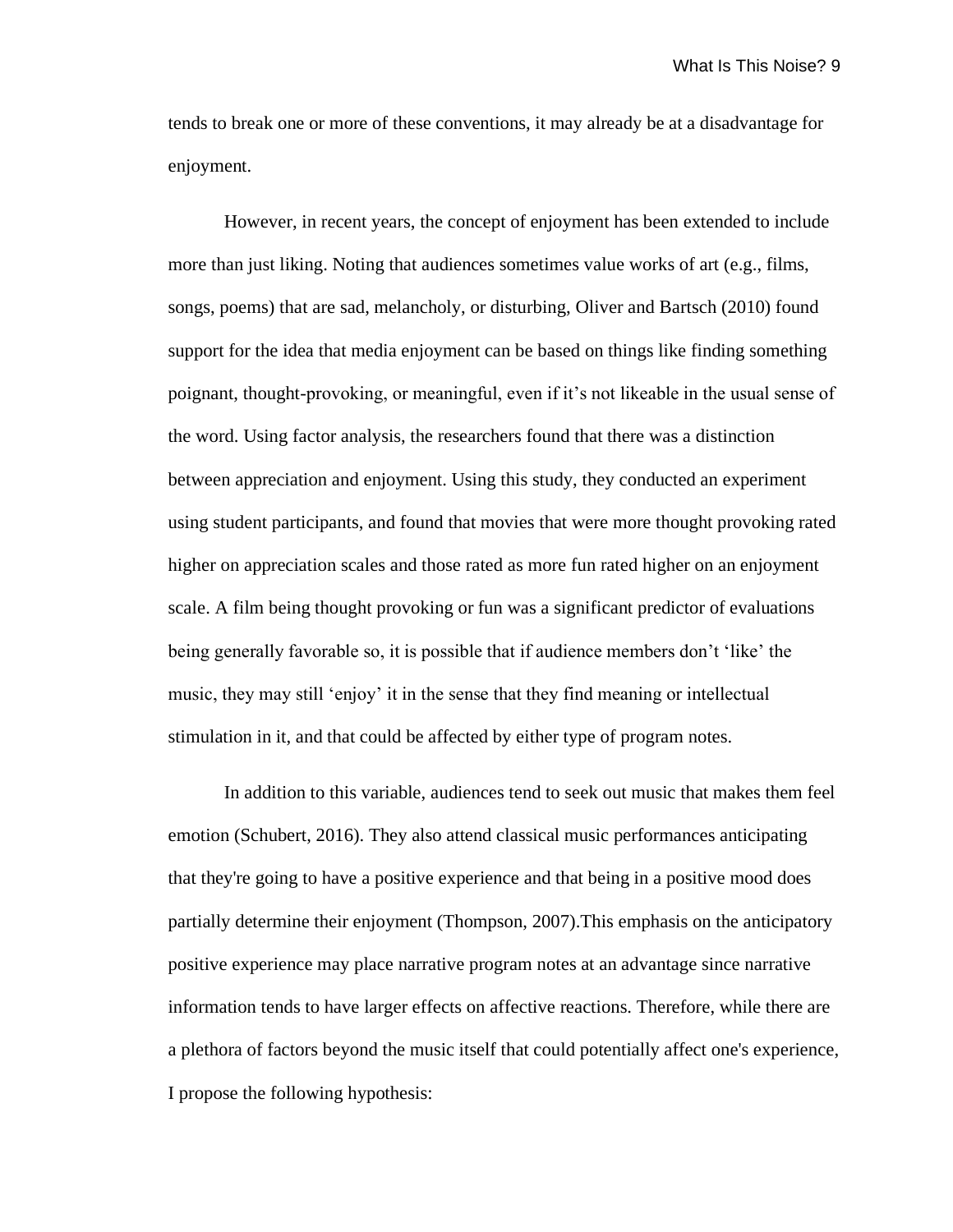tends to break one or more of these conventions, it may already be at a disadvantage for enjoyment.

However, in recent years, the concept of enjoyment has been extended to include more than just liking. Noting that audiences sometimes value works of art (e.g., films, songs, poems) that are sad, melancholy, or disturbing, Oliver and Bartsch (2010) found support for the idea that media enjoyment can be based on things like finding something poignant, thought-provoking, or meaningful, even if it's not likeable in the usual sense of the word. Using factor analysis, the researchers found that there was a distinction between appreciation and enjoyment. Using this study, they conducted an experiment using student participants, and found that movies that were more thought provoking rated higher on appreciation scales and those rated as more fun rated higher on an enjoyment scale. A film being thought provoking or fun was a significant predictor of evaluations being generally favorable so, it is possible that if audience members don't 'like' the music, they may still 'enjoy' it in the sense that they find meaning or intellectual stimulation in it, and that could be affected by either type of program notes.

In addition to this variable, audiences tend to seek out music that makes them feel emotion (Schubert, 2016). They also attend classical music performances anticipating that they're going to have a positive experience and that being in a positive mood does partially determine their enjoyment (Thompson, 2007).This emphasis on the anticipatory positive experience may place narrative program notes at an advantage since narrative information tends to have larger effects on affective reactions. Therefore, while there are a plethora of factors beyond the music itself that could potentially affect one's experience, I propose the following hypothesis: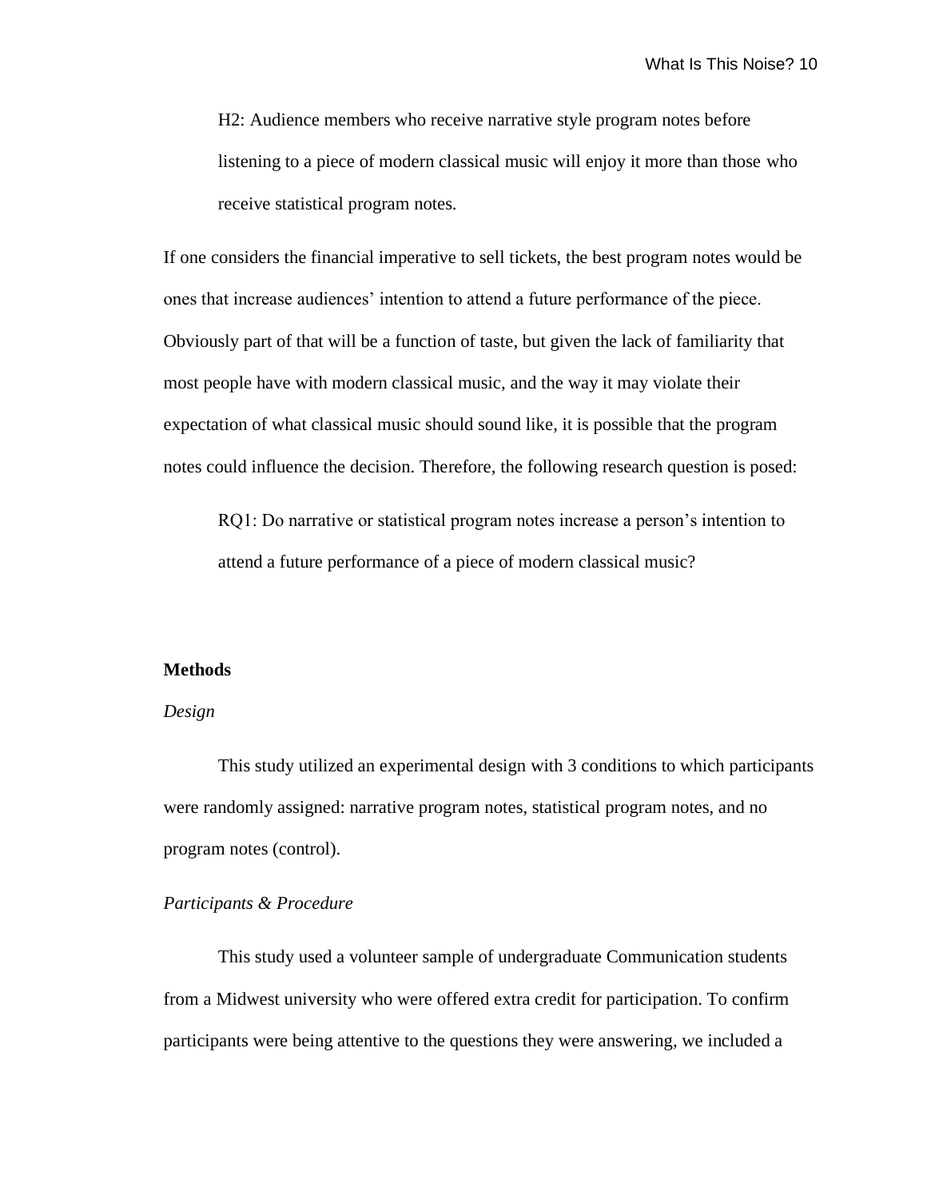H2: Audience members who receive narrative style program notes before listening to a piece of modern classical music will enjoy it more than those who receive statistical program notes.

If one considers the financial imperative to sell tickets, the best program notes would be ones that increase audiences' intention to attend a future performance of the piece. Obviously part of that will be a function of taste, but given the lack of familiarity that most people have with modern classical music, and the way it may violate their expectation of what classical music should sound like, it is possible that the program notes could influence the decision. Therefore, the following research question is posed:

RQ1: Do narrative or statistical program notes increase a person's intention to attend a future performance of a piece of modern classical music?

## Methods

### *Design*

This study utilized an experimental design with 3 conditions to which participants were randomly assigned: narrative program notes, statistical program notes, and no program notes (control).

### *Participants & Procedure*

This study used a volunteer sample of undergraduate Communication students from a Midwest university who were offered extra credit for participation. To confirm participants were being attentive to the questions they were answering, we included a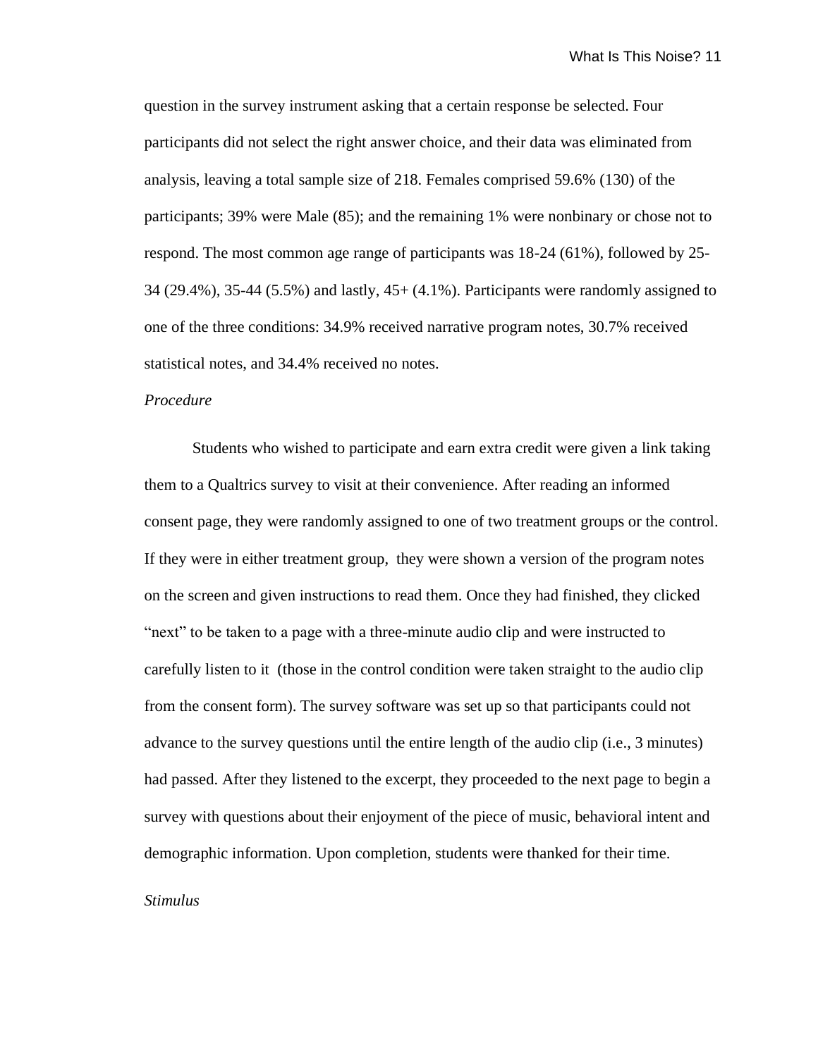question in the survey instrument asking that a certain response be selected. Four participants did not select the right answer choice, and their data was eliminated from analysis, leaving a total sample size of 218. Females comprised 59.6% (130) of the participants; 39% were Male (85); and the remaining 1% were nonbinary or chose not to respond. The most common age range of participants was 18-24 (61%), followed by 25-34 (29.4%), 35-44 (5.5%) and lastly, 45+ (4.1%). Participants were randomly assigned to one of the three conditions: 34.9% received narrative program notes, 30.7% received statistical notes, and 34.4% received no notes.

*Procedure*

Students who wished to participate and earn extra credit were given a link taking them to a Qualtrics survey to visit at their convenience. After reading an informed consent page, they were randomly assigned to one of two treatment groups or the control. If they were in either treatment group, they were shown a version of the program notes on the screen and given instructions to read them. Once they had finished, they clicked "next" to be taken to a page with a three-minute audio clip and were instructed to carefully listen to it (those in the control condition were taken straight to the audio clip from the consent form). The survey software was set up so that participants could not advance to the survey questions until the entire length of the audio clip (i.e., 3 minutes) had passed. After they listened to the excerpt, they proceeded to the next page to begin a survey with questions about their enjoyment of the piece of music, behavioral intent and demographic information. Upon completion, students were thanked for their time.

*Stimulus*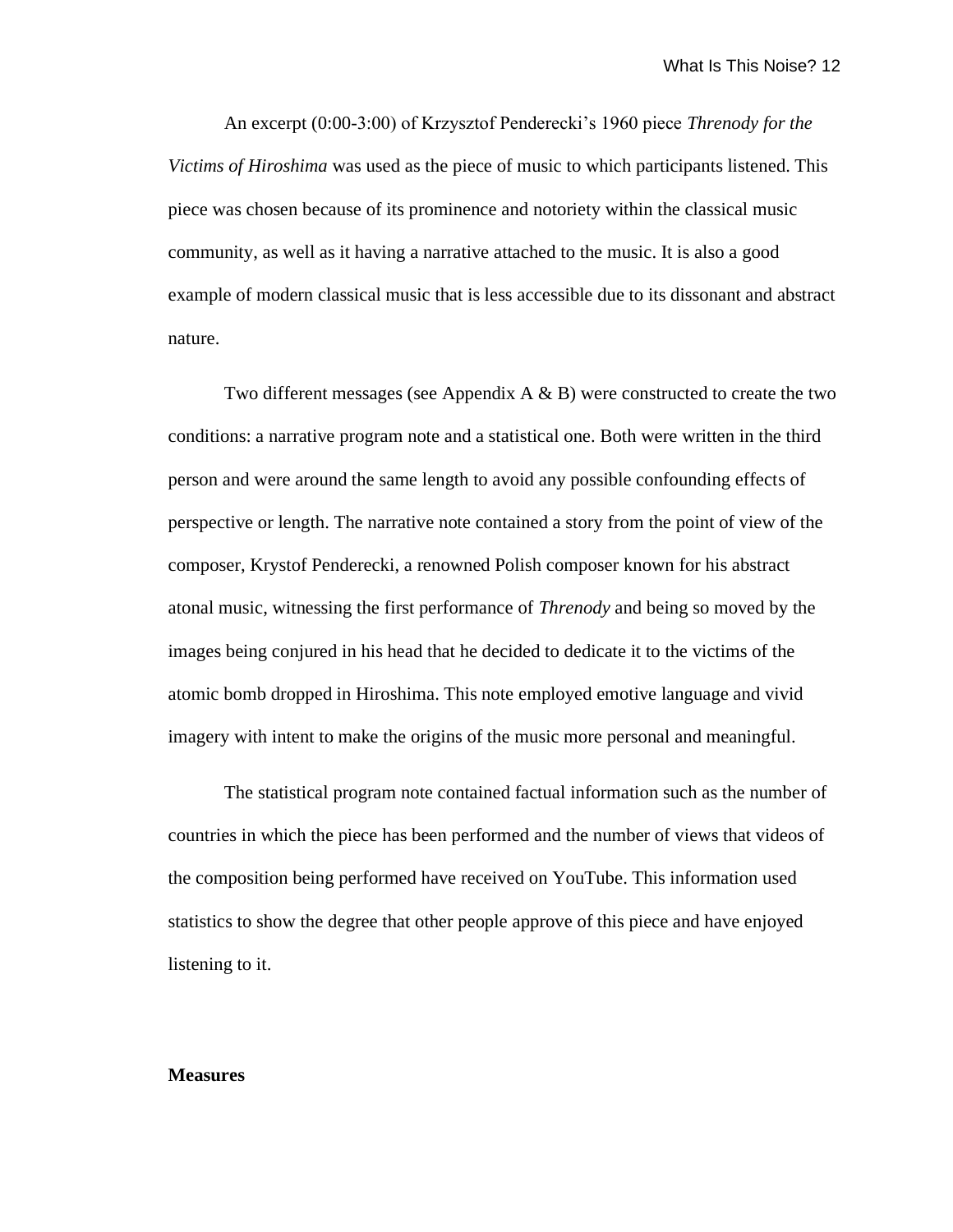An excerpt (0:00-3:00) of Krzysztof Penderecki's 1960 piece *Threnody for the Victims of Hiroshima* was used as the piece of music to which participants listened. This piece was chosen because of its prominence and notoriety within the classical music community, as well as it having a narrative attached to the music. It is also a good example of modern classical music that is less accessible due to its dissonant and abstract nature.

Two different messages (see Appendix A & B) were constructed to create the two conditions: a narrative program note and a statistical one. Both were written in the third person and were around the same length to avoid any possible confounding effects of perspective or length. The narrative note contained a story from the point of view of the composer, Krystof Penderecki, a renowned Polish composer known for his abstract atonal music, witnessing the first performance of *Threnody* and being so moved by the images being conjured in his head that he decided to dedicate it to the victims of the atomic bomb dropped in Hiroshima. This note employed emotive language and vivid imagery with intent to make the origins of the music more personal and meaningful.

The statistical program note contained factual information such as the number of countries in which the piece has been performed and the number of views that videos of the composition being performed have received on YouTube. This information used statistics to show the degree that other people approve of this piece and have enjoyed listening to it.

**Measures**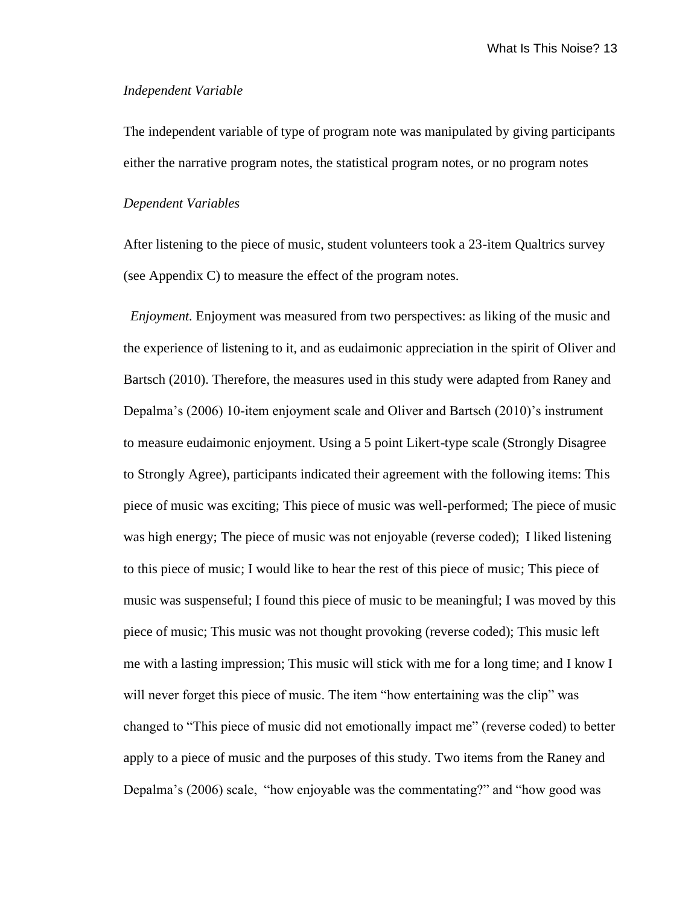*Independent Variable*

The independent variable of type of program note was manipulated by giving participants either the narrative program notes, the statistical program notes, or no program notes

*Dependent Variables*

After listening to the piece of music, student volunteers took a 23-item Qualtrics survey (see Appendix C) to measure the effect of the program notes.

*Enjoyment.* Enjoyment was measured from two perspectives: as liking of the music and the experience of listening to it, and as eudaimonic appreciation in the spirit of Oliver and Bartsch (2010). Therefore, the measures used in this study were adapted from Raney and Depalma's (2006) 10-item enjoyment scale and Oliver and Bartsch (2010)'s instrument to measure eudaimonic enjoyment. Using a 5 point Likert-type scale (Strongly Disagree to Strongly Agree), participants indicated their agreement with the following items: This piece of music was exciting; This piece of music was well-performed; The piece of music was high energy; The piece of music was not enjoyable (reverse coded); I liked listening to this piece of music; I would like to hear the rest of this piece of music; This piece of music was suspenseful; I found this piece of music to be meaningful; I was moved by this piece of music; This music was not thought provoking (reverse coded); This music left me with a lasting impression; This music will stick with me for a long time; and I know I will never forget this piece of music. The item "how entertaining was the clip" was changed to "This piece of music did not emotionally impact me" (reverse coded) to better apply to a piece of music and the purposes of this study. Two items from the Raney and Depalma's (2006) scale, "how enjoyable was the commentating?" and "how good was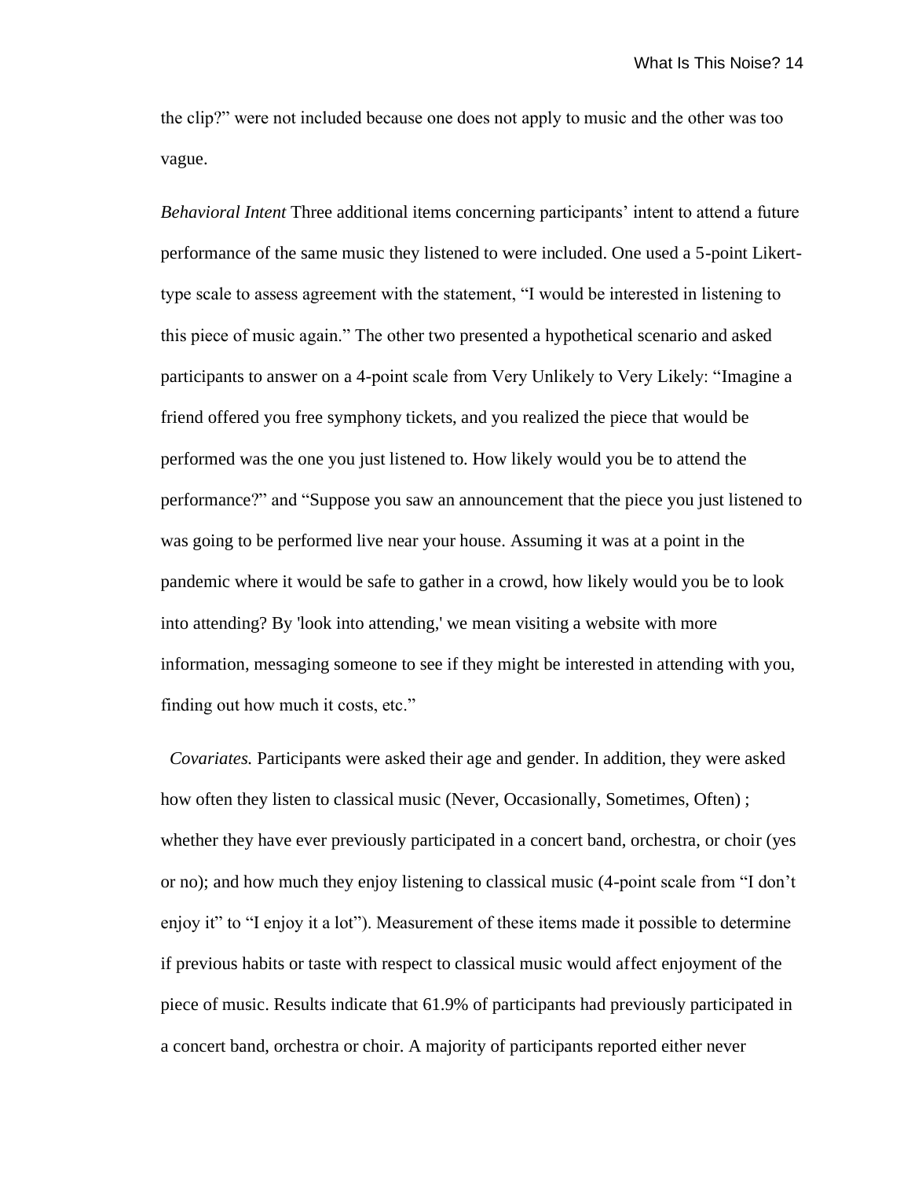the clip?" were not included because one does not apply to music and the other was too vague.

*Behavioral Intent* Three additional items concerning participants' intent to attend a future performance of the same music they listened to were included. One used a 5-point Likert-type scale to assess agreement with the statement, "I would be interested in listening to this piece of music again." The other two presented a hypothetical scenario and asked participants to answer on a 4-point scale from Very Unlikely to Very Likely: "Imagine a friend offered you free symphony tickets, and you realized the piece that would be performed was the one you just listened to. How likely would you be to attend the performance?" and "Suppose you saw an announcement that the piece you just listened to was going to be performed live near your house. Assuming it was at a point in the pandemic where it would be safe to gather in a crowd, how likely would you be to look into attending? By 'look into attending,' we mean visiting a website with more information, messaging someone to see if they might be interested in attending with you, finding out how much it costs, etc."

*Covariates.* Participants were asked their age and gender. In addition, they were asked how often they listen to classical music (Never, Occasionally, Sometimes, Often) ; whether they have ever previously participated in a concert band, orchestra, or choir (yes or no); and how much they enjoy listening to classical music (4-point scale from "I don't enjoy it" to "I enjoy it a lot"). Measurement of these items made it possible to determine if previous habits or taste with respect to classical music would affect enjoyment of the piece of music. Results indicate that 61.9% of participants had previously participated in a concert band, orchestra or choir. A majority of participants reported either never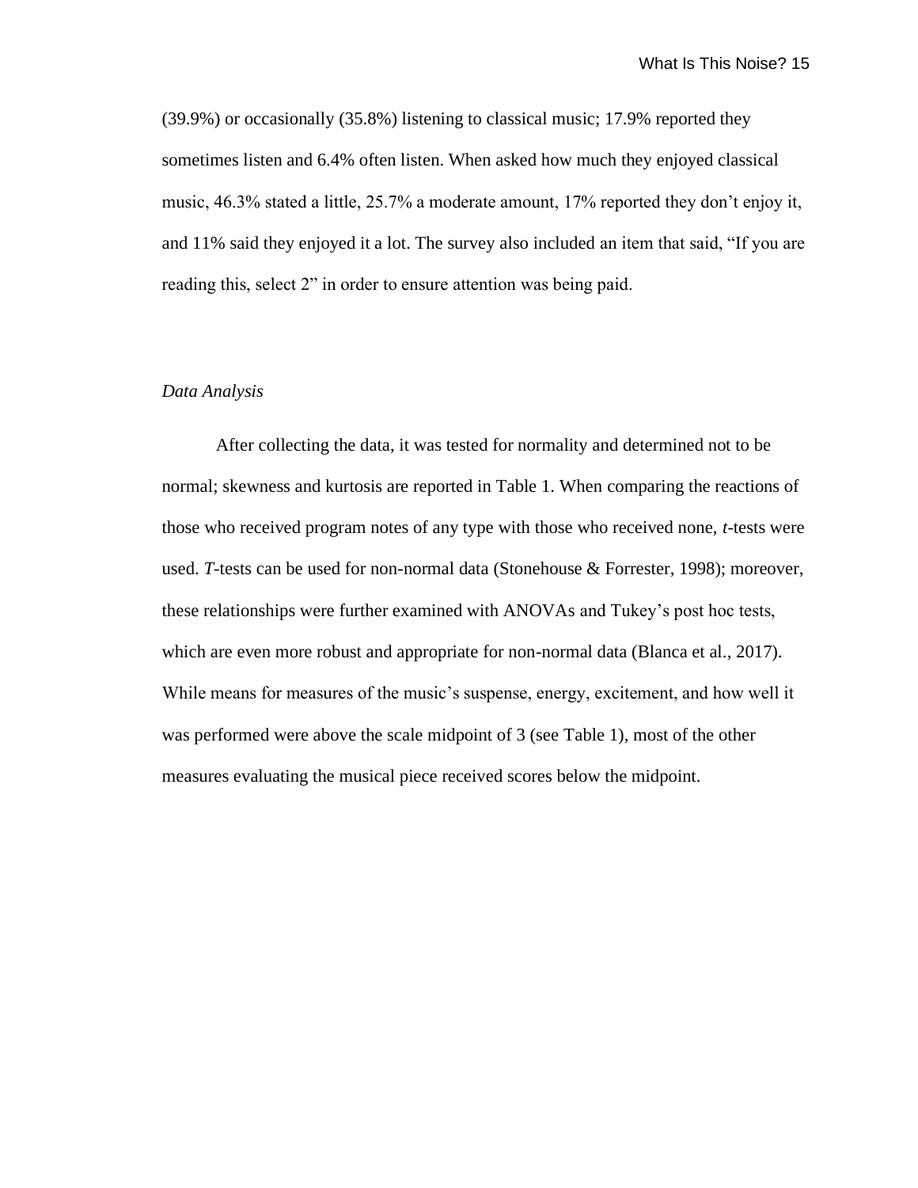(39.9%) or occasionally (35.8%) listening to classical music; 17.9% reported they sometimes listen and 6.4% often listen. When asked how much they enjoyed classical music, 46.3% stated a little, 25.7% a moderate amount, 17% reported they don't enjoy it, and 11% said they enjoyed it a lot. The survey also included an item that said, "If you are reading this, select 2" in order to ensure attention was being paid.

### *Data Analysis*

After collecting the data, it was tested for normality and determined not to be normal; skewness and kurtosis are reported in Table 1. When comparing the reactions of those who received program notes of any type with those who received none, *t*-tests were used. *T*-tests can be used for non-normal data (Stonehouse & Forrester, 1998); moreover, these relationships were further examined with ANOVAs and Tukey's post hoc tests, which are even more robust and appropriate for non-normal data (Blanca et al., 2017). While means for measures of the music's suspense, energy, excitement, and how well it was performed were above the scale midpoint of 3 (see Table 1), most of the other measures evaluating the musical piece received scores below the midpoint.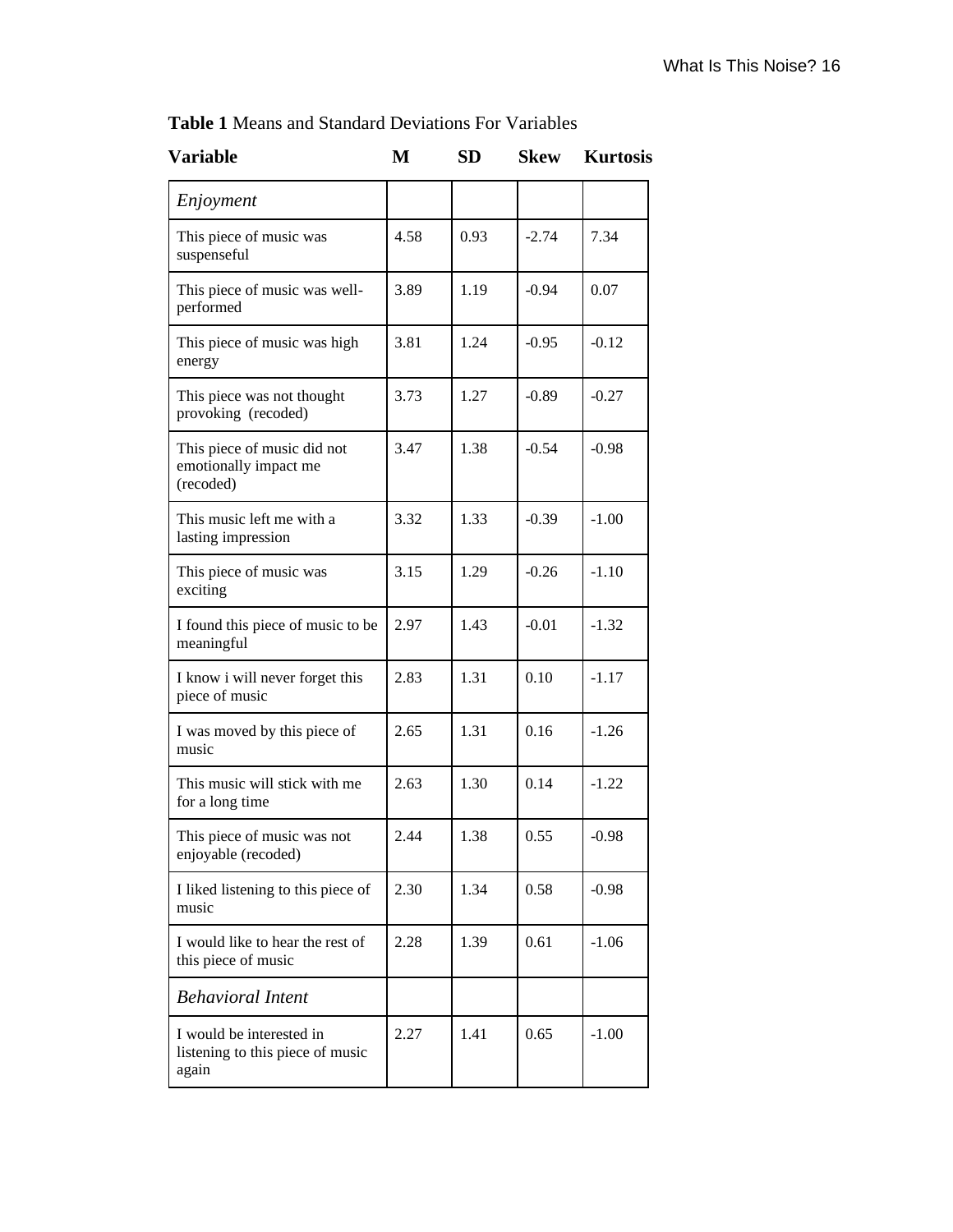**Table 1** Means and Standard Deviations For Variables

| Variable | M | SD | Skew | Kurtosis |
|---|---|---|---|---|
| *Enjoyment* | | | | |
| This piece of music was suspenseful | 4.58 | 0.93 | -2.74 | 7.34 |
| This piece of music was well-performed | 3.89 | 1.19 | -0.94 | 0.07 |
| This piece of music was high energy | 3.81 | 1.24 | -0.95 | -0.12 |
| This piece was not thought provoking (recoded) | 3.73 | 1.27 | -0.89 | -0.27 |
| This piece of music did not emotionally impact me (recoded) | 3.47 | 1.38 | -0.54 | -0.98 |
| This music left me with a lasting impression | 3.32 | 1.33 | -0.39 | -1.00 |
| This piece of music was exciting | 3.15 | 1.29 | -0.26 | -1.10 |
| I found this piece of music to be meaningful | 2.97 | 1.43 | -0.01 | -1.32 |
| I know i will never forget this piece of music | 2.83 | 1.31 | 0.10 | -1.17 |
| I was moved by this piece of music | 2.65 | 1.31 | 0.16 | -1.26 |
| This music will stick with me for a long time | 2.63 | 1.30 | 0.14 | -1.22 |
| This piece of music was not enjoyable (recoded) | 2.44 | 1.38 | 0.55 | -0.98 |
| I liked listening to this piece of music | 2.30 | 1.34 | 0.58 | -0.98 |
| I would like to hear the rest of this piece of music | 2.28 | 1.39 | 0.61 | -1.06 |
| *Behavioral Intent* | | | | |
| I would be interested in listening to this piece of music again | 2.27 | 1.41 | 0.65 | -1.00 |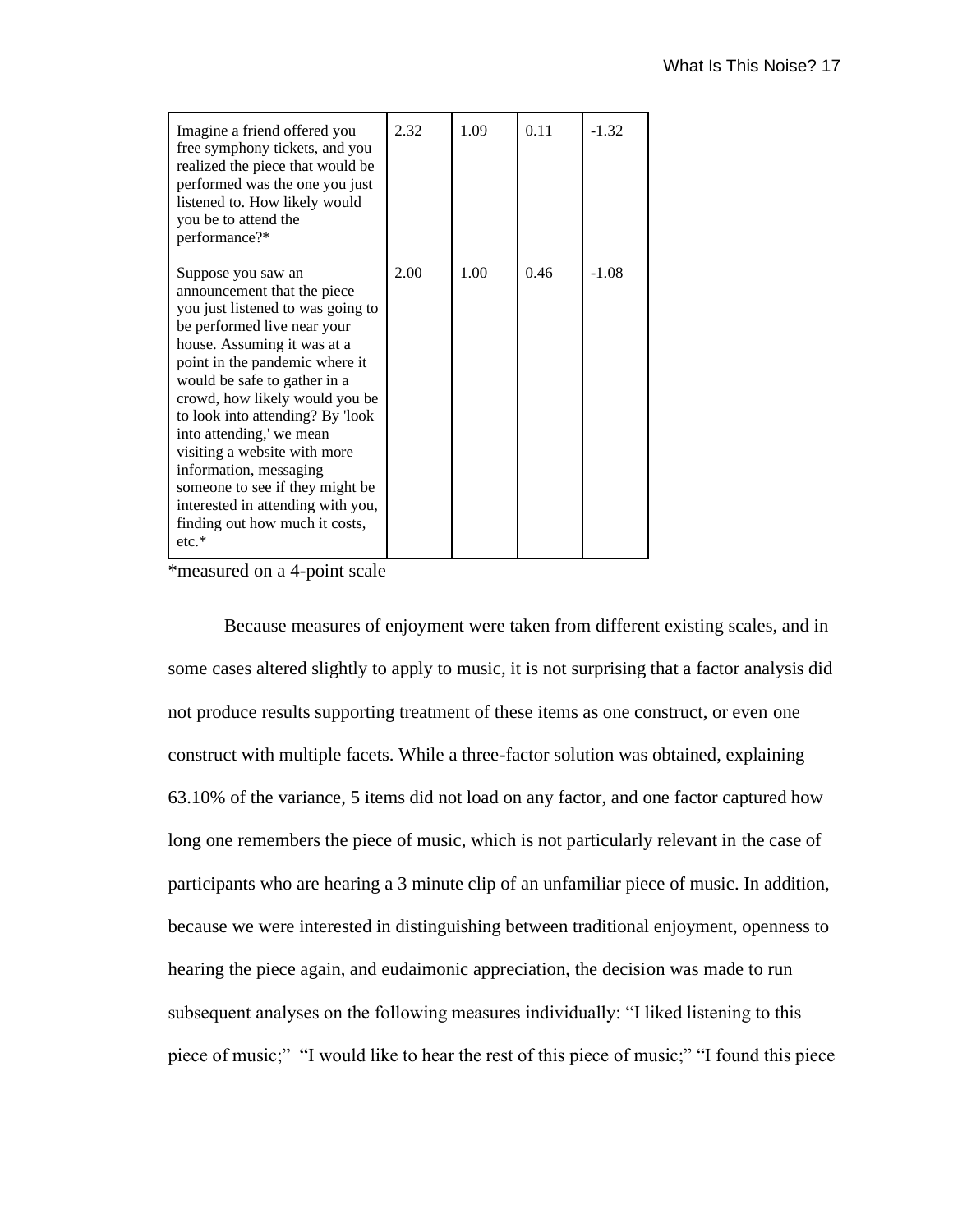| | | | | |
|---|---|---|---|---|
| Imagine a friend offered you free symphony tickets, and you realized the piece that would be performed was the one you just listened to. How likely would you be to attend the performance?* | 2.32 | 1.09 | 0.11 | -1.32 |
| Suppose you saw an announcement that the piece you just listened to was going to be performed live near your house. Assuming it was at a point in the pandemic where it would be safe to gather in a crowd, how likely would you be to look into attending? By 'look into attending,' we mean visiting a website with more information, messaging someone to see if they might be interested in attending with you, finding out how much it costs, etc.* | 2.00 | 1.00 | 0.46 | -1.08 |

*measured on a 4-point scale

Because measures of enjoyment were taken from different existing scales, and in some cases altered slightly to apply to music, it is not surprising that a factor analysis did not produce results supporting treatment of these items as one construct, or even one construct with multiple facets. While a three-factor solution was obtained, explaining 63.10% of the variance, 5 items did not load on any factor, and one factor captured how long one remembers the piece of music, which is not particularly relevant in the case of participants who are hearing a 3 minute clip of an unfamiliar piece of music. In addition, because we were interested in distinguishing between traditional enjoyment, openness to hearing the piece again, and eudaimonic appreciation, the decision was made to run subsequent analyses on the following measures individually: "I liked listening to this piece of music;" "I would like to hear the rest of this piece of music;" "I found this piece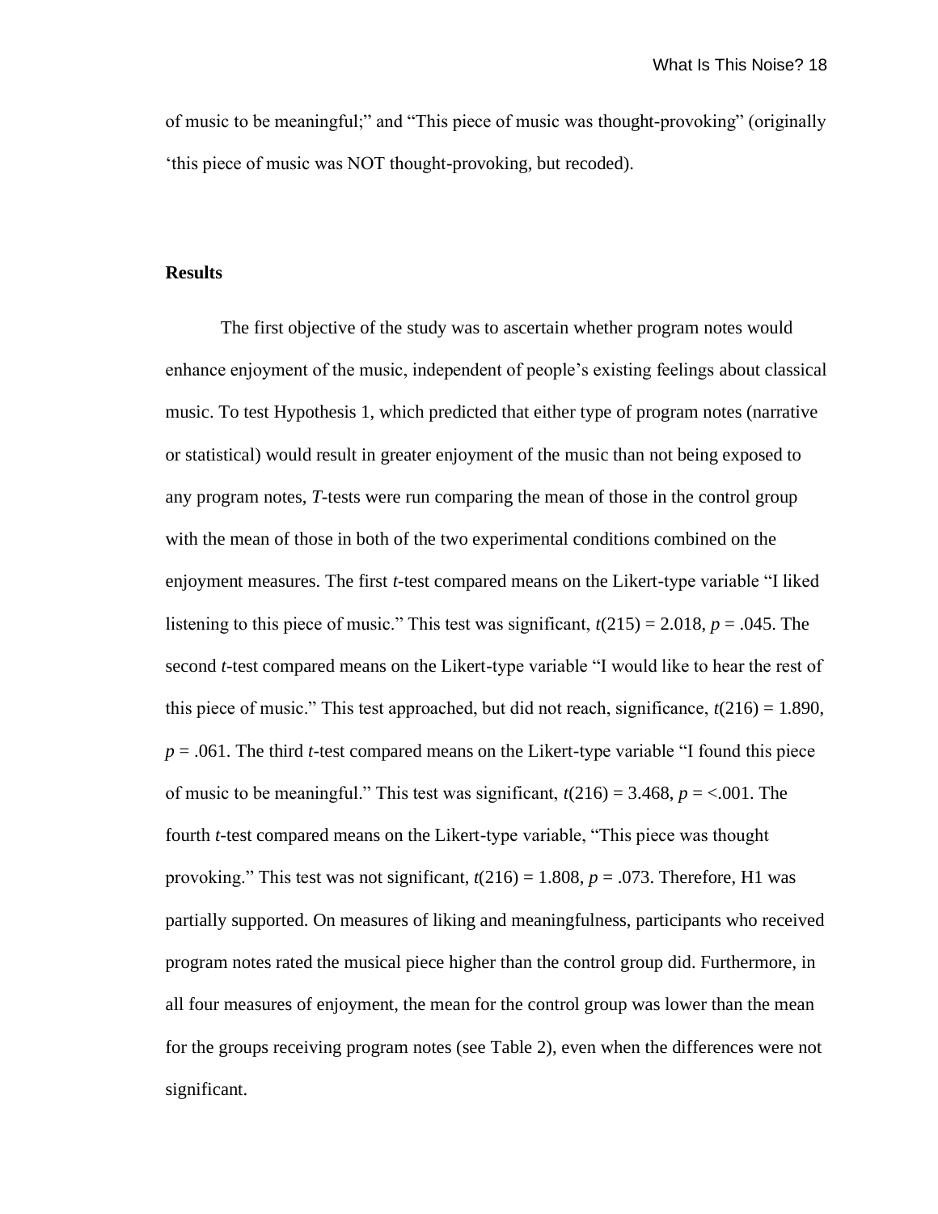of music to be meaningful;" and "This piece of music was thought-provoking" (originally 'this piece of music was NOT thought-provoking, but recoded).

## Results

The first objective of the study was to ascertain whether program notes would enhance enjoyment of the music, independent of people's existing feelings about classical music. To test Hypothesis 1, which predicted that either type of program notes (narrative or statistical) would result in greater enjoyment of the music than not being exposed to any program notes, *T*-tests were run comparing the mean of those in the control group with the mean of those in both of the two experimental conditions combined on the enjoyment measures. The first *t*-test compared means on the Likert-type variable "I liked listening to this piece of music." This test was significant, $t(215) = 2.018$, $p = .045$. The second *t*-test compared means on the Likert-type variable "I would like to hear the rest of this piece of music." This test approached, but did not reach, significance, $t(216) = 1.890$, $p = .061$. The third *t*-test compared means on the Likert-type variable "I found this piece of music to be meaningful." This test was significant, $t(216) = 3.468$, $p = <.001$. The fourth *t*-test compared means on the Likert-type variable, "This piece was thought provoking." This test was not significant, $t(216) = 1.808$, $p = .073$. Therefore, H1 was partially supported. On measures of liking and meaningfulness, participants who received program notes rated the musical piece higher than the control group did. Furthermore, in all four measures of enjoyment, the mean for the control group was lower than the mean for the groups receiving program notes (see Table 2), even when the differences were not significant.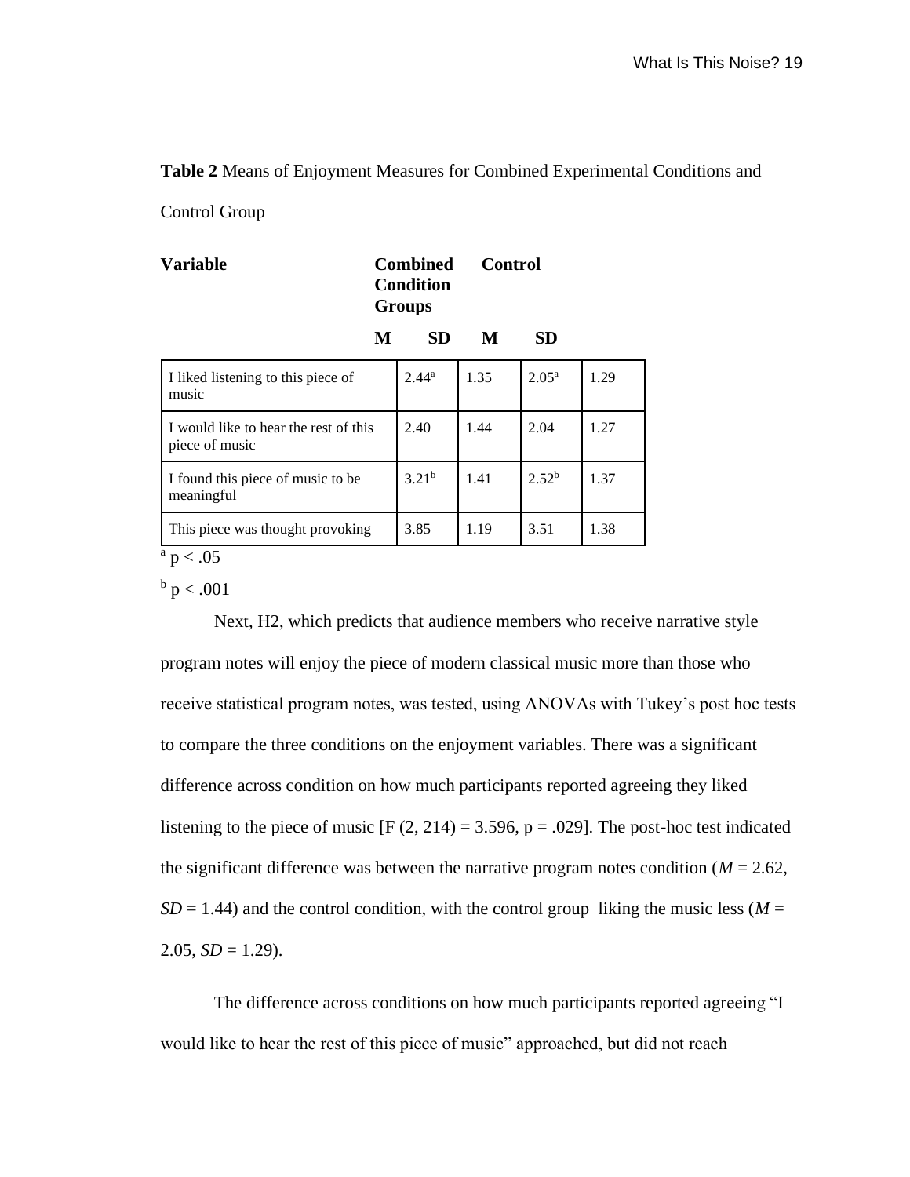**Table 2** Means of Enjoyment Measures for Combined Experimental Conditions and Control Group

| Variable | Combined Condition Groups | | Control | |
|---|---|---|---|---|
| | **M** | **SD** | **M** | **SD** |
| I liked listening to this piece of music | 2.44[a] | 1.35 | 2.05[a] | 1.29 |
| I would like to hear the rest of this piece of music | 2.40 | 1.44 | 2.04 | 1.27 |
| I found this piece of music to be meaningful | 3.21[b] | 1.41 | 2.52[b] | 1.37 |
| This piece was thought provoking | 3.85 | 1.19 | 3.51 | 1.38 |

[a] $p < .05$

[b] $p < .001$

Next, H2, which predicts that audience members who receive narrative style program notes will enjoy the piece of modern classical music more than those who receive statistical program notes, was tested, using ANOVAs with Tukey's post hoc tests to compare the three conditions on the enjoyment variables. There was a significant difference across condition on how much participants reported agreeing they liked listening to the piece of music [$F(2, 214) = 3.596$, $p = .029$]. The post-hoc test indicated the significant difference was between the narrative program notes condition ($M = 2.62$, $SD = 1.44$) and the control condition, with the control group liking the music less ($M = 2.05$, $SD = 1.29$).

The difference across conditions on how much participants reported agreeing "I would like to hear the rest of this piece of music" approached, but did not reach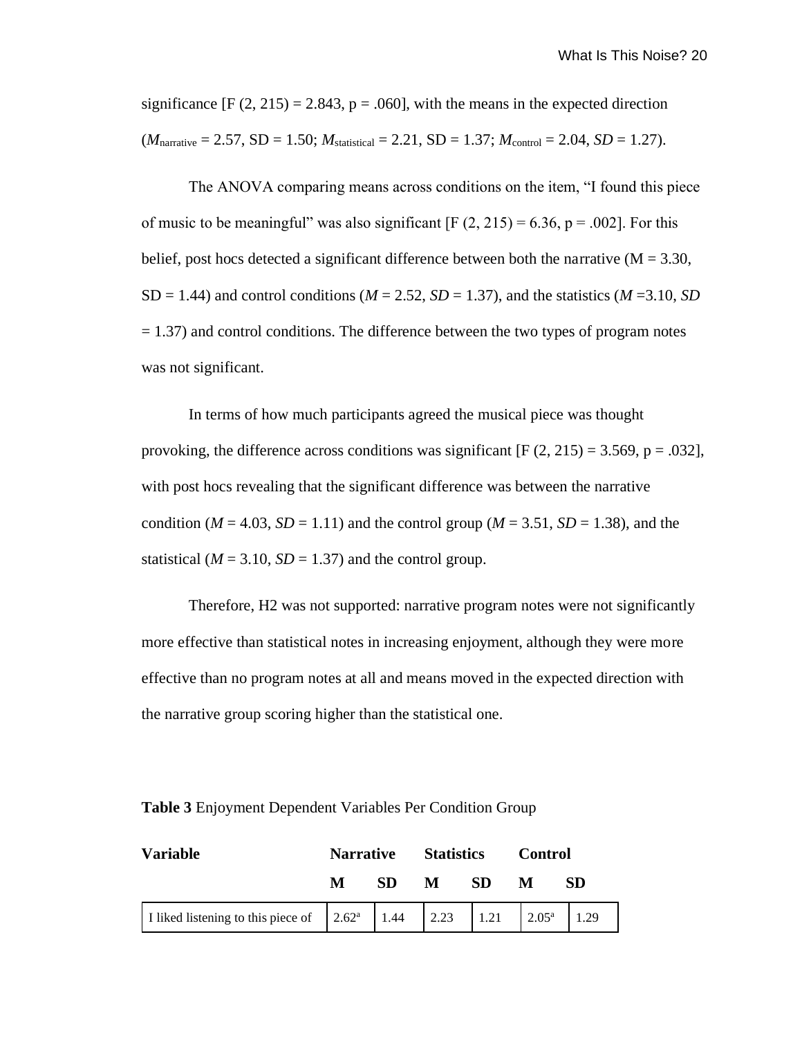significance [$F(2, 215) = 2.843$, $p = .060$], with the means in the expected direction ($M_{narrative} = 2.57$, SD = 1.50; $M_{statistical} = 2.21$, SD = 1.37; $M_{control} = 2.04$, $SD = 1.27$).

The ANOVA comparing means across conditions on the item, “I found this piece of music to be meaningful” was also significant [$F(2, 215) = 6.36$, $p = .002$]. For this belief, post hocs detected a significant difference between both the narrative (M = 3.30, SD = 1.44) and control conditions ($M = 2.52$, $SD = 1.37$), and the statistics ($M = 3.10$, $SD = 1.37$) and control conditions. The difference between the two types of program notes was not significant.

In terms of how much participants agreed the musical piece was thought provoking, the difference across conditions was significant [$F(2, 215) = 3.569$, $p = .032$], with post hocs revealing that the significant difference was between the narrative condition ($M = 4.03$, $SD = 1.11$) and the control group ($M = 3.51$, $SD = 1.38$), and the statistical ($M = 3.10$, $SD = 1.37$) and the control group.

Therefore, H2 was not supported: narrative program notes were not significantly more effective than statistical notes in increasing enjoyment, although they were more effective than no program notes at all and means moved in the expected direction with the narrative group scoring higher than the statistical one.

**Table 3** Enjoyment Dependent Variables Per Condition Group

| **Variable** | **Narrative** | | **Statistics** | | **Control** | |
|---|---|---|---|---|---|---|
| | **M** | **SD** | **M** | **SD** | **M** | **SD** |
| I liked listening to this piece of | 2.62[a] | 1.44 | 2.23 | 1.21 | 2.05[a] | 1.29 |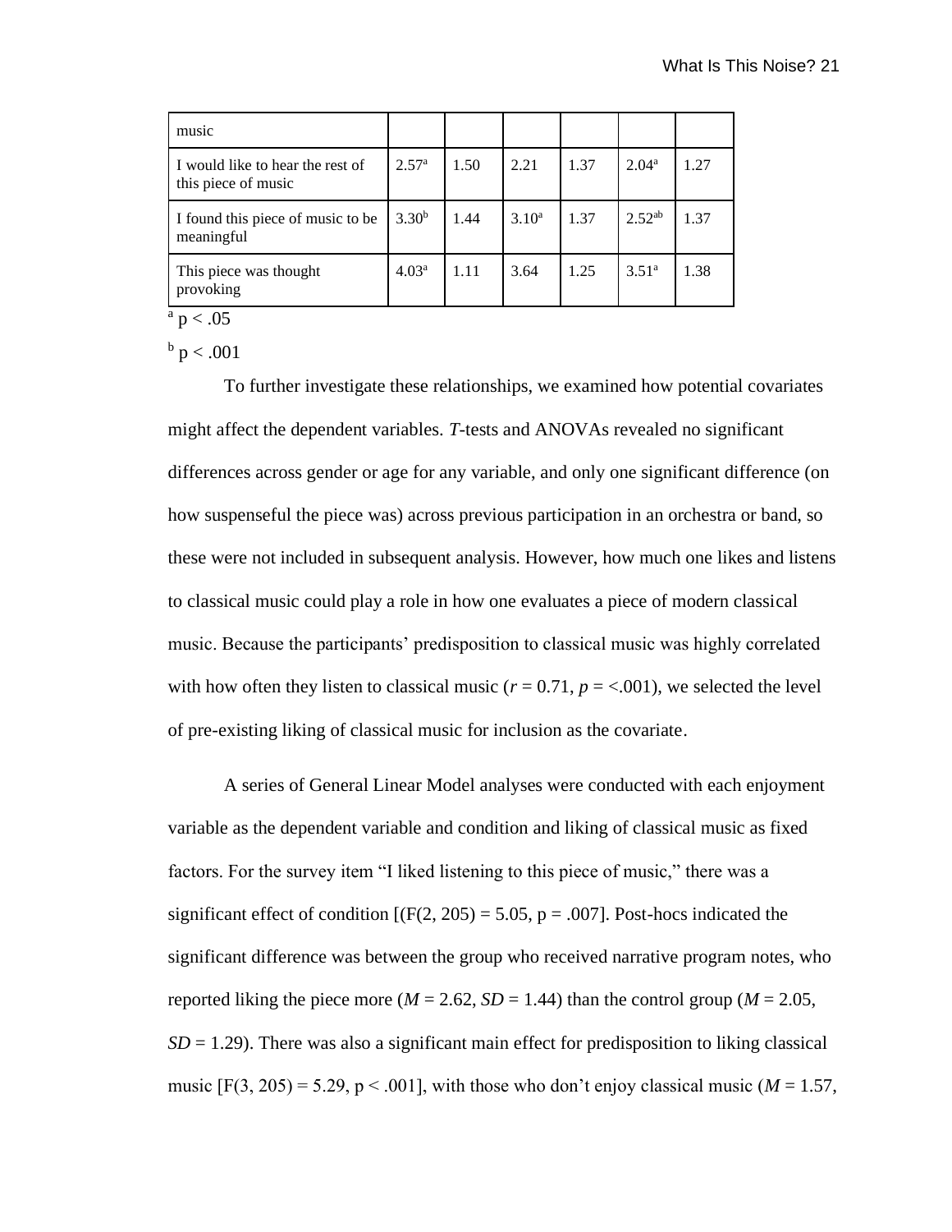| music | | | | | | |
|---|---|---|---|---|---|---|
| I would like to hear the rest of this piece of music | 2.57[a] | 1.50 | 2.21 | 1.37 | 2.04[a] | 1.27 |
| I found this piece of music to be meaningful | 3.30[b] | 1.44 | 3.10[a] | 1.37 | 2.52[ab] | 1.37 |
| This piece was thought provoking | 4.03[a] | 1.11 | 3.64 | 1.25 | 3.51[a] | 1.38 |

[a] $p < .05$

[b] $p < .001$

To further investigate these relationships, we examined how potential covariates might affect the dependent variables. *T*-tests and ANOVAs revealed no significant differences across gender or age for any variable, and only one significant difference (on how suspenseful the piece was) across previous participation in an orchestra or band, so these were not included in subsequent analysis. However, how much one likes and listens to classical music could play a role in how one evaluates a piece of modern classical music. Because the participants' predisposition to classical music was highly correlated with how often they listen to classical music ($r = 0.71$, $p = <.001$), we selected the level of pre-existing liking of classical music for inclusion as the covariate.

A series of General Linear Model analyses were conducted with each enjoyment variable as the dependent variable and condition and liking of classical music as fixed factors. For the survey item "I liked listening to this piece of music," there was a significant effect of condition [($F(2, 205) = 5.05$, $p = .007$]. Post-hocs indicated the significant difference was between the group who received narrative program notes, who reported liking the piece more ($M = 2.62$, $SD = 1.44$) than the control group ($M = 2.05$, $SD = 1.29$). There was also a significant main effect for predisposition to liking classical music [$F(3, 205) = 5.29$, $p < .001$], with those who don't enjoy classical music ($M = 1.57$,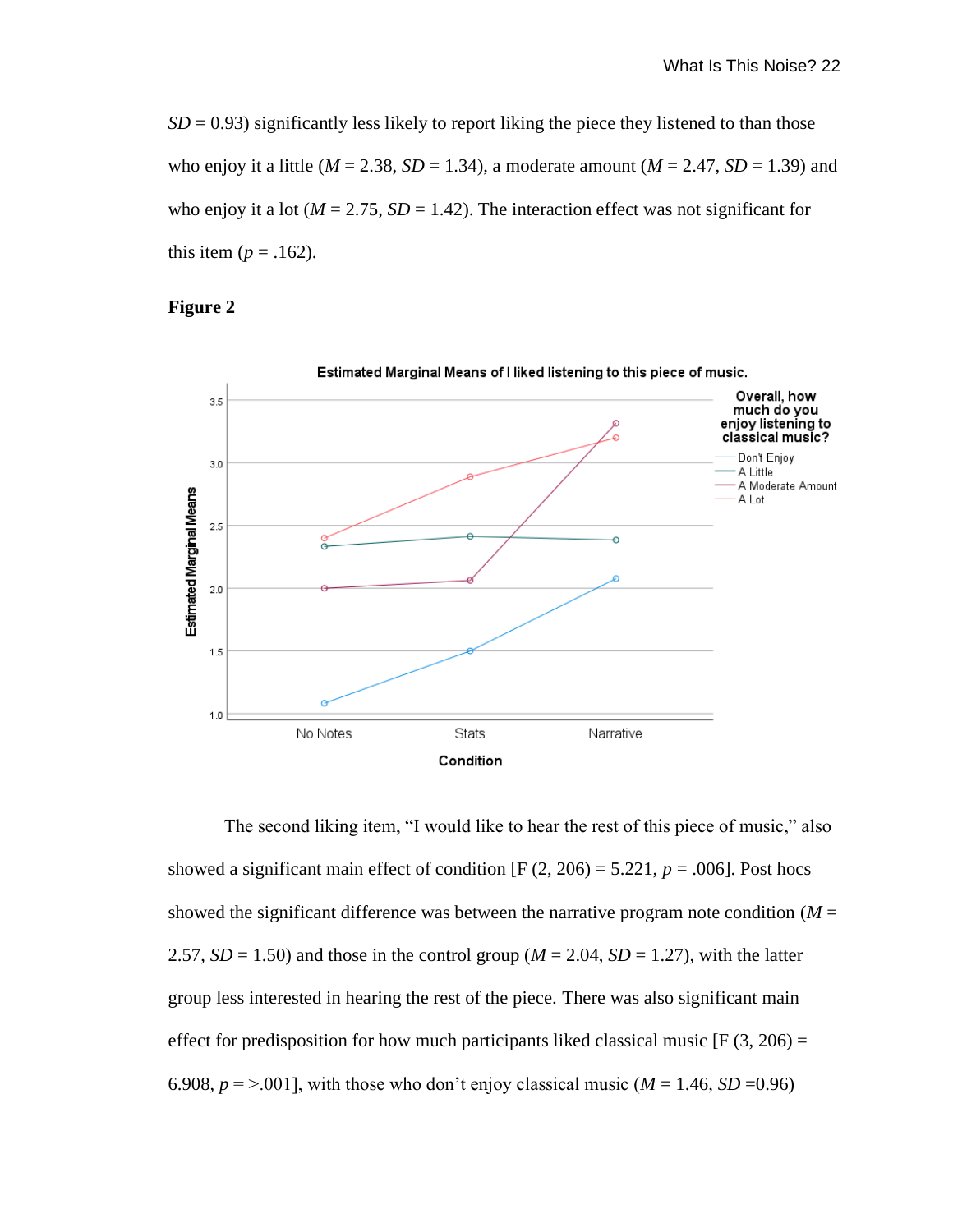*SD* = 0.93) significantly less likely to report liking the piece they listened to than those who enjoy it a little (*M* = 2.38, *SD* = 1.34), a moderate amount (*M* = 2.47, *SD* = 1.39) and who enjoy it a lot (*M* = 2.75, *SD* = 1.42). The interaction effect was not significant for this item ($p$ = .162).

**Figure 2**

The second liking item, "I would like to hear the rest of this piece of music," also showed a significant main effect of condition [F (2, 206) = 5.221, $p$ = .006]. Post hocs showed the significant difference was between the narrative program note condition (*M* = 2.57, *SD* = 1.50) and those in the control group (*M* = 2.04, *SD* = 1.27), with the latter group less interested in hearing the rest of the piece. There was also significant main effect for predisposition for how much participants liked classical music [F (3, 206) = 6.908, $p$ = >.001], with those who don't enjoy classical music (*M* = 1.46, *SD* =0.96)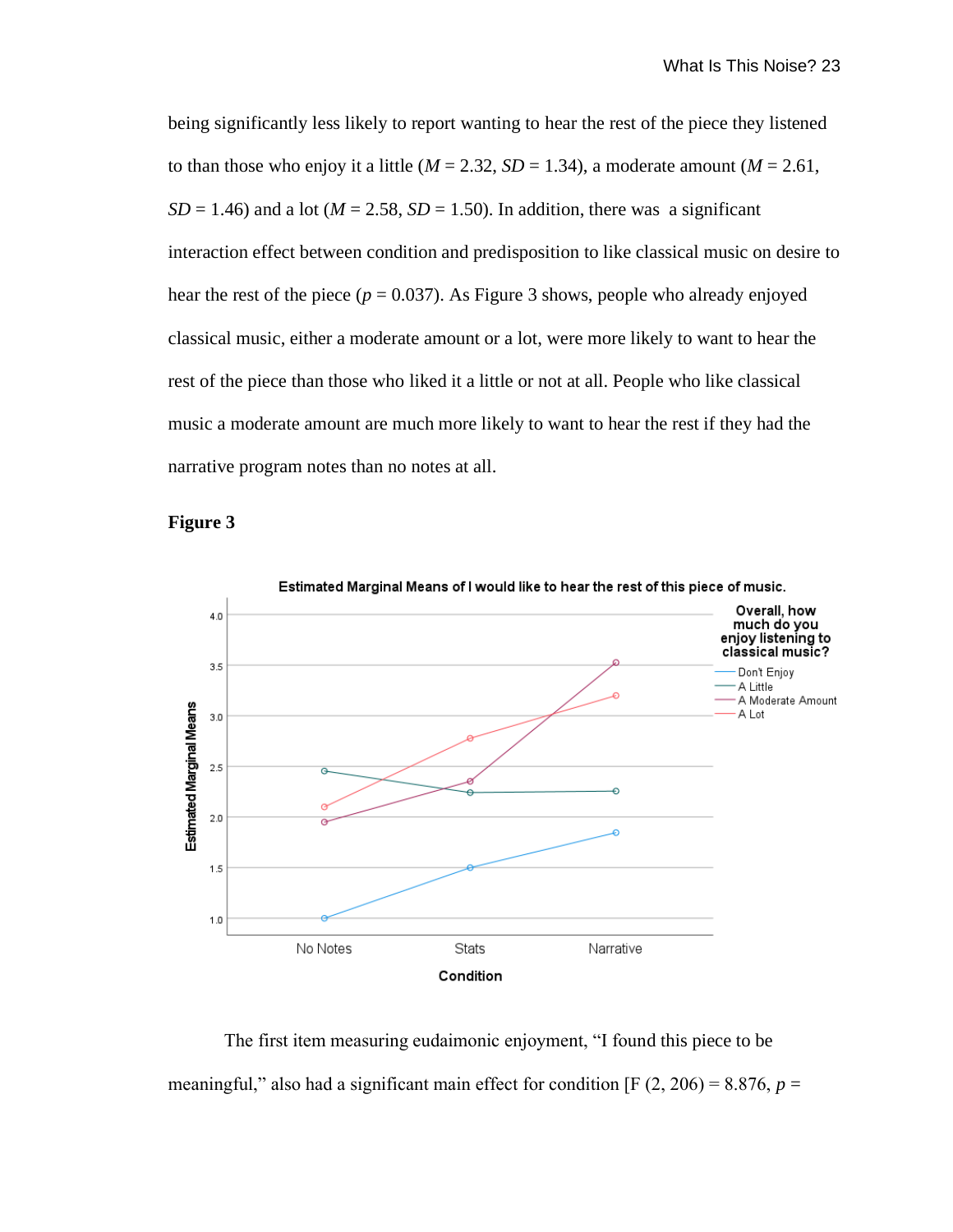being significantly less likely to report wanting to hear the rest of the piece they listened to than those who enjoy it a little ($M$ = 2.32, $SD$ = 1.34), a moderate amount ($M$ = 2.61, $SD$ = 1.46) and a lot ($M$ = 2.58, $SD$ = 1.50). In addition, there was a significant interaction effect between condition and predisposition to like classical music on desire to hear the rest of the piece ($p$ = 0.037). As Figure 3 shows, people who already enjoyed classical music, either a moderate amount or a lot, were more likely to want to hear the rest of the piece than those who liked it a little or not at all. People who like classical music a moderate amount are much more likely to want to hear the rest if they had the narrative program notes than no notes at all.

**Figure 3**

The first item measuring eudaimonic enjoyment, "I found this piece to be meaningful," also had a significant main effect for condition [F (2, 206) = 8.876, $p$ =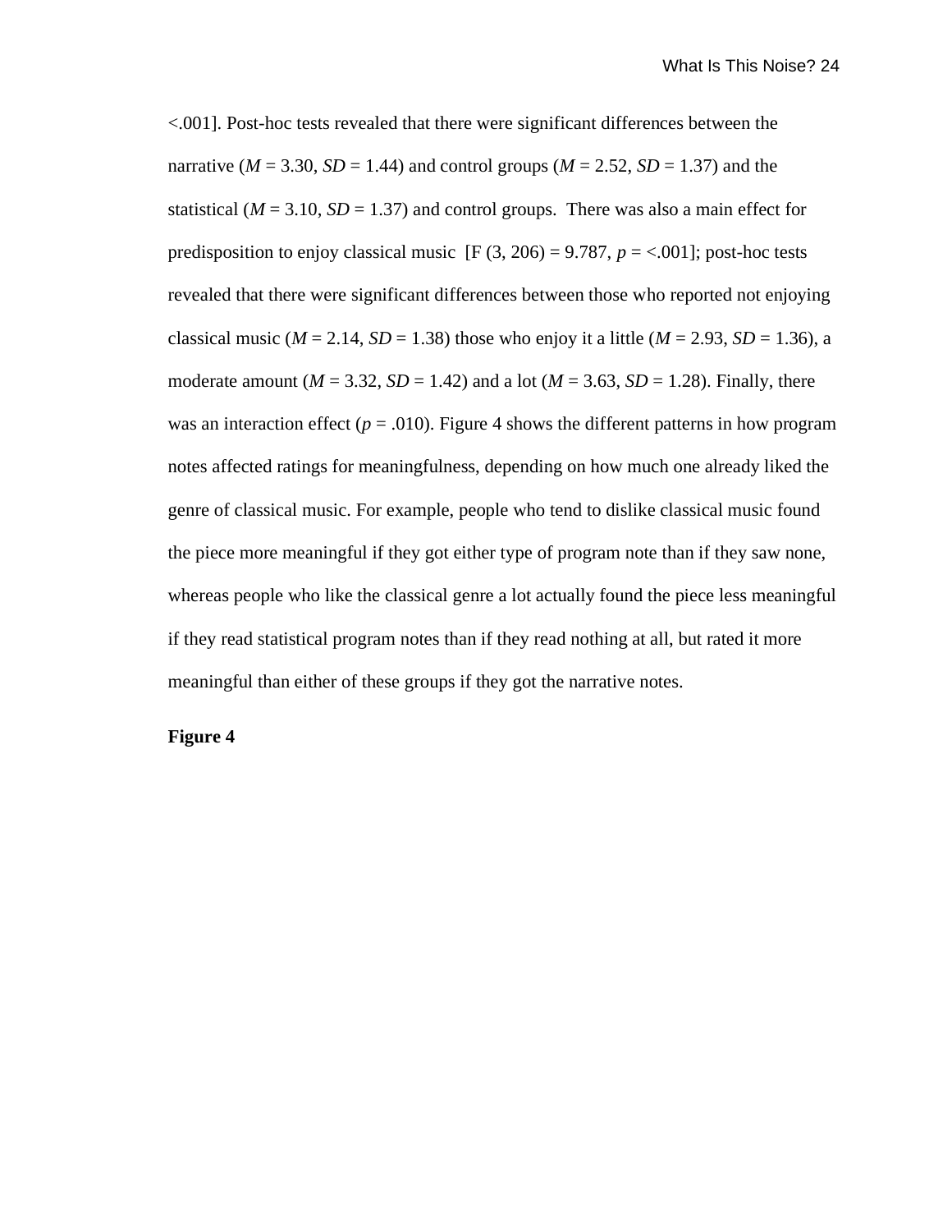<.001]. Post-hoc tests revealed that there were significant differences between the narrative (*M* = 3.30, *SD* = 1.44) and control groups (*M* = 2.52, *SD* = 1.37) and the statistical (*M* = 3.10, *SD* = 1.37) and control groups. There was also a main effect for predisposition to enjoy classical music [F (3, 206) = 9.787, *p* = <.001]; post-hoc tests revealed that there were significant differences between those who reported not enjoying classical music (*M* = 2.14, *SD* = 1.38) those who enjoy it a little (*M* = 2.93, *SD* = 1.36), a moderate amount (*M* = 3.32, *SD* = 1.42) and a lot (*M* = 3.63, *SD* = 1.28). Finally, there was an interaction effect (*p* = .010). Figure 4 shows the different patterns in how program notes affected ratings for meaningfulness, depending on how much one already liked the genre of classical music. For example, people who tend to dislike classical music found the piece more meaningful if they got either type of program note than if they saw none, whereas people who like the classical genre a lot actually found the piece less meaningful if they read statistical program notes than if they read nothing at all, but rated it more meaningful than either of these groups if they got the narrative notes.

**Figure 4**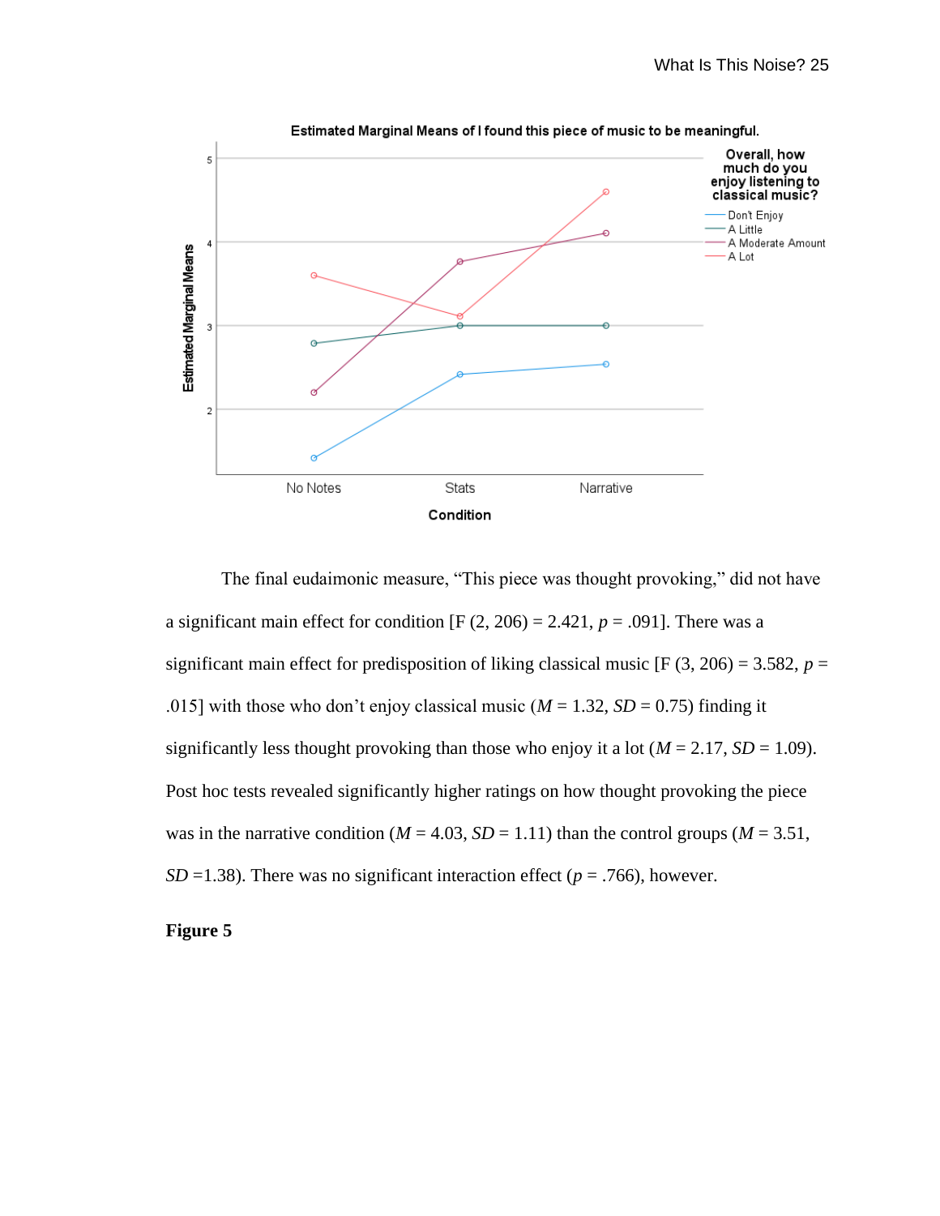The final eudaimonic measure, "This piece was thought provoking," did not have a significant main effect for condition [F (2, 206) = 2.421, *p* = .091]. There was a significant main effect for predisposition of liking classical music [F (3, 206) = 3.582, *p* = .015] with those who don't enjoy classical music (*M* = 1.32, *SD* = 0.75) finding it significantly less thought provoking than those who enjoy it a lot (*M* = 2.17, *SD* = 1.09). Post hoc tests revealed significantly higher ratings on how thought provoking the piece was in the narrative condition (*M* = 4.03, *SD* = 1.11) than the control groups (*M* = 3.51, *SD* =1.38). There was no significant interaction effect (*p* = .766), however.

**Figure 5**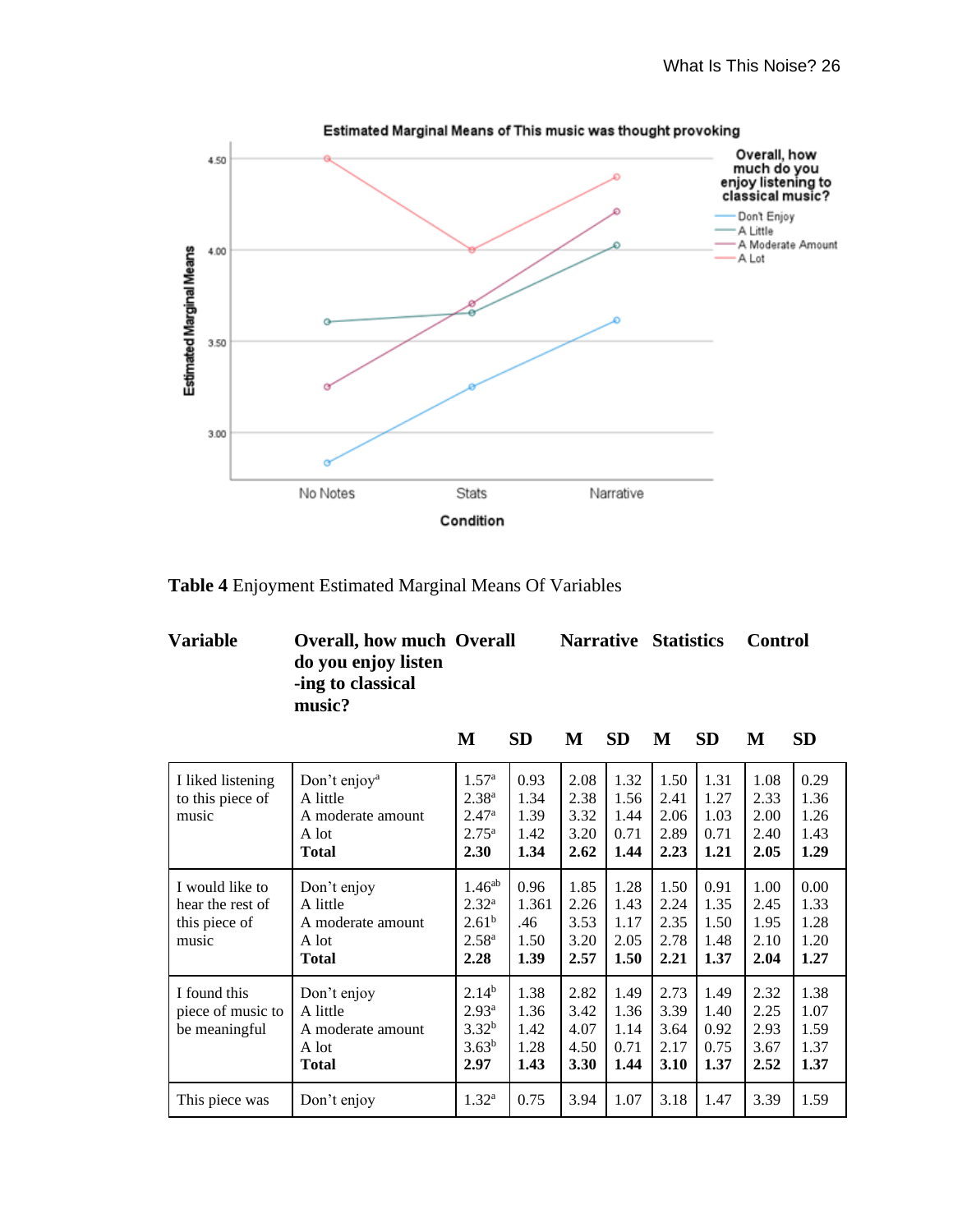**Table 4** Enjoyment Estimated Marginal Means Of Variables

| Variable | Overall, how much do you enjoy listen -ing to classical music? | Overall | | Narrative | | Statistics | | Control | |
|---|---|---|---|---|---|---|---|---|---|
| | | M | SD | M | SD | M | SD | M | SD |
| I liked listening to this piece of music | Don't enjoy[a] | 1.57[a] | 0.93 | 2.08 | 1.32 | 1.50 | 1.31 | 1.08 | 0.29 |
| | A little | 2.38[a] | 1.34 | 2.38 | 1.56 | 2.41 | 1.27 | 2.33 | 1.36 |
| | A moderate amount | 2.47[a] | 1.39 | 3.32 | 1.44 | 2.06 | 1.03 | 2.00 | 1.26 |
| | A lot | 2.75[a] | 1.42 | 3.20 | 0.71 | 2.89 | 0.71 | 2.40 | 1.43 |
| | **Total** | **2.30** | **1.34** | **2.62** | **1.44** | **2.23** | **1.21** | **2.05** | **1.29** |
| I would like to hear the rest of this piece of music | Don't enjoy | 1.46[ab] | 0.96 | 1.85 | 1.28 | 1.50 | 0.91 | 1.00 | 0.00 |
| | A little | 2.32[a] | 1.361 | 2.26 | 1.43 | 2.24 | 1.35 | 2.45 | 1.33 |
| | A moderate amount | 2.61[b] | .46 | 3.53 | 1.17 | 2.35 | 1.50 | 1.95 | 1.28 |
| | A lot | 2.58[a] | 1.50 | 3.20 | 2.05 | 2.78 | 1.48 | 2.10 | 1.20 |
| | **Total** | **2.28** | **1.39** | **2.57** | **1.50** | **2.21** | **1.37** | **2.04** | **1.27** |
| I found this piece of music to be meaningful | Don't enjoy | 2.14[b] | 1.38 | 2.82 | 1.49 | 2.73 | 1.49 | 2.32 | 1.38 |
| | A little | 2.93[a] | 1.36 | 3.42 | 1.36 | 3.39 | 1.40 | 2.25 | 1.07 |
| | A moderate amount | 3.32[b] | 1.42 | 4.07 | 1.14 | 3.64 | 0.92 | 2.93 | 1.59 |
| | A lot | 3.63[b] | 1.28 | 4.50 | 0.71 | 2.17 | 0.75 | 3.67 | 1.37 |
| | **Total** | **2.97** | **1.43** | **3.30** | **1.44** | **3.10** | **1.37** | **2.52** | **1.37** |
| This piece was | Don't enjoy | 1.32[a] | 0.75 | 3.94 | 1.07 | 3.18 | 1.47 | 3.39 | 1.59 |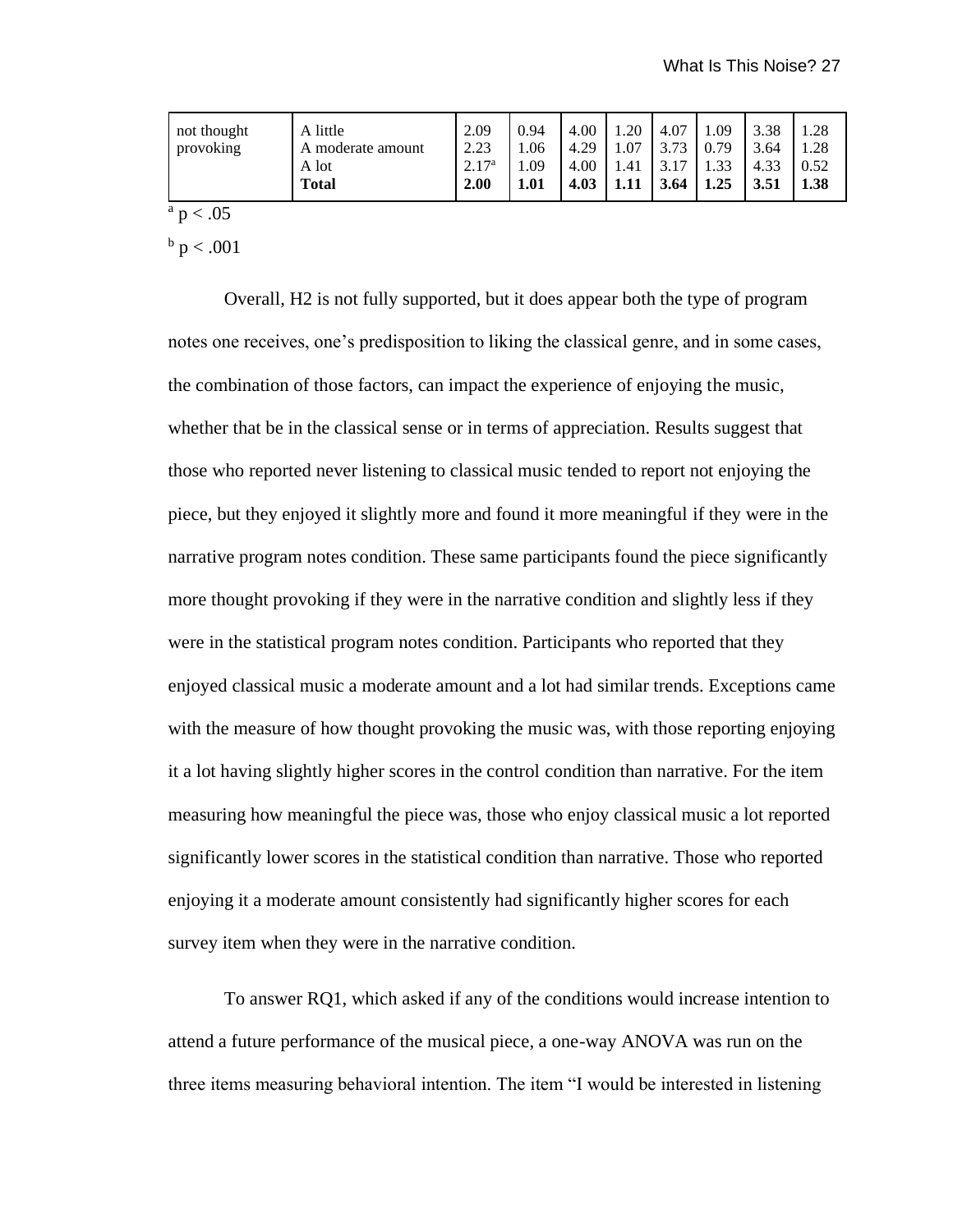| not thought provoking | A little | 2.09 | 0.94 | 4.00 | 1.20 | 4.07 | 1.09 | 3.38 | 1.28 |
|---|---|---|---|---|---|---|---|---|---|
| | A moderate amount | 2.23 | 1.06 | 4.29 | 1.07 | 3.73 | 0.79 | 3.64 | 1.28 |
| | A lot | 2.17[a] | 1.09 | 4.00 | 1.41 | 3.17 | 1.33 | 4.33 | 0.52 |
| | **Total** | **2.00** | **1.01** | **4.03** | **1.11** | **3.64** | **1.25** | **3.51** | **1.38** |

[a] $p < .05$

[b] $p < .001$

Overall, H2 is not fully supported, but it does appear both the type of program notes one receives, one's predisposition to liking the classical genre, and in some cases, the combination of those factors, can impact the experience of enjoying the music, whether that be in the classical sense or in terms of appreciation. Results suggest that those who reported never listening to classical music tended to report not enjoying the piece, but they enjoyed it slightly more and found it more meaningful if they were in the narrative program notes condition. These same participants found the piece significantly more thought provoking if they were in the narrative condition and slightly less if they were in the statistical program notes condition. Participants who reported that they enjoyed classical music a moderate amount and a lot had similar trends. Exceptions came with the measure of how thought provoking the music was, with those reporting enjoying it a lot having slightly higher scores in the control condition than narrative. For the item measuring how meaningful the piece was, those who enjoy classical music a lot reported significantly lower scores in the statistical condition than narrative. Those who reported enjoying it a moderate amount consistently had significantly higher scores for each survey item when they were in the narrative condition.

To answer RQ1, which asked if any of the conditions would increase intention to attend a future performance of the musical piece, a one-way ANOVA was run on the three items measuring behavioral intention. The item "I would be interested in listening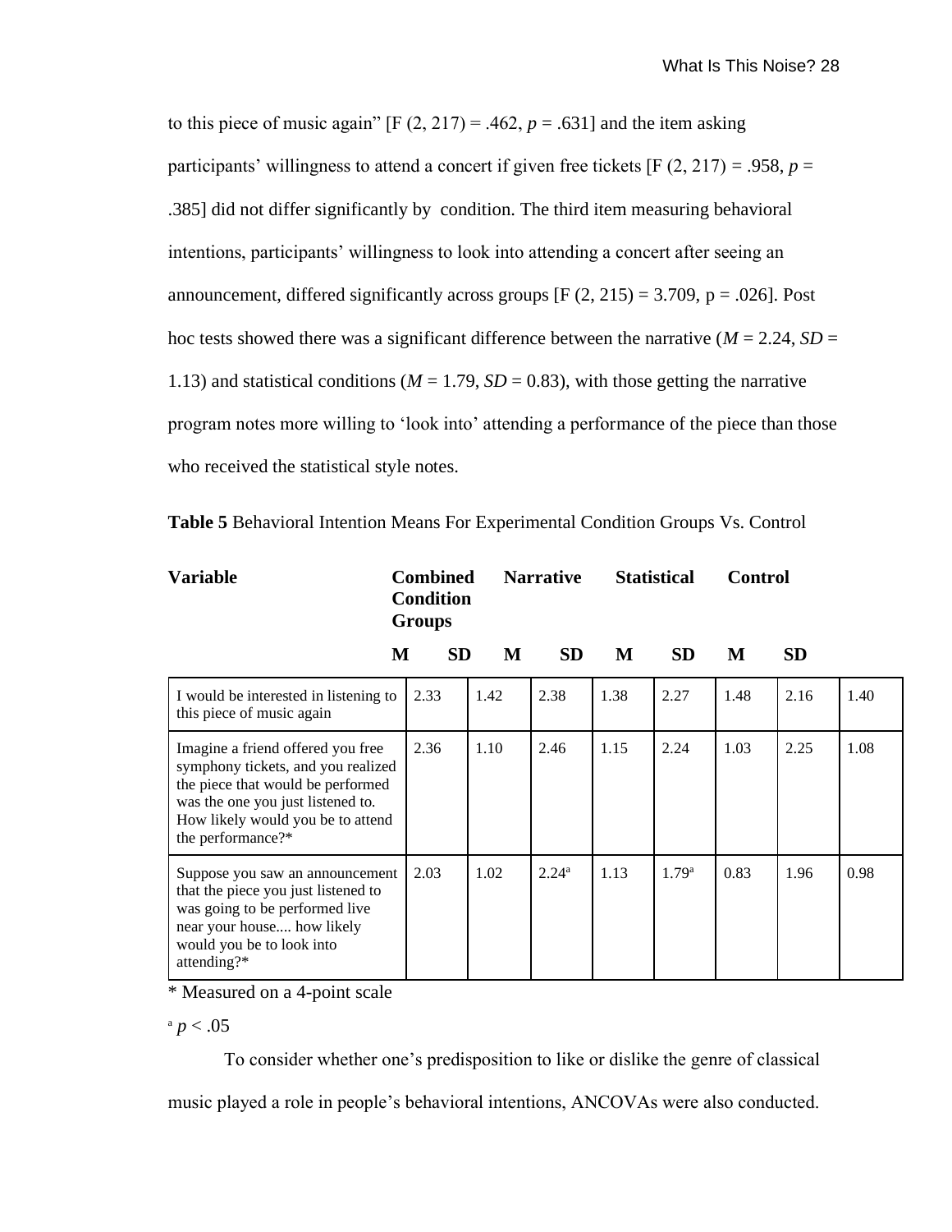to this piece of music again" [$F(2, 217) = .462$, $p = .631$] and the item asking participants' willingness to attend a concert if given free tickets [$F(2, 217) = .958$, $p = .385$] did not differ significantly by condition. The third item measuring behavioral intentions, participants' willingness to look into attending a concert after seeing an announcement, differed significantly across groups [$F(2, 215) = 3.709$, $p = .026$]. Post hoc tests showed there was a significant difference between the narrative ($M = 2.24$, $SD = 1.13$) and statistical conditions ($M = 1.79$, $SD = 0.83$), with those getting the narrative program notes more willing to 'look into' attending a performance of the piece than those who received the statistical style notes.

**Table 5** Behavioral Intention Means For Experimental Condition Groups Vs. Control

| Variable | Combined Condition Groups | | Narrative | | Statistical | | Control | |
|---|---|---|---|---|---|---|---|---|
| | M | SD | M | SD | M | SD | M | SD |
| I would be interested in listening to this piece of music again | 2.33 | 1.42 | 2.38 | 1.38 | 2.27 | 1.48 | 2.16 | 1.40 |
| Imagine a friend offered you free symphony tickets, and you realized the piece that would be performed was the one you just listened to. How likely would you be to attend the performance?* | 2.36 | 1.10 | 2.46 | 1.15 | 2.24 | 1.03 | 2.25 | 1.08 |
| Suppose you saw an announcement that the piece you just listened to was going to be performed live near your house.... how likely would you be to look into attending?* | 2.03 | 1.02 | 2.24[a] | 1.13 | 1.79[a] | 0.83 | 1.96 | 0.98 |

\* Measured on a 4-point scale

[a] $p < .05$

To consider whether one's predisposition to like or dislike the genre of classical music played a role in people's behavioral intentions, ANCOVAs were also conducted.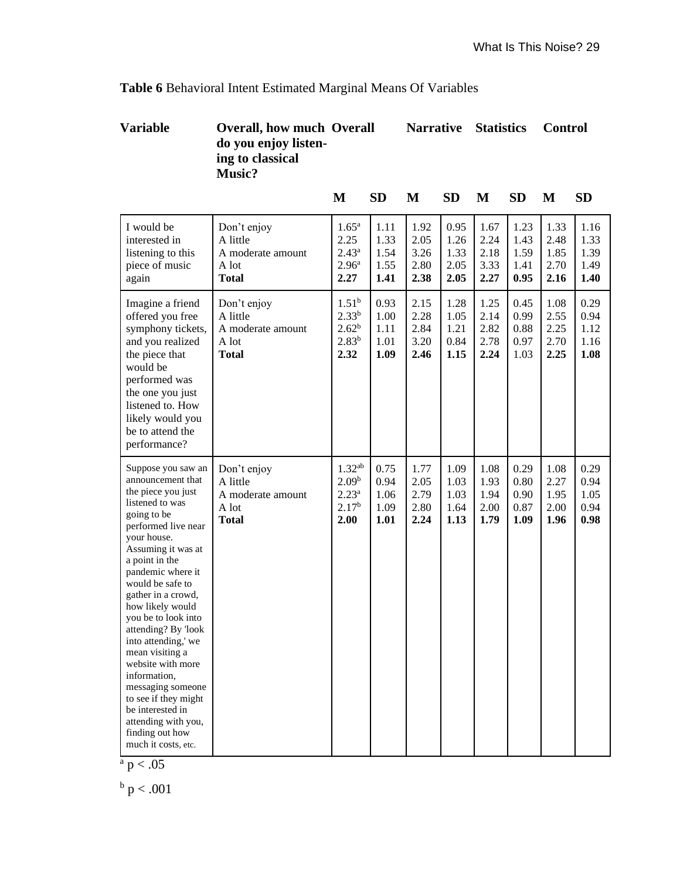**Table 6** Behavioral Intent Estimated Marginal Means Of Variables

| Variable | Overall, how much do you enjoy listening to classical Music? | Overall | | Narrative | | Statistics | | Control | |
|---|---|---|---|---|---|---|---|---|---|
| | | M | SD | M | SD | M | SD | M | SD |
| I would be interested in listening to this piece of music again | Don't enjoy | 1.65[a] | 1.11 | 1.92 | 0.95 | 1.67 | 1.23 | 1.33 | 1.16 |
| | A little | 2.25 | 1.33 | 2.05 | 1.26 | 2.24 | 1.43 | 2.48 | 1.33 |
| | A moderate amount | 2.43[a] | 1.54 | 3.26 | 1.33 | 2.18 | 1.59 | 1.85 | 1.39 |
| | A lot | 2.96[a] | 1.55 | 2.80 | 2.05 | 3.33 | 1.41 | 2.70 | 1.49 |
| | **Total** | **2.27** | **1.41** | **2.38** | **2.05** | **2.27** | **0.95** | **2.16** | **1.40** |
| Imagine a friend offered you free symphony tickets, and you realized the piece that would be performed was the one you just listened to. How likely would you be to attend the performance? | Don't enjoy | 1.51[b] | 0.93 | 2.15 | 1.28 | 1.25 | 0.45 | 1.08 | 0.29 |
| | A little | 2.33[b] | 1.00 | 2.28 | 1.05 | 2.14 | 0.99 | 2.55 | 0.94 |
| | A moderate amount | 2.62[b] | 1.11 | 2.84 | 1.21 | 2.82 | 0.88 | 2.25 | 1.12 |
| | A lot | 2.83[b] | 1.01 | 3.20 | 0.84 | 2.78 | 0.97 | 2.70 | 1.16 |
| | **Total** | **2.32** | **1.09** | **2.46** | **1.15** | **2.24** | 1.03 | **2.25** | **1.08** |
| Suppose you saw an announcement that the piece you just listened to was going to be performed live near your house. Assuming it was at a point in the pandemic where it would be safe to gather in a crowd, how likely would you be to look into attending? By 'look into attending,' we mean visiting a website with more information, messaging someone to see if they might be interested in attending with you, finding out how much it costs, etc. | Don't enjoy | 1.32[ab] | 0.75 | 1.77 | 1.09 | 1.08 | 0.29 | 1.08 | 0.29 |
| | A little | 2.09[b] | 0.94 | 2.05 | 1.03 | 1.93 | 0.80 | 2.27 | 0.94 |
| | A moderate amount | 2.23[a] | 1.06 | 2.79 | 1.03 | 1.94 | 0.90 | 1.95 | 1.05 |
| | A lot | 2.17[b] | 1.09 | 2.80 | 1.64 | 2.00 | 0.87 | 2.00 | 0.94 |
| | **Total** | **2.00** | **1.01** | **2.24** | **1.13** | **1.79** | **1.09** | **1.96** | **0.98** |

[a] $p < .05$

[b] $p < .001$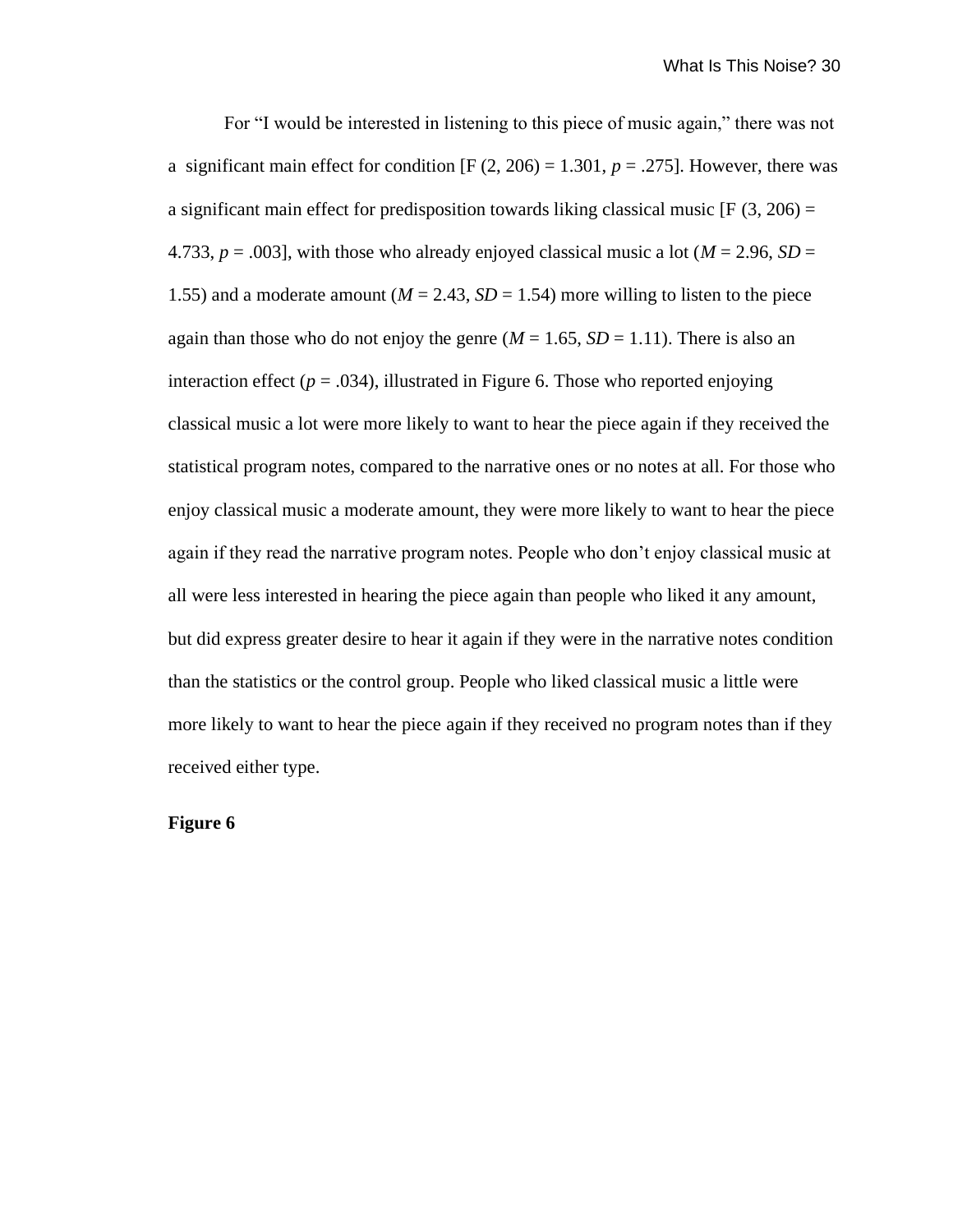For "I would be interested in listening to this piece of music again," there was not a significant main effect for condition [F $(2, 206) = 1.301$, $p = .275$]. However, there was a significant main effect for predisposition towards liking classical music [F $(3, 206) = 4.733$, $p = .003$], with those who already enjoyed classical music a lot ($M = 2.96$, $SD = 1.55$) and a moderate amount ($M = 2.43$, $SD = 1.54$) more willing to listen to the piece again than those who do not enjoy the genre ($M = 1.65$, $SD = 1.11$). There is also an interaction effect ($p = .034$), illustrated in Figure 6. Those who reported enjoying classical music a lot were more likely to want to hear the piece again if they received the statistical program notes, compared to the narrative ones or no notes at all. For those who enjoy classical music a moderate amount, they were more likely to want to hear the piece again if they read the narrative program notes. People who don't enjoy classical music at all were less interested in hearing the piece again than people who liked it any amount, but did express greater desire to hear it again if they were in the narrative notes condition than the statistics or the control group. People who liked classical music a little were more likely to want to hear the piece again if they received no program notes than if they received either type.

**Figure 6**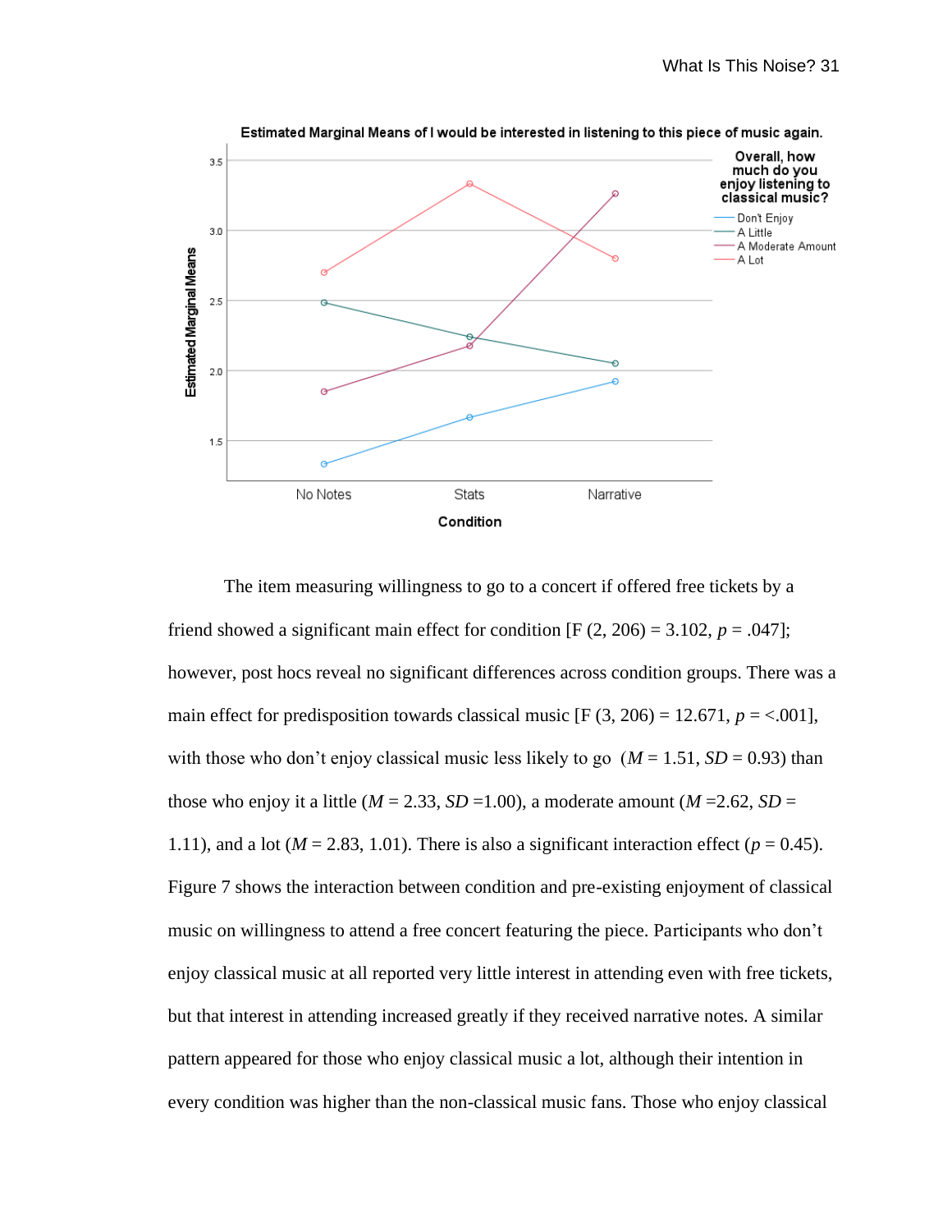**Estimated Marginal Means of I would be interested in listening to this piece of music again.**

The item measuring willingness to go to a concert if offered free tickets by a friend showed a significant main effect for condition [F (2, 206) = 3.102, *p* = .047]; however, post hocs reveal no significant differences across condition groups. There was a main effect for predisposition towards classical music [F (3, 206) = 12.671, *p* = <.001], with those who don't enjoy classical music less likely to go (*M* = 1.51, *SD* = 0.93) than those who enjoy it a little (*M* = 2.33, *SD* =1.00), a moderate amount (*M* =2.62, *SD* = 1.11), and a lot (*M* = 2.83, 1.01). There is also a significant interaction effect (*p* = 0.45). Figure 7 shows the interaction between condition and pre-existing enjoyment of classical music on willingness to attend a free concert featuring the piece. Participants who don't enjoy classical music at all reported very little interest in attending even with free tickets, but that interest in attending increased greatly if they received narrative notes. A similar pattern appeared for those who enjoy classical music a lot, although their intention in every condition was higher than the non-classical music fans. Those who enjoy classical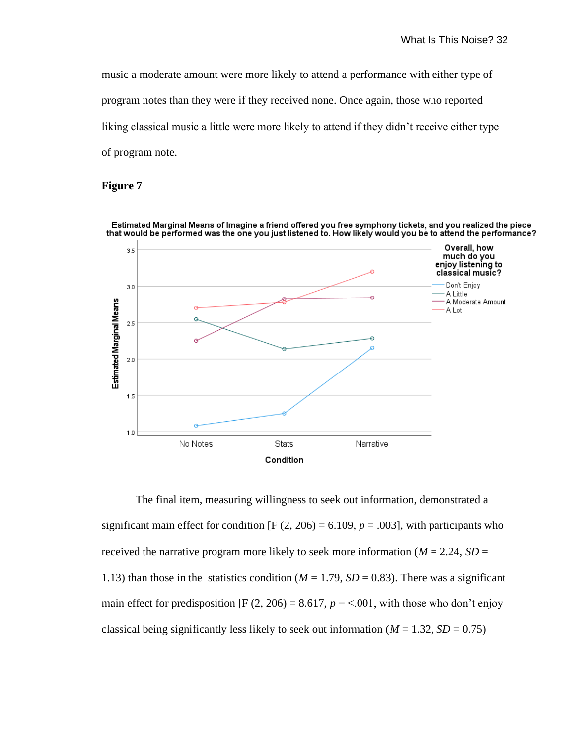music a moderate amount were more likely to attend a performance with either type of program notes than they were if they received none. Once again, those who reported liking classical music a little were more likely to attend if they didn't receive either type of program note.

**Figure 7**

The final item, measuring willingness to seek out information, demonstrated a significant main effect for condition [F (2, 206) = 6.109, *p* = .003], with participants who received the narrative program more likely to seek more information (*M* = 2.24, *SD* = 1.13) than those in the statistics condition (*M* = 1.79, *SD* = 0.83). There was a significant main effect for predisposition [F (2, 206) = 8.617, *p* = <.001, with those who don't enjoy classical being significantly less likely to seek out information (*M* = 1.32, *SD* = 0.75)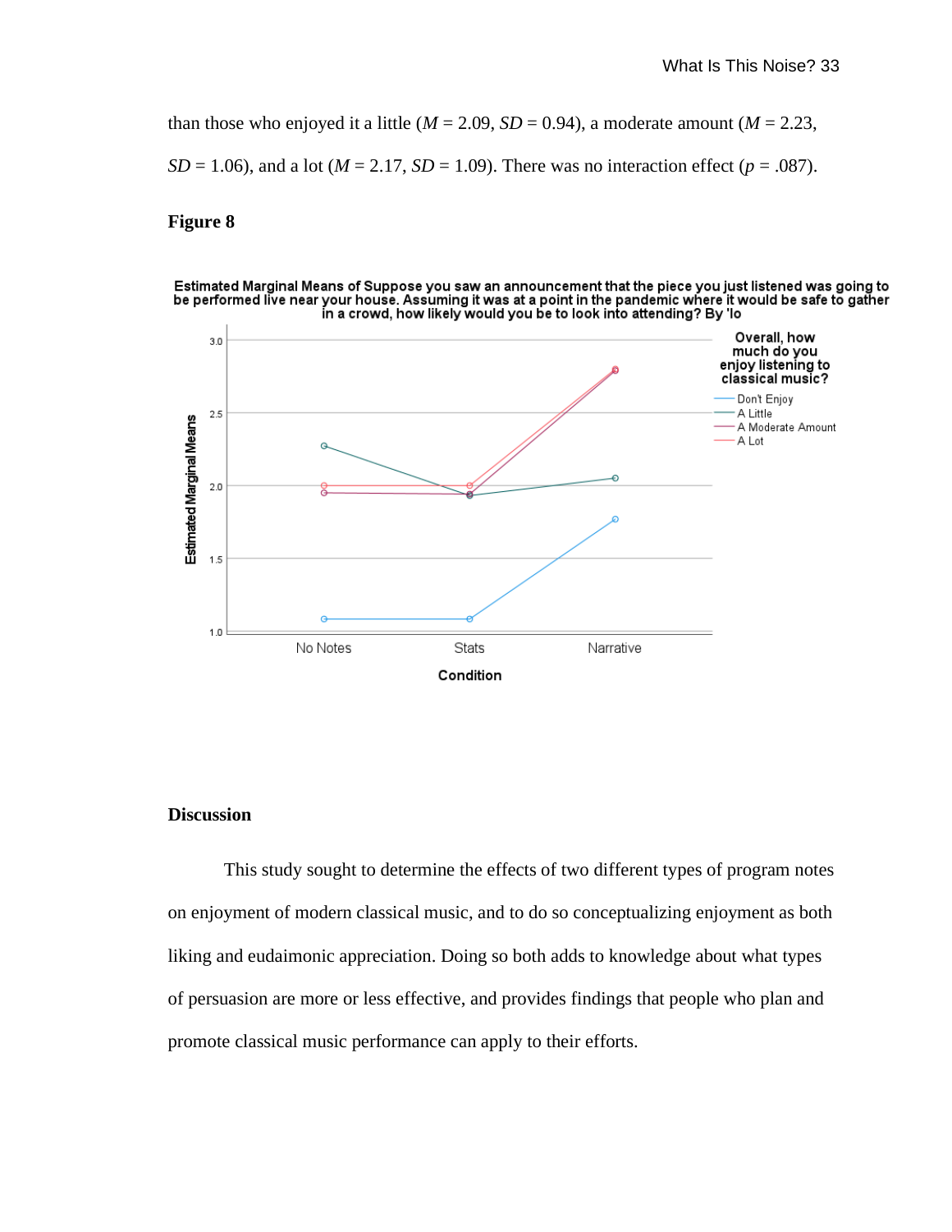than those who enjoyed it a little ($M$ = 2.09, $SD$ = 0.94), a moderate amount ($M$ = 2.23, $SD$ = 1.06), and a lot ($M$ = 2.17, $SD$ = 1.09). There was no interaction effect ($p$ = .087).

**Figure 8**

## Discussion

This study sought to determine the effects of two different types of program notes on enjoyment of modern classical music, and to do so conceptualizing enjoyment as both liking and eudaimonic appreciation. Doing so both adds to knowledge about what types of persuasion are more or less effective, and provides findings that people who plan and promote classical music performance can apply to their efforts.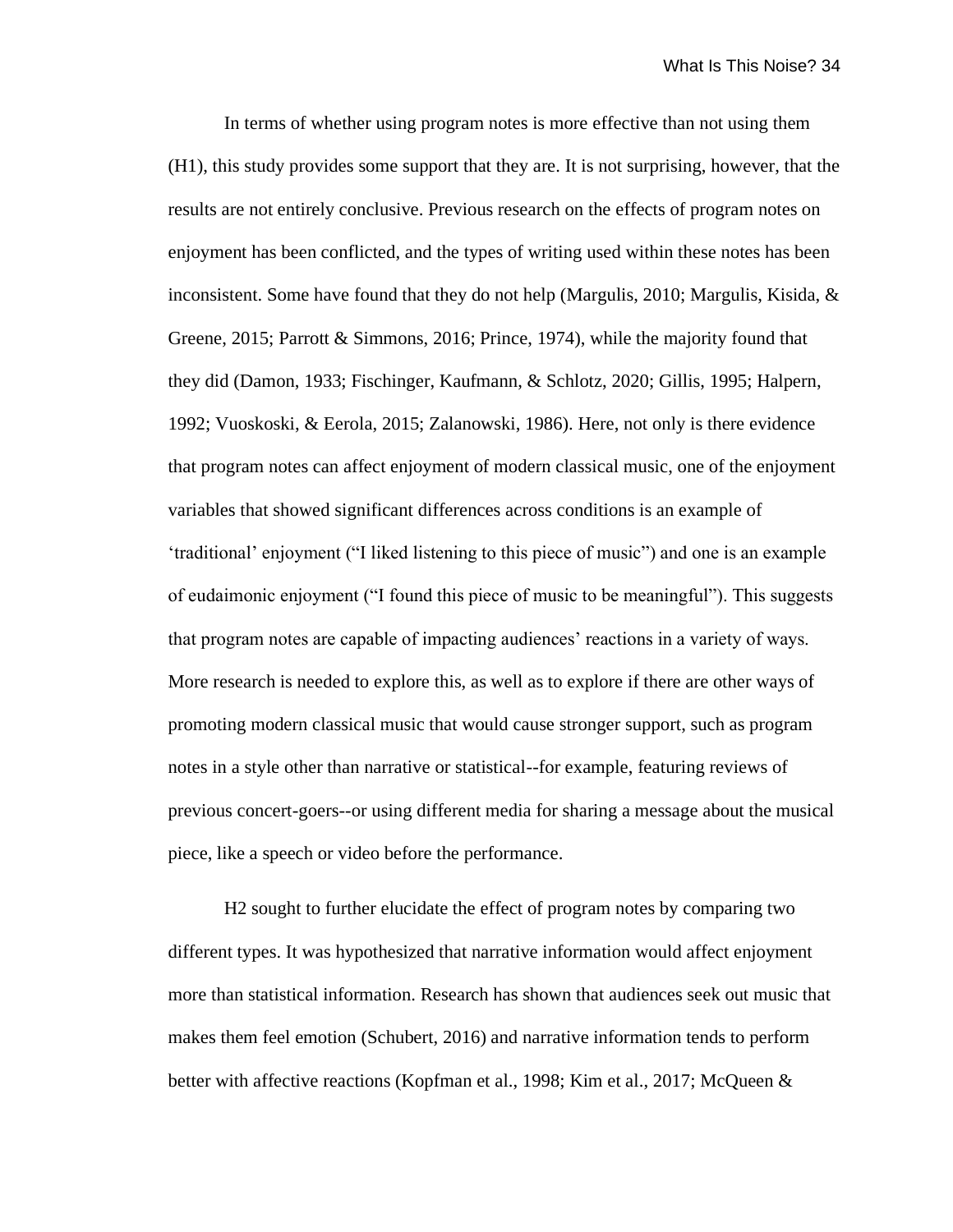In terms of whether using program notes is more effective than not using them (H1), this study provides some support that they are. It is not surprising, however, that the results are not entirely conclusive. Previous research on the effects of program notes on enjoyment has been conflicted, and the types of writing used within these notes has been inconsistent. Some have found that they do not help (Margulis, 2010; Margulis, Kisida, & Greene, 2015; Parrott & Simmons, 2016; Prince, 1974), while the majority found that they did (Damon, 1933; Fischinger, Kaufmann, & Schlotz, 2020; Gillis, 1995; Halpern, 1992; Vuoskoski, & Eerola, 2015; Zalanowski, 1986). Here, not only is there evidence that program notes can affect enjoyment of modern classical music, one of the enjoyment variables that showed significant differences across conditions is an example of 'traditional' enjoyment ("I liked listening to this piece of music") and one is an example of eudaimonic enjoyment ("I found this piece of music to be meaningful"). This suggests that program notes are capable of impacting audiences' reactions in a variety of ways. More research is needed to explore this, as well as to explore if there are other ways of promoting modern classical music that would cause stronger support, such as program notes in a style other than narrative or statistical--for example, featuring reviews of previous concert-goers--or using different media for sharing a message about the musical piece, like a speech or video before the performance.

H2 sought to further elucidate the effect of program notes by comparing two different types. It was hypothesized that narrative information would affect enjoyment more than statistical information. Research has shown that audiences seek out music that makes them feel emotion (Schubert, 2016) and narrative information tends to perform better with affective reactions (Kopfman et al., 1998; Kim et al., 2017; McQueen &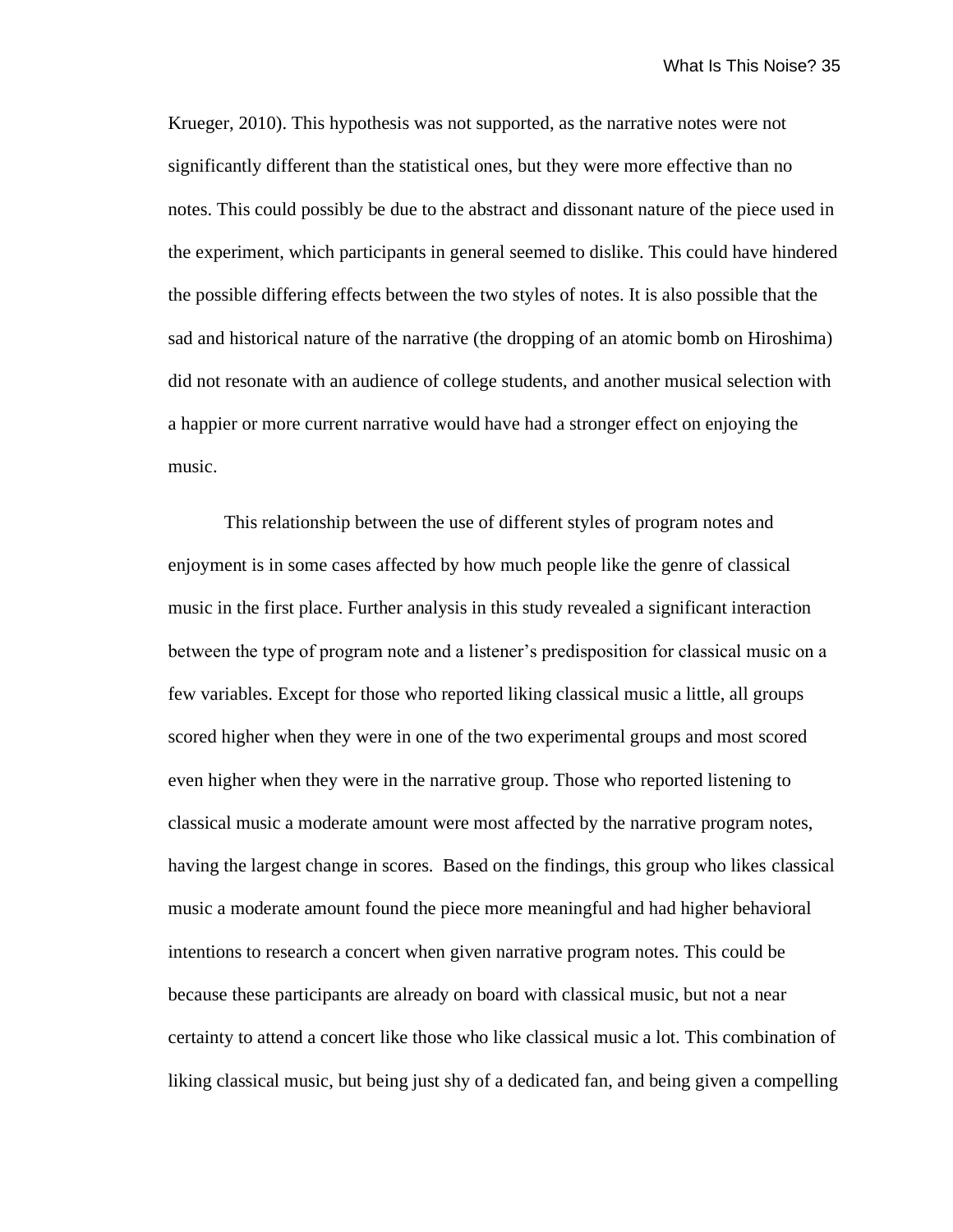Krueger, 2010). This hypothesis was not supported, as the narrative notes were not significantly different than the statistical ones, but they were more effective than no notes. This could possibly be due to the abstract and dissonant nature of the piece used in the experiment, which participants in general seemed to dislike. This could have hindered the possible differing effects between the two styles of notes. It is also possible that the sad and historical nature of the narrative (the dropping of an atomic bomb on Hiroshima) did not resonate with an audience of college students, and another musical selection with a happier or more current narrative would have had a stronger effect on enjoying the music.

This relationship between the use of different styles of program notes and enjoyment is in some cases affected by how much people like the genre of classical music in the first place. Further analysis in this study revealed a significant interaction between the type of program note and a listener's predisposition for classical music on a few variables. Except for those who reported liking classical music a little, all groups scored higher when they were in one of the two experimental groups and most scored even higher when they were in the narrative group. Those who reported listening to classical music a moderate amount were most affected by the narrative program notes, having the largest change in scores. Based on the findings, this group who likes classical music a moderate amount found the piece more meaningful and had higher behavioral intentions to research a concert when given narrative program notes. This could be because these participants are already on board with classical music, but not a near certainty to attend a concert like those who like classical music a lot. This combination of liking classical music, but being just shy of a dedicated fan, and being given a compelling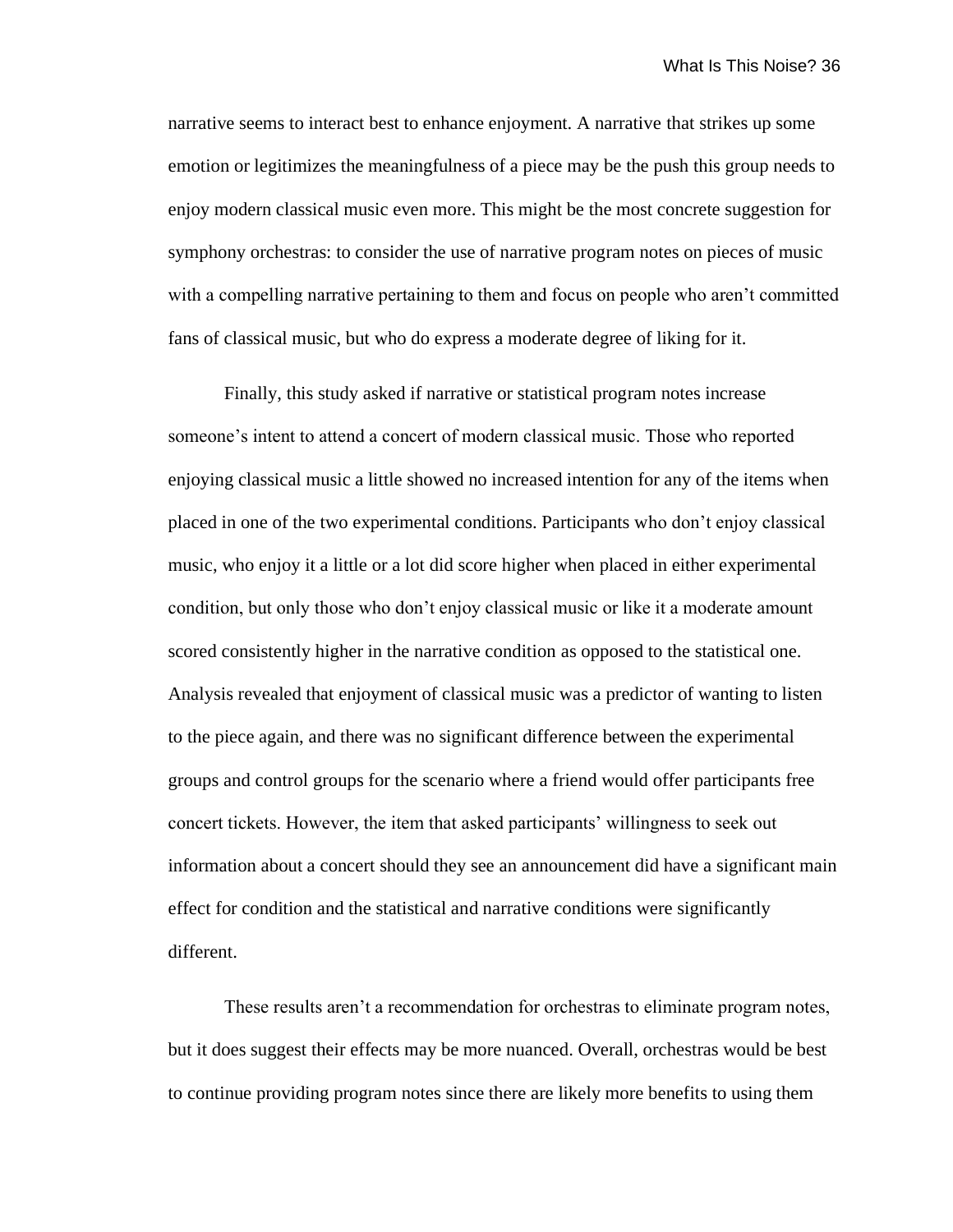narrative seems to interact best to enhance enjoyment. A narrative that strikes up some emotion or legitimizes the meaningfulness of a piece may be the push this group needs to enjoy modern classical music even more. This might be the most concrete suggestion for symphony orchestras: to consider the use of narrative program notes on pieces of music with a compelling narrative pertaining to them and focus on people who aren't committed fans of classical music, but who do express a moderate degree of liking for it.

Finally, this study asked if narrative or statistical program notes increase someone's intent to attend a concert of modern classical music. Those who reported enjoying classical music a little showed no increased intention for any of the items when placed in one of the two experimental conditions. Participants who don't enjoy classical music, who enjoy it a little or a lot did score higher when placed in either experimental condition, but only those who don't enjoy classical music or like it a moderate amount scored consistently higher in the narrative condition as opposed to the statistical one. Analysis revealed that enjoyment of classical music was a predictor of wanting to listen to the piece again, and there was no significant difference between the experimental groups and control groups for the scenario where a friend would offer participants free concert tickets. However, the item that asked participants' willingness to seek out information about a concert should they see an announcement did have a significant main effect for condition and the statistical and narrative conditions were significantly different.

These results aren't a recommendation for orchestras to eliminate program notes, but it does suggest their effects may be more nuanced. Overall, orchestras would be best to continue providing program notes since there are likely more benefits to using them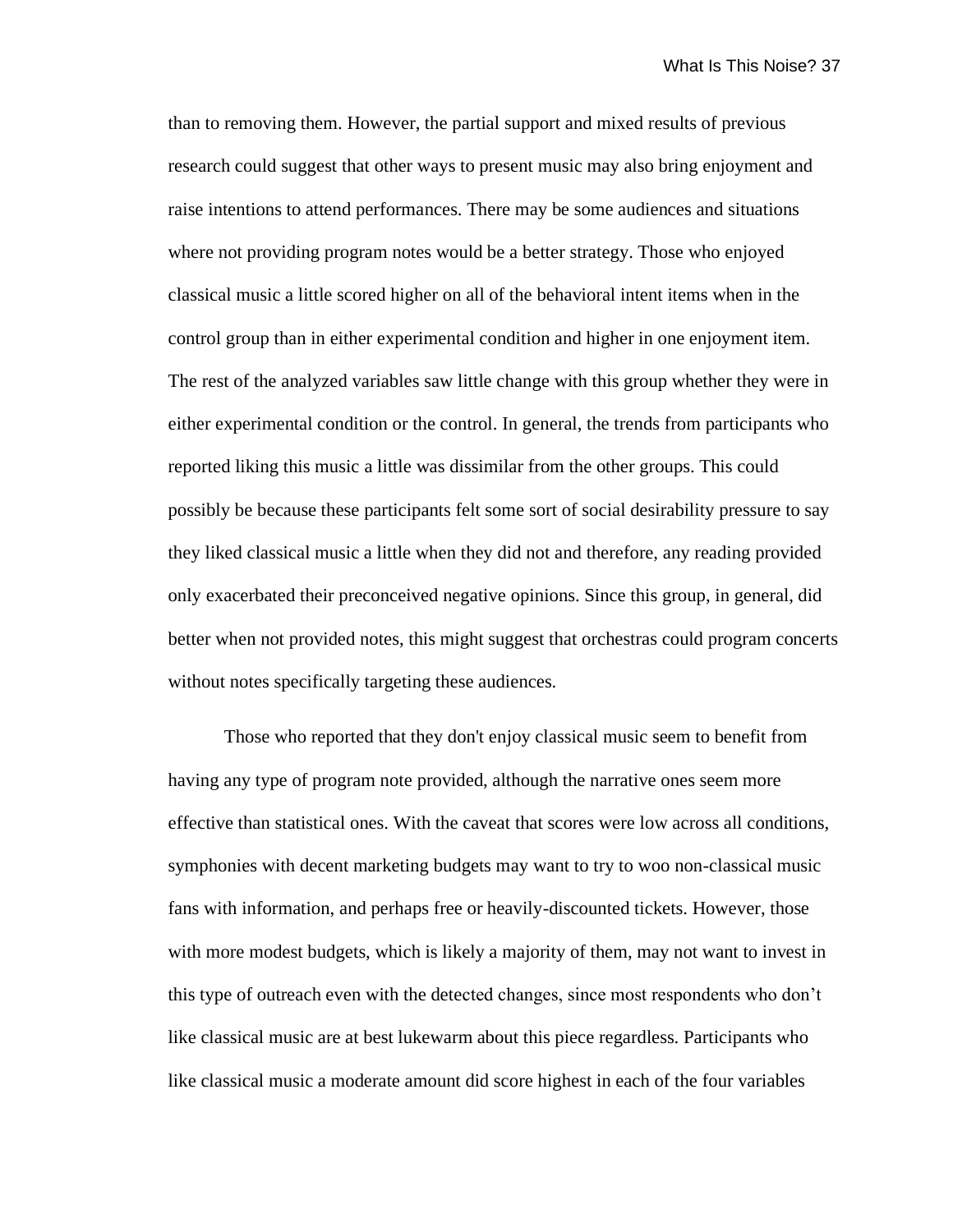than to removing them. However, the partial support and mixed results of previous research could suggest that other ways to present music may also bring enjoyment and raise intentions to attend performances. There may be some audiences and situations where not providing program notes would be a better strategy. Those who enjoyed classical music a little scored higher on all of the behavioral intent items when in the control group than in either experimental condition and higher in one enjoyment item. The rest of the analyzed variables saw little change with this group whether they were in either experimental condition or the control. In general, the trends from participants who reported liking this music a little was dissimilar from the other groups. This could possibly be because these participants felt some sort of social desirability pressure to say they liked classical music a little when they did not and therefore, any reading provided only exacerbated their preconceived negative opinions. Since this group, in general, did better when not provided notes, this might suggest that orchestras could program concerts without notes specifically targeting these audiences.

Those who reported that they don't enjoy classical music seem to benefit from having any type of program note provided, although the narrative ones seem more effective than statistical ones. With the caveat that scores were low across all conditions, symphonies with decent marketing budgets may want to try to woo non-classical music fans with information, and perhaps free or heavily-discounted tickets. However, those with more modest budgets, which is likely a majority of them, may not want to invest in this type of outreach even with the detected changes, since most respondents who don't like classical music are at best lukewarm about this piece regardless. Participants who like classical music a moderate amount did score highest in each of the four variables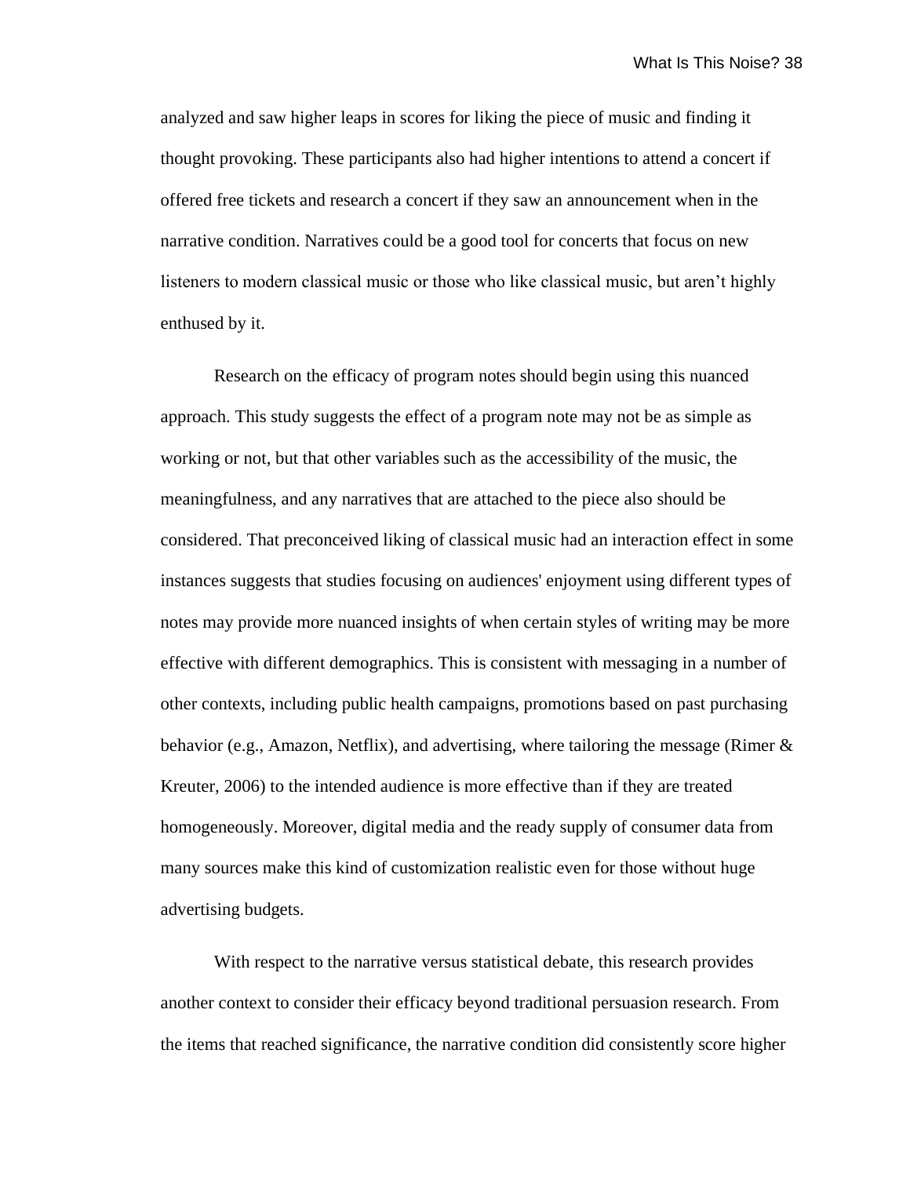analyzed and saw higher leaps in scores for liking the piece of music and finding it thought provoking. These participants also had higher intentions to attend a concert if offered free tickets and research a concert if they saw an announcement when in the narrative condition. Narratives could be a good tool for concerts that focus on new listeners to modern classical music or those who like classical music, but aren't highly enthused by it.

Research on the efficacy of program notes should begin using this nuanced approach. This study suggests the effect of a program note may not be as simple as working or not, but that other variables such as the accessibility of the music, the meaningfulness, and any narratives that are attached to the piece also should be considered. That preconceived liking of classical music had an interaction effect in some instances suggests that studies focusing on audiences' enjoyment using different types of notes may provide more nuanced insights of when certain styles of writing may be more effective with different demographics. This is consistent with messaging in a number of other contexts, including public health campaigns, promotions based on past purchasing behavior (e.g., Amazon, Netflix), and advertising, where tailoring the message (Rimer & Kreuter, 2006) to the intended audience is more effective than if they are treated homogeneously. Moreover, digital media and the ready supply of consumer data from many sources make this kind of customization realistic even for those without huge advertising budgets.

With respect to the narrative versus statistical debate, this research provides another context to consider their efficacy beyond traditional persuasion research. From the items that reached significance, the narrative condition did consistently score higher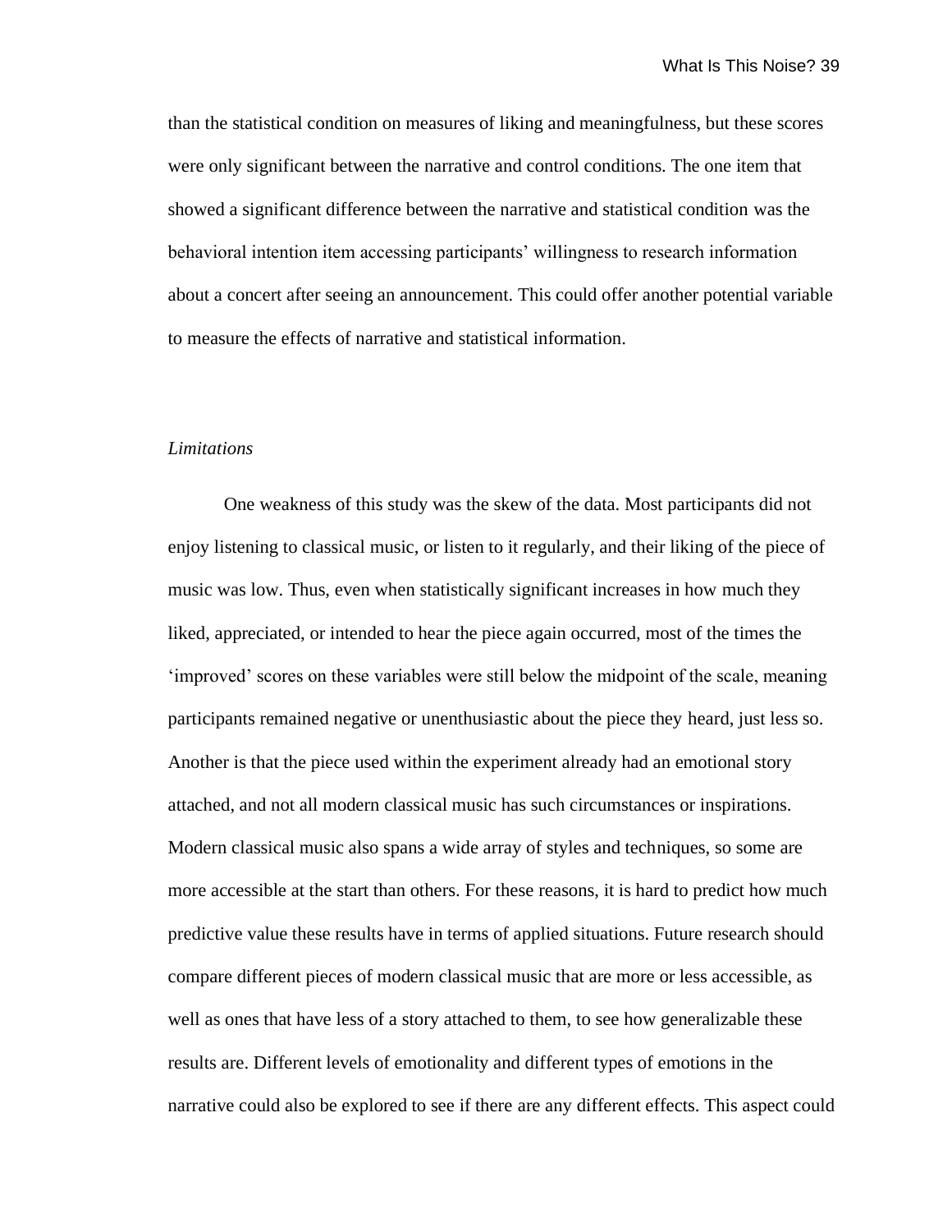than the statistical condition on measures of liking and meaningfulness, but these scores were only significant between the narrative and control conditions. The one item that showed a significant difference between the narrative and statistical condition was the behavioral intention item accessing participants' willingness to research information about a concert after seeing an announcement. This could offer another potential variable to measure the effects of narrative and statistical information.

*Limitations*

One weakness of this study was the skew of the data. Most participants did not enjoy listening to classical music, or listen to it regularly, and their liking of the piece of music was low. Thus, even when statistically significant increases in how much they liked, appreciated, or intended to hear the piece again occurred, most of the times the 'improved' scores on these variables were still below the midpoint of the scale, meaning participants remained negative or unenthusiastic about the piece they heard, just less so. Another is that the piece used within the experiment already had an emotional story attached, and not all modern classical music has such circumstances or inspirations. Modern classical music also spans a wide array of styles and techniques, so some are more accessible at the start than others. For these reasons, it is hard to predict how much predictive value these results have in terms of applied situations. Future research should compare different pieces of modern classical music that are more or less accessible, as well as ones that have less of a story attached to them, to see how generalizable these results are. Different levels of emotionality and different types of emotions in the narrative could also be explored to see if there are any different effects. This aspect could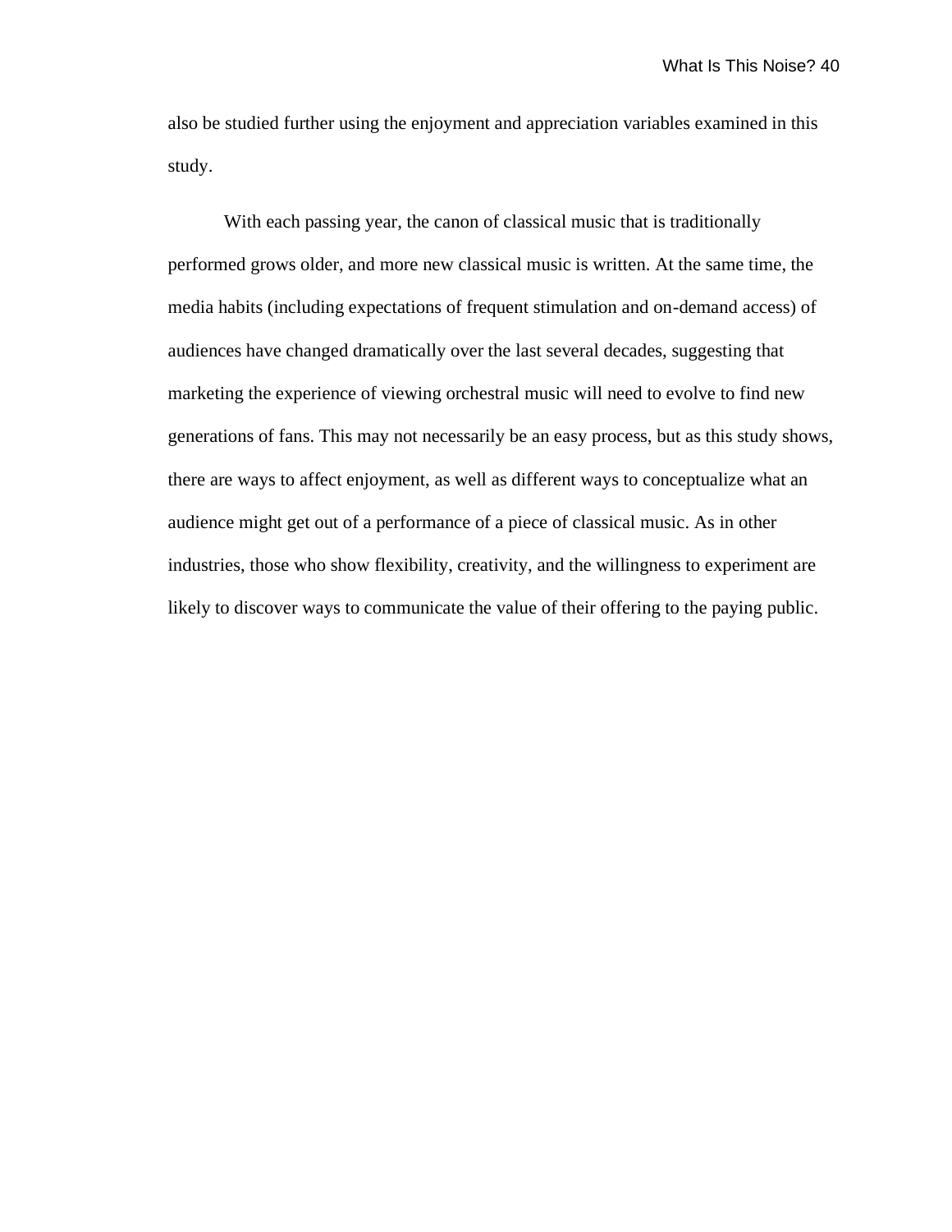also be studied further using the enjoyment and appreciation variables examined in this study.

With each passing year, the canon of classical music that is traditionally performed grows older, and more new classical music is written. At the same time, the media habits (including expectations of frequent stimulation and on-demand access) of audiences have changed dramatically over the last several decades, suggesting that marketing the experience of viewing orchestral music will need to evolve to find new generations of fans. This may not necessarily be an easy process, but as this study shows, there are ways to affect enjoyment, as well as different ways to conceptualize what an audience might get out of a performance of a piece of classical music. As in other industries, those who show flexibility, creativity, and the willingness to experiment are likely to discover ways to communicate the value of their offering to the paying public.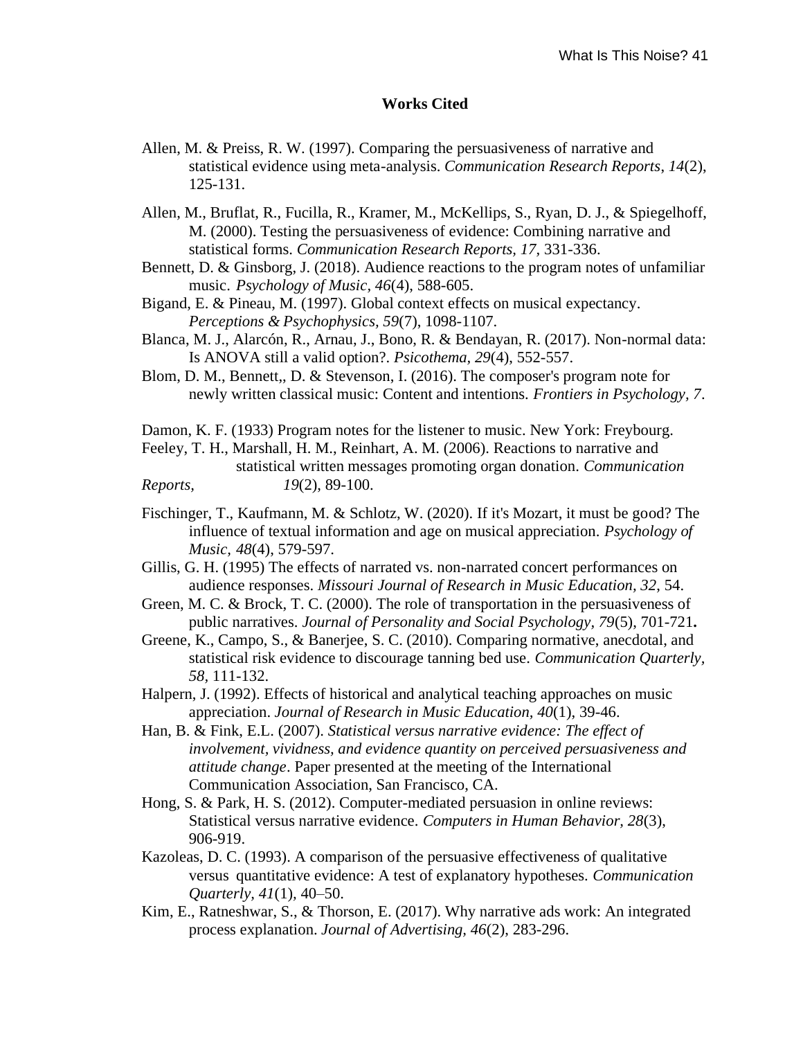# Works Cited

Allen, M. & Preiss, R. W. (1997). Comparing the persuasiveness of narrative and statistical evidence using meta-analysis. *Communication Research Reports*, *14*(2), 125-131.

Allen, M., Bruflat, R., Fucilla, R., Kramer, M., McKellips, S., Ryan, D. J., & Spiegelhoff, M. (2000). Testing the persuasiveness of evidence: Combining narrative and statistical forms. *Communication Research Reports, 17,* 331-336.

Bennett, D. & Ginsborg, J. (2018). Audience reactions to the program notes of unfamiliar music. *Psychology of Music*, *46*(4), 588-605.

Bigand, E. & Pineau, M. (1997). Global context effects on musical expectancy. *Perceptions & Psychophysics*, *59*(7), 1098-1107.

Blanca, M. J., Alarcón, R., Arnau, J., Bono, R. & Bendayan, R. (2017). Non-normal data: Is ANOVA still a valid option?. *Psicothema, 29*(4), 552-557.

Blom, D. M., Bennett,, D. & Stevenson, I. (2016). The composer's program note for newly written classical music: Content and intentions. *Frontiers in Psychology, 7*.

Damon, K. F. (1933) Program notes for the listener to music. New York: Freybourg.

Feeley, T. H., Marshall, H. M., Reinhart, A. M. (2006). Reactions to narrative and statistical written messages promoting organ donation. *Communication Reports,* *19*(2), 89-100.

Fischinger, T., Kaufmann, M. & Schlotz, W. (2020). If it's Mozart, it must be good? The influence of textual information and age on musical appreciation. *Psychology of Music, 48*(4), 579-597.

Gillis, G. H. (1995) The effects of narrated vs. non-narrated concert performances on audience responses. *Missouri Journal of Research in Music Education, 32*, 54.

Green, M. C. & Brock, T. C. (2000). The role of transportation in the persuasiveness of public narratives. *Journal of Personality and Social Psychology, 79*(5), 701-721**.**

Greene, K., Campo, S., & Banerjee, S. C. (2010). Comparing normative, anecdotal, and statistical risk evidence to discourage tanning bed use. *Communication Quarterly, 58*, 111-132.

Halpern, J. (1992). Effects of historical and analytical teaching approaches on music appreciation. *Journal of Research in Music Education, 40*(1), 39-46.

Han, B. & Fink, E.L. (2007). *Statistical versus narrative evidence: The effect of involvement, vividness, and evidence quantity on perceived persuasiveness and attitude change*. Paper presented at the meeting of the International Communication Association, San Francisco, CA.

Hong, S. & Park, H. S. (2012). Computer-mediated persuasion in online reviews: Statistical versus narrative evidence. *Computers in Human Behavior, 28*(3), 906-919.

Kazoleas, D. C. (1993). A comparison of the persuasive effectiveness of qualitative versus quantitative evidence: A test of explanatory hypotheses. *Communication Quarterly, 41*(1), 40–50.

Kim, E., Ratneshwar, S., & Thorson, E. (2017). Why narrative ads work: An integrated process explanation. *Journal of Advertising, 46*(2), 283-296.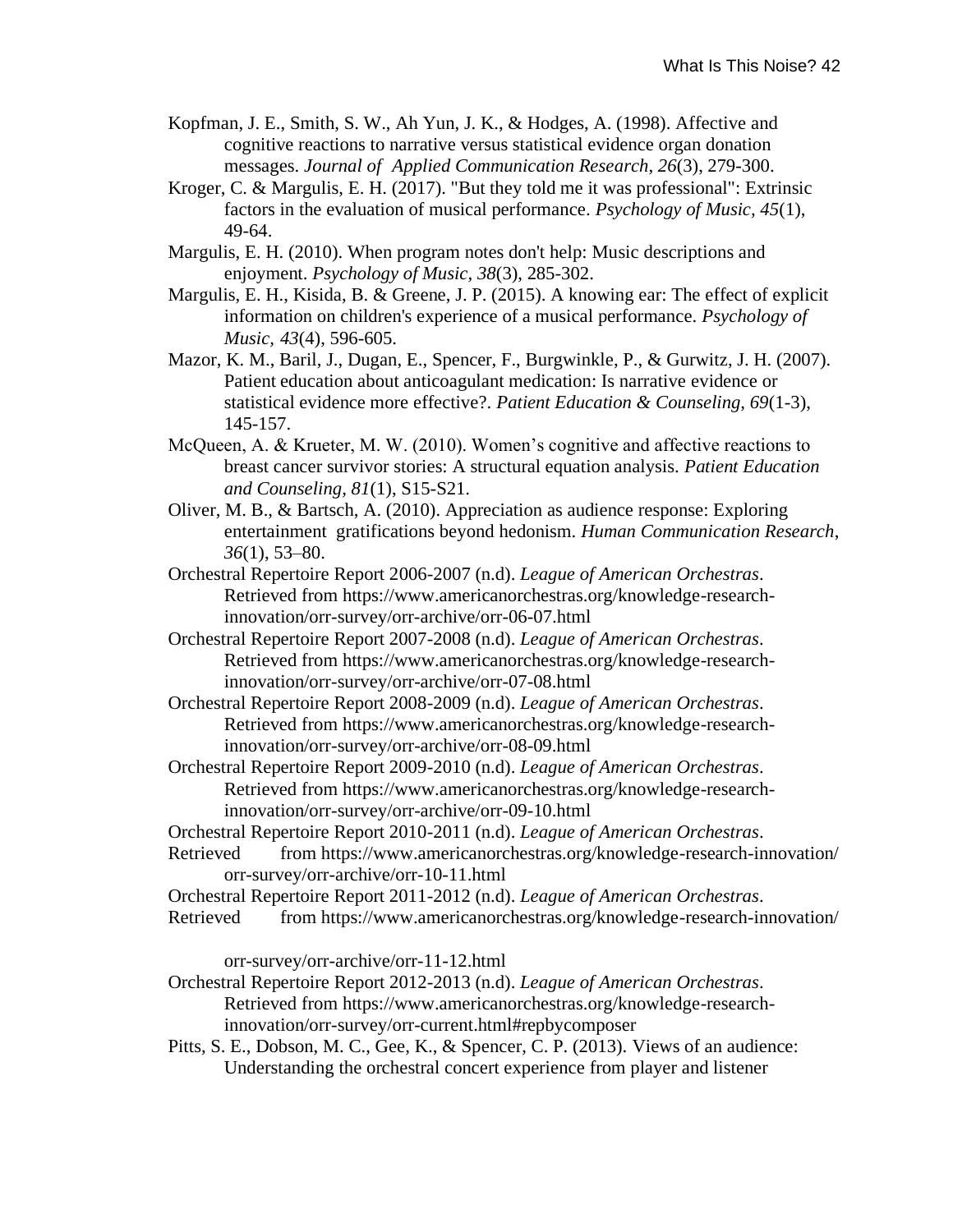Kopfman, J. E., Smith, S. W., Ah Yun, J. K., & Hodges, A. (1998). Affective and cognitive reactions to narrative versus statistical evidence organ donation messages. *Journal of Applied Communication Research, 26*(3), 279-300.

Kroger, C. & Margulis, E. H. (2017). "But they told me it was professional": Extrinsic factors in the evaluation of musical performance. *Psychology of Music, 45*(1), 49-64.

Margulis, E. H. (2010). When program notes don't help: Music descriptions and enjoyment. *Psychology of Music*, *38*(3), 285-302.

Margulis, E. H., Kisida, B. & Greene, J. P. (2015). A knowing ear: The effect of explicit information on children's experience of a musical performance. *Psychology of Music, 43*(4), 596-605.

Mazor, K. M., Baril, J., Dugan, E., Spencer, F., Burgwinkle, P., & Gurwitz, J. H. (2007). Patient education about anticoagulant medication: Is narrative evidence or statistical evidence more effective?. *Patient Education & Counseling, 69*(1-3), 145-157.

McQueen, A. & Krueter, M. W. (2010). Women's cognitive and affective reactions to breast cancer survivor stories: A structural equation analysis. *Patient Education and Counseling, 81*(1), S15-S21.

Oliver, M. B., & Bartsch, A. (2010). Appreciation as audience response: Exploring entertainment gratifications beyond hedonism. *Human Communication Research*, *36*(1), 53–80.

Orchestral Repertoire Report 2006-2007 (n.d). *League of American Orchestras*. Retrieved from https://www.americanorchestras.org/knowledge-research-innovation/orr-survey/orr-archive/orr-06-07.html

Orchestral Repertoire Report 2007-2008 (n.d). *League of American Orchestras*. Retrieved from https://www.americanorchestras.org/knowledge-research-innovation/orr-survey/orr-archive/orr-07-08.html

Orchestral Repertoire Report 2008-2009 (n.d). *League of American Orchestras*. Retrieved from https://www.americanorchestras.org/knowledge-research-innovation/orr-survey/orr-archive/orr-08-09.html

Orchestral Repertoire Report 2009-2010 (n.d). *League of American Orchestras*. Retrieved from https://www.americanorchestras.org/knowledge-research-innovation/orr-survey/orr-archive/orr-09-10.html

Orchestral Repertoire Report 2010-2011 (n.d). *League of American Orchestras*. Retrieved from https://www.americanorchestras.org/knowledge-research-innovation/orr-survey/orr-archive/orr-10-11.html

Orchestral Repertoire Report 2011-2012 (n.d). *League of American Orchestras*. Retrieved from https://www.americanorchestras.org/knowledge-research-innovation/orr-survey/orr-archive/orr-11-12.html

Orchestral Repertoire Report 2012-2013 (n.d). *League of American Orchestras*. Retrieved from https://www.americanorchestras.org/knowledge-research-innovation/orr-survey/orr-current.html#repbycomposer

Pitts, S. E., Dobson, M. C., Gee, K., & Spencer, C. P. (2013). Views of an audience: Understanding the orchestral concert experience from player and listener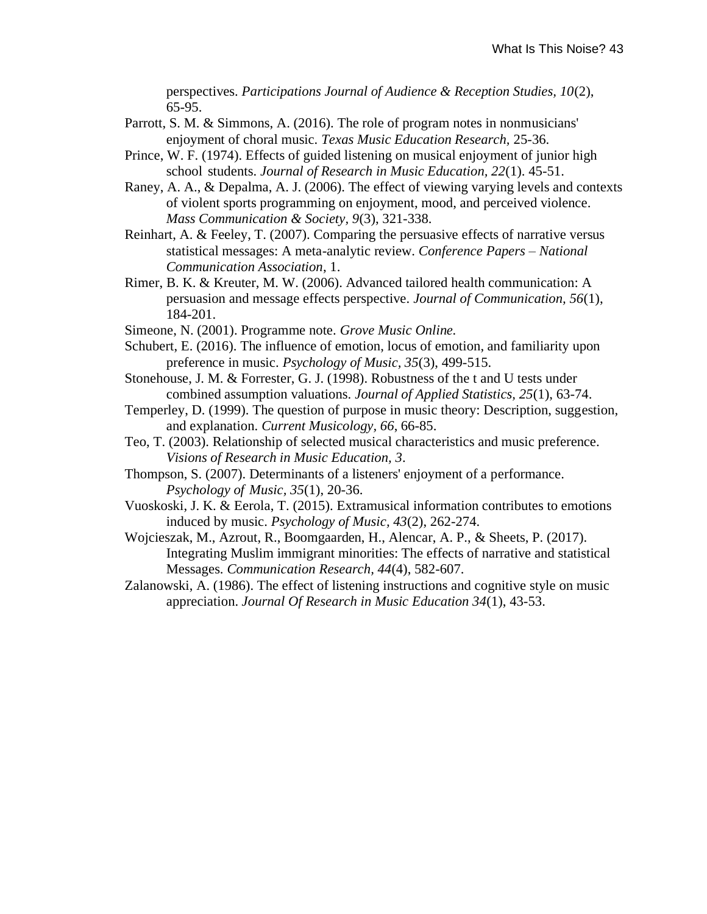perspectives. *Participations Journal of Audience & Reception Studies, 10*(2), 65-95.

Parrott, S. M. & Simmons, A. (2016). The role of program notes in nonmusicians' enjoyment of choral music. *Texas Music Education Research*, 25-36.

Prince, W. F. (1974). Effects of guided listening on musical enjoyment of junior high school students. *Journal of Research in Music Education, 22*(1). 45-51.

Raney, A. A., & Depalma, A. J. (2006). The effect of viewing varying levels and contexts of violent sports programming on enjoyment, mood, and perceived violence. *Mass Communication & Society, 9*(3), 321-338.

Reinhart, A. & Feeley, T. (2007). Comparing the persuasive effects of narrative versus statistical messages: A meta-analytic review. *Conference Papers – National Communication Association*, 1.

Rimer, B. K. & Kreuter, M. W. (2006). Advanced tailored health communication: A persuasion and message effects perspective. *Journal of Communication, 56*(1), 184-201.

Simeone, N. (2001). Programme note. *Grove Music Online.*

Schubert, E. (2016). The influence of emotion, locus of emotion, and familiarity upon preference in music. *Psychology of Music, 35*(3), 499-515.

Stonehouse, J. M. & Forrester, G. J. (1998). Robustness of the t and U tests under combined assumption valuations. *Journal of Applied Statistics, 25*(1), 63-74.

Temperley, D. (1999). The question of purpose in music theory: Description, suggestion, and explanation. *Current Musicology, 66*, 66-85.

Teo, T. (2003). Relationship of selected musical characteristics and music preference. *Visions of Research in Music Education, 3*.

Thompson, S. (2007). Determinants of a listeners' enjoyment of a performance. *Psychology of Music, 35*(1), 20-36.

Vuoskoski, J. K. & Eerola, T. (2015). Extramusical information contributes to emotions induced by music. *Psychology of Music, 43*(2), 262-274.

Wojcieszak, M., Azrout, R., Boomgaarden, H., Alencar, A. P., & Sheets, P. (2017). Integrating Muslim immigrant minorities: The effects of narrative and statistical Messages. *Communication Research, 44*(4), 582-607.

Zalanowski, A. (1986). The effect of listening instructions and cognitive style on music appreciation. *Journal Of Research in Music Education 34*(1), 43-53.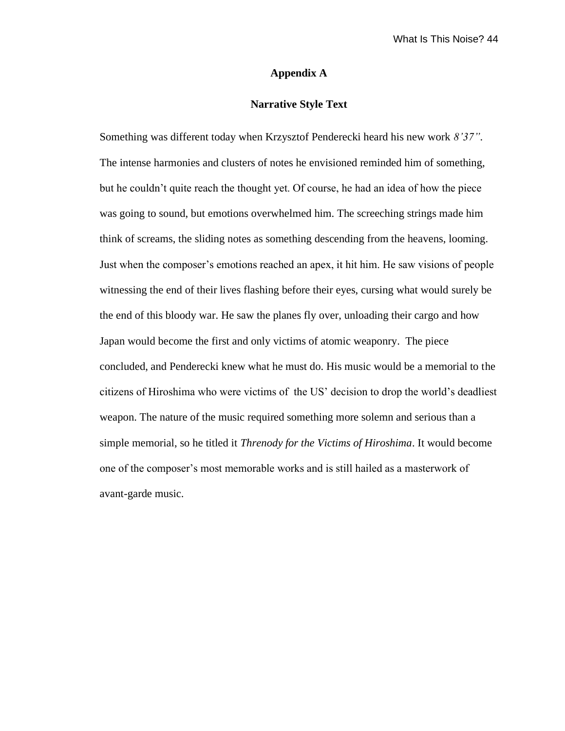# Appendix A

## Narrative Style Text

Something was different today when Krzysztof Penderecki heard his new work *8'37"*. The intense harmonies and clusters of notes he envisioned reminded him of something, but he couldn't quite reach the thought yet. Of course, he had an idea of how the piece was going to sound, but emotions overwhelmed him. The screeching strings made him think of screams, the sliding notes as something descending from the heavens, looming. Just when the composer's emotions reached an apex, it hit him. He saw visions of people witnessing the end of their lives flashing before their eyes, cursing what would surely be the end of this bloody war. He saw the planes fly over, unloading their cargo and how Japan would become the first and only victims of atomic weaponry. The piece concluded, and Penderecki knew what he must do. His music would be a memorial to the citizens of Hiroshima who were victims of the US' decision to drop the world's deadliest weapon. The nature of the music required something more solemn and serious than a simple memorial, so he titled it *Threnody for the Victims of Hiroshima*. It would become one of the composer's most memorable works and is still hailed as a masterwork of avant-garde music.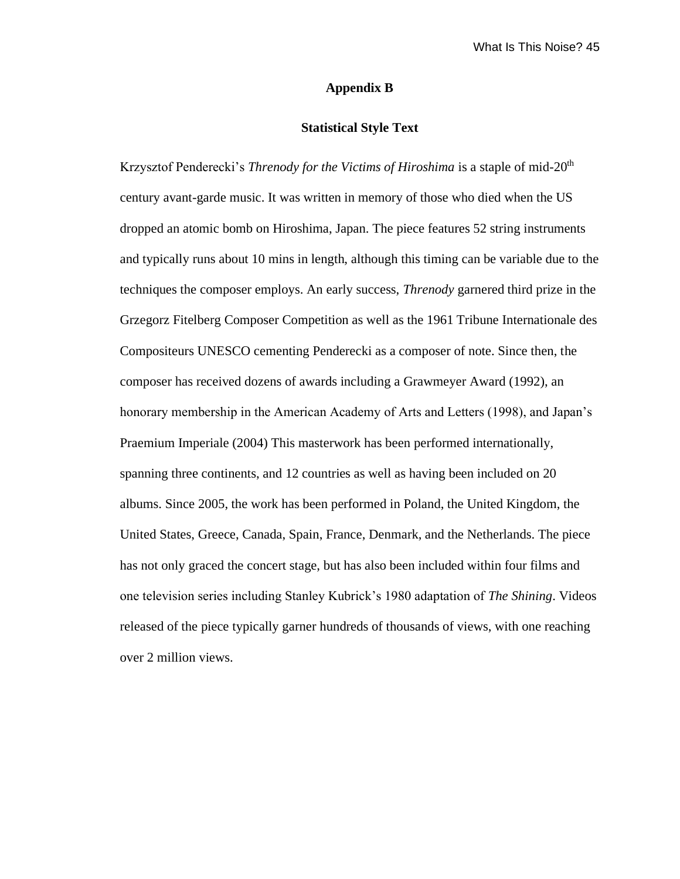# Appendix B

## Statistical Style Text

Krzysztof Penderecki's *Threnody for the Victims of Hiroshima* is a staple of mid-20th century avant-garde music. It was written in memory of those who died when the US dropped an atomic bomb on Hiroshima, Japan. The piece features 52 string instruments and typically runs about 10 mins in length, although this timing can be variable due to the techniques the composer employs. An early success, *Threnody* garnered third prize in the Grzegorz Fitelberg Composer Competition as well as the 1961 Tribune Internationale des Compositeurs UNESCO cementing Penderecki as a composer of note. Since then, the composer has received dozens of awards including a Grawmeyer Award (1992), an honorary membership in the American Academy of Arts and Letters (1998), and Japan's Praemium Imperiale (2004) This masterwork has been performed internationally, spanning three continents, and 12 countries as well as having been included on 20 albums. Since 2005, the work has been performed in Poland, the United Kingdom, the United States, Greece, Canada, Spain, France, Denmark, and the Netherlands. The piece has not only graced the concert stage, but has also been included within four films and one television series including Stanley Kubrick's 1980 adaptation of *The Shining*. Videos released of the piece typically garner hundreds of thousands of views, with one reaching over 2 million views.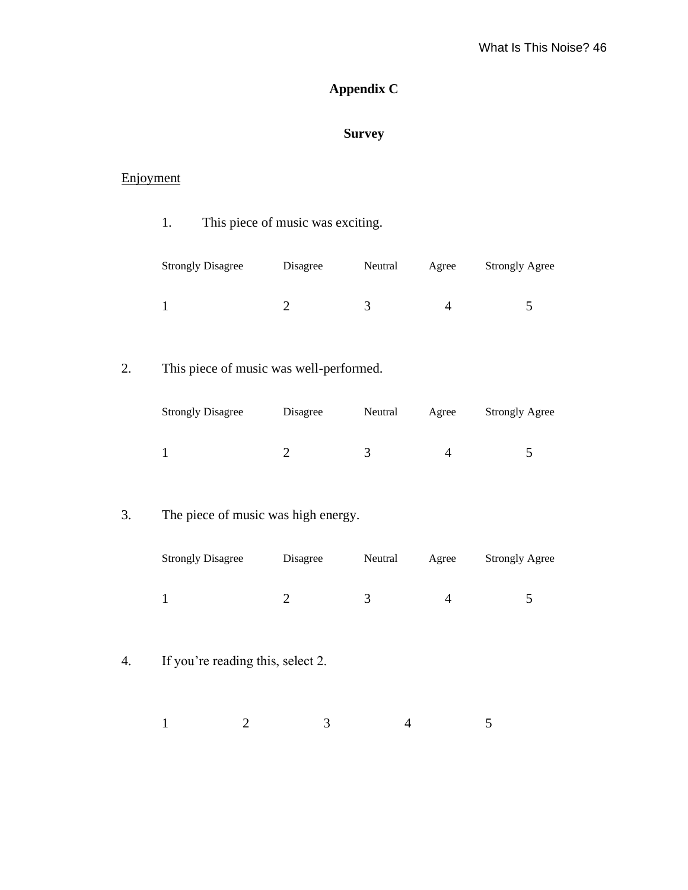## Appendix C

## Survey

Enjoyment

1. This piece of music was exciting.

| Strongly Disagree | Disagree | Neutral | Agree | Strongly Agree |
|---|---|---|---|---|
| 1 | 2 | 3 | 4 | 5 |

2. This piece of music was well-performed.

| Strongly Disagree | Disagree | Neutral | Agree | Strongly Agree |
|---|---|---|---|---|
| 1 | 2 | 3 | 4 | 5 |

3. The piece of music was high energy.

| Strongly Disagree | Disagree | Neutral | Agree | Strongly Agree |
|---|---|---|---|---|
| 1 | 2 | 3 | 4 | 5 |

4. If you're reading this, select 2.

1 2 3 4 5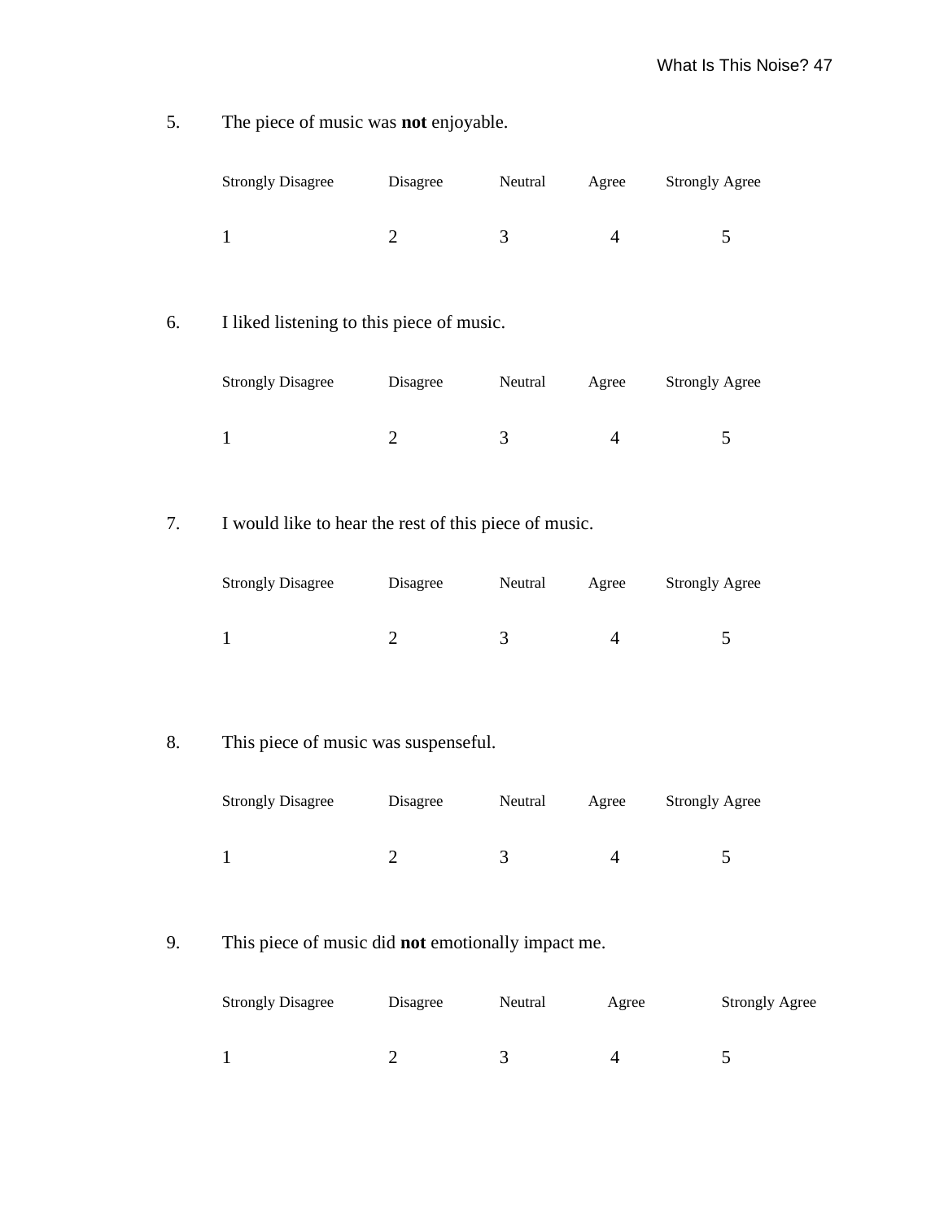5. The piece of music was **not** enjoyable.

| Strongly Disagree | Disagree | Neutral | Agree | Strongly Agree |
|---|---|---|---|---|
| 1 | 2 | 3 | 4 | 5 |

6. I liked listening to this piece of music.

| Strongly Disagree | Disagree | Neutral | Agree | Strongly Agree |
|---|---|---|---|---|
| 1 | 2 | 3 | 4 | 5 |

7. I would like to hear the rest of this piece of music.

| Strongly Disagree | Disagree | Neutral | Agree | Strongly Agree |
|---|---|---|---|---|
| 1 | 2 | 3 | 4 | 5 |

8. This piece of music was suspenseful.

| Strongly Disagree | Disagree | Neutral | Agree | Strongly Agree |
|---|---|---|---|---|
| 1 | 2 | 3 | 4 | 5 |

9. This piece of music did **not** emotionally impact me.

| Strongly Disagree | Disagree | Neutral | Agree | Strongly Agree |
|---|---|---|---|---|
| 1 | 2 | 3 | 4 | 5 |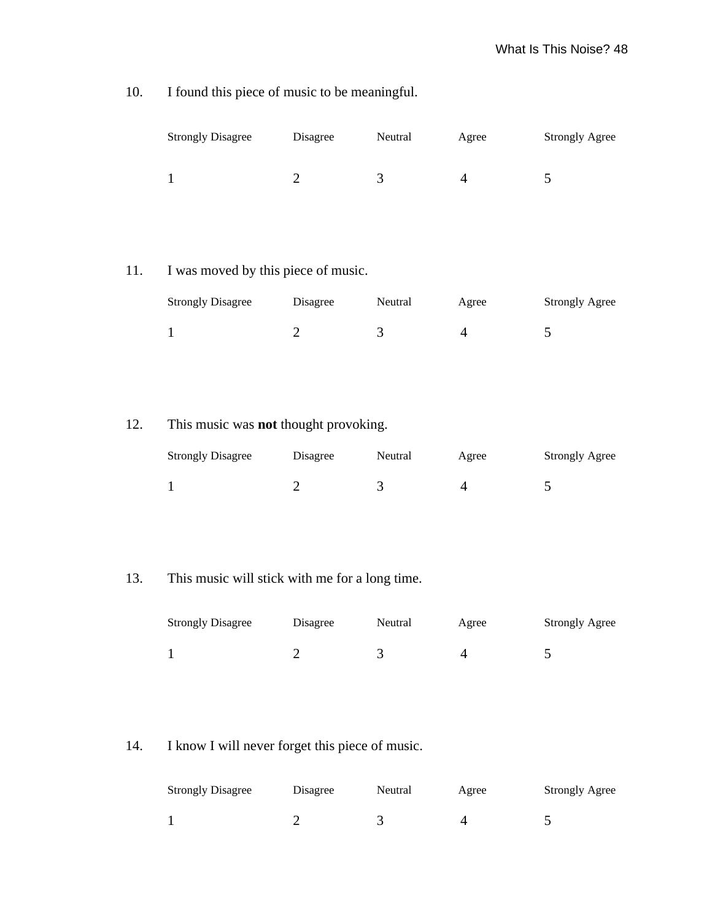10. I found this piece of music to be meaningful.

| Strongly Disagree | Disagree | Neutral | Agree | Strongly Agree |
|---|---|---|---|---|
| 1 | 2 | 3 | 4 | 5 |

11. I was moved by this piece of music.

| Strongly Disagree | Disagree | Neutral | Agree | Strongly Agree |
|---|---|---|---|---|
| 1 | 2 | 3 | 4 | 5 |

12. This music was **not** thought provoking.

| Strongly Disagree | Disagree | Neutral | Agree | Strongly Agree |
|---|---|---|---|---|
| 1 | 2 | 3 | 4 | 5 |

13. This music will stick with me for a long time.

| Strongly Disagree | Disagree | Neutral | Agree | Strongly Agree |
|---|---|---|---|---|
| 1 | 2 | 3 | 4 | 5 |

14. I know I will never forget this piece of music.

| Strongly Disagree | Disagree | Neutral | Agree | Strongly Agree |
|---|---|---|---|---|
| 1 | 2 | 3 | 4 | 5 |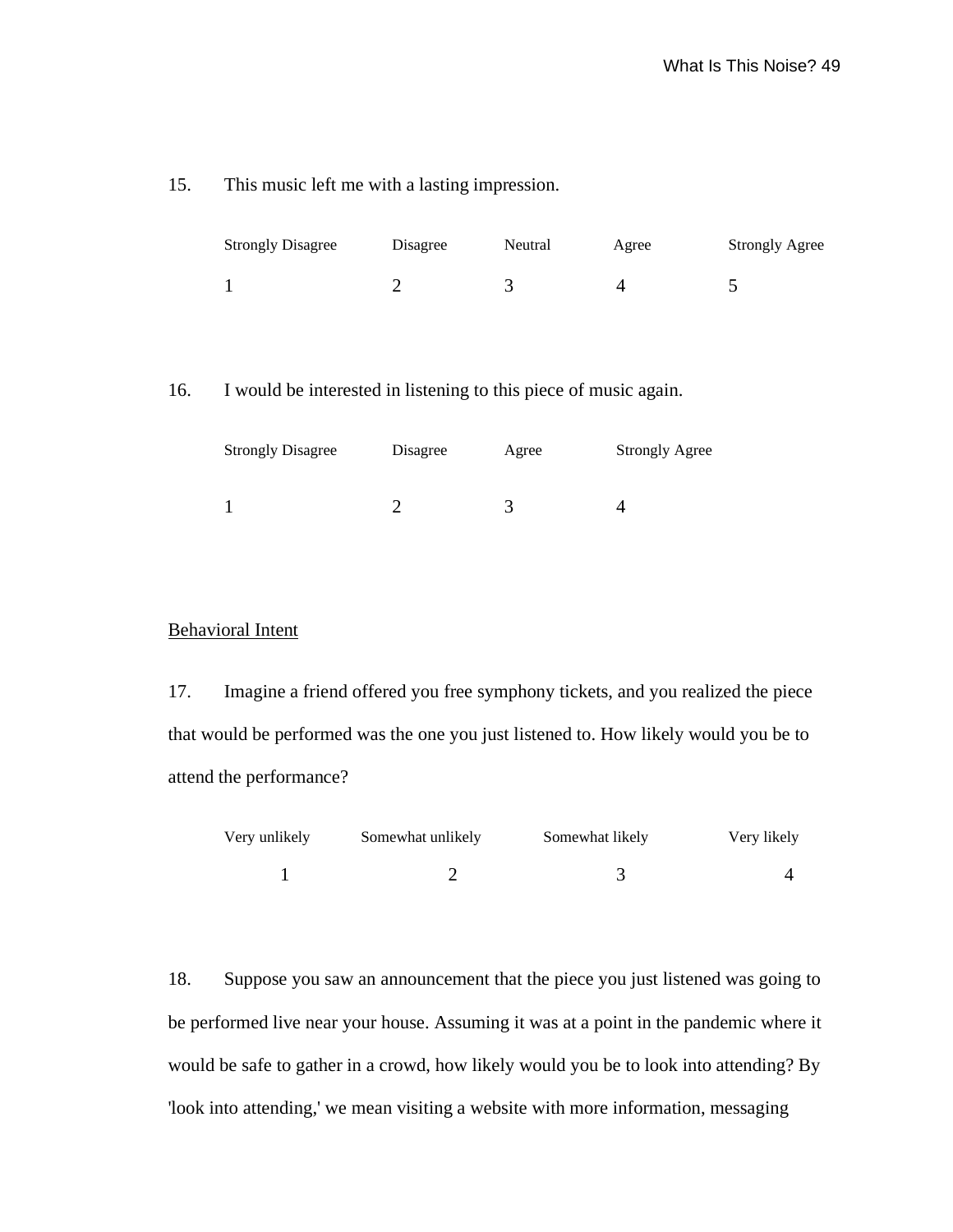15. This music left me with a lasting impression.

| Strongly Disagree | Disagree | Neutral | Agree | Strongly Agree |
|---|---|---|---|---|
| 1 | 2 | 3 | 4 | 5 |

16. I would be interested in listening to this piece of music again.

| Strongly Disagree | Disagree | Agree | Strongly Agree |
|---|---|---|---|
| 1 | 2 | 3 | 4 |

<u>Behavioral Intent</u>

17. Imagine a friend offered you free symphony tickets, and you realized the piece that would be performed was the one you just listened to. How likely would you be to attend the performance?

| Very unlikely | Somewhat unlikely | Somewhat likely | Very likely |
|---|---|---|---|
| 1 | 2 | 3 | 4 |

18. Suppose you saw an announcement that the piece you just listened was going to be performed live near your house. Assuming it was at a point in the pandemic where it would be safe to gather in a crowd, how likely would you be to look into attending? By 'look into attending,' we mean visiting a website with more information, messaging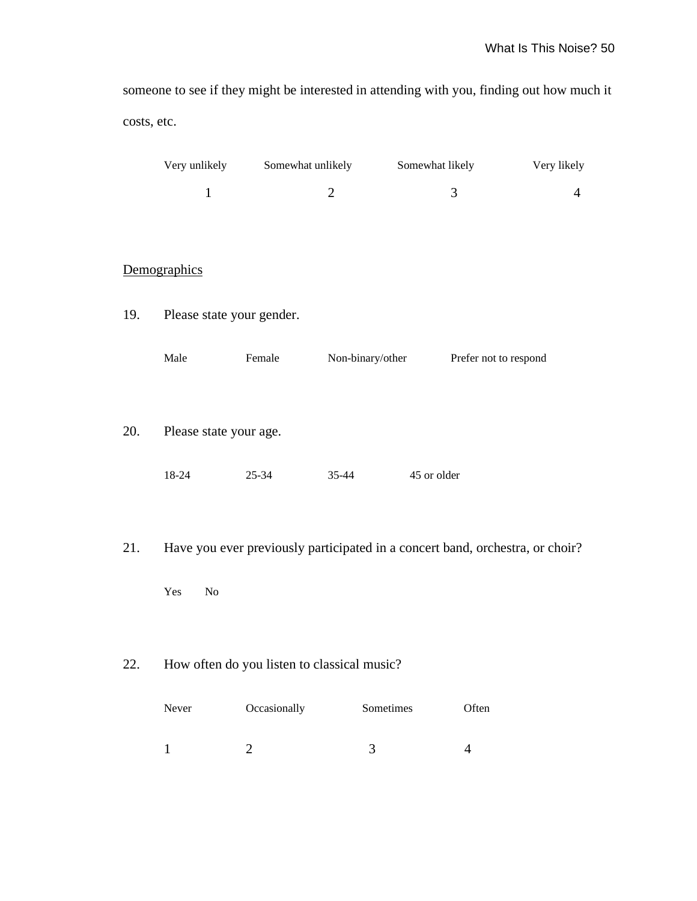someone to see if they might be interested in attending with you, finding out how much it costs, etc.

| Very unlikely | Somewhat unlikely | Somewhat likely | Very likely |
|---|---|---|---|
| 1 | 2 | 3 | 4 |

<u>Demographics</u>

19. Please state your gender.

    Male Female Non-binary/other Prefer not to respond

20. Please state your age.

    18-24 25-34 35-44 45 or older

21. Have you ever previously participated in a concert band, orchestra, or choir?

    Yes No

22. How often do you listen to classical music?

| Never | Occasionally | Sometimes | Often |
|---|---|---|---|
| 1 | 2 | 3 | 4 |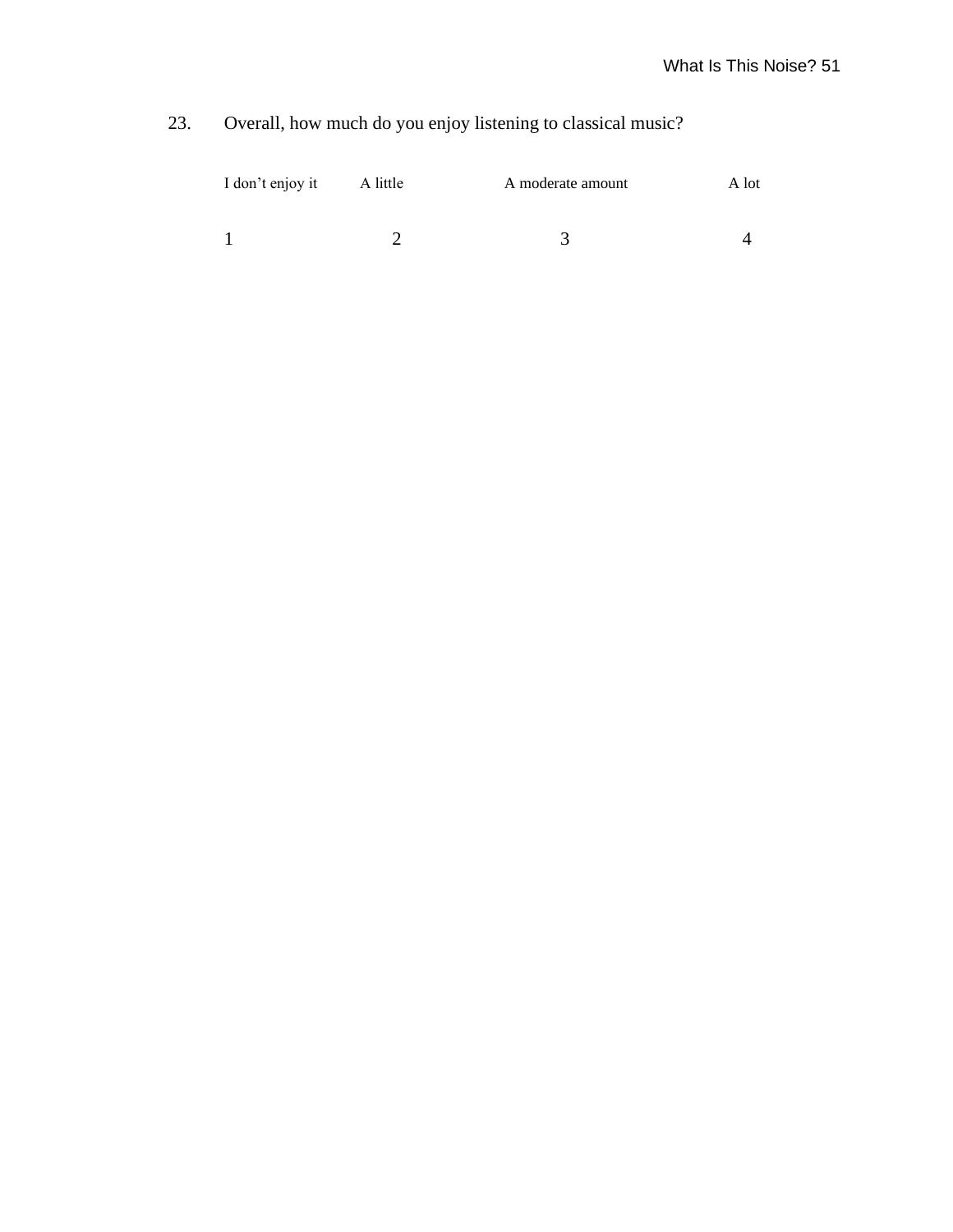23. Overall, how much do you enjoy listening to classical music?

| I don't enjoy it | A little | A moderate amount | A lot |
| --- | --- | --- | --- |
| 1 | 2 | 3 | 4 |